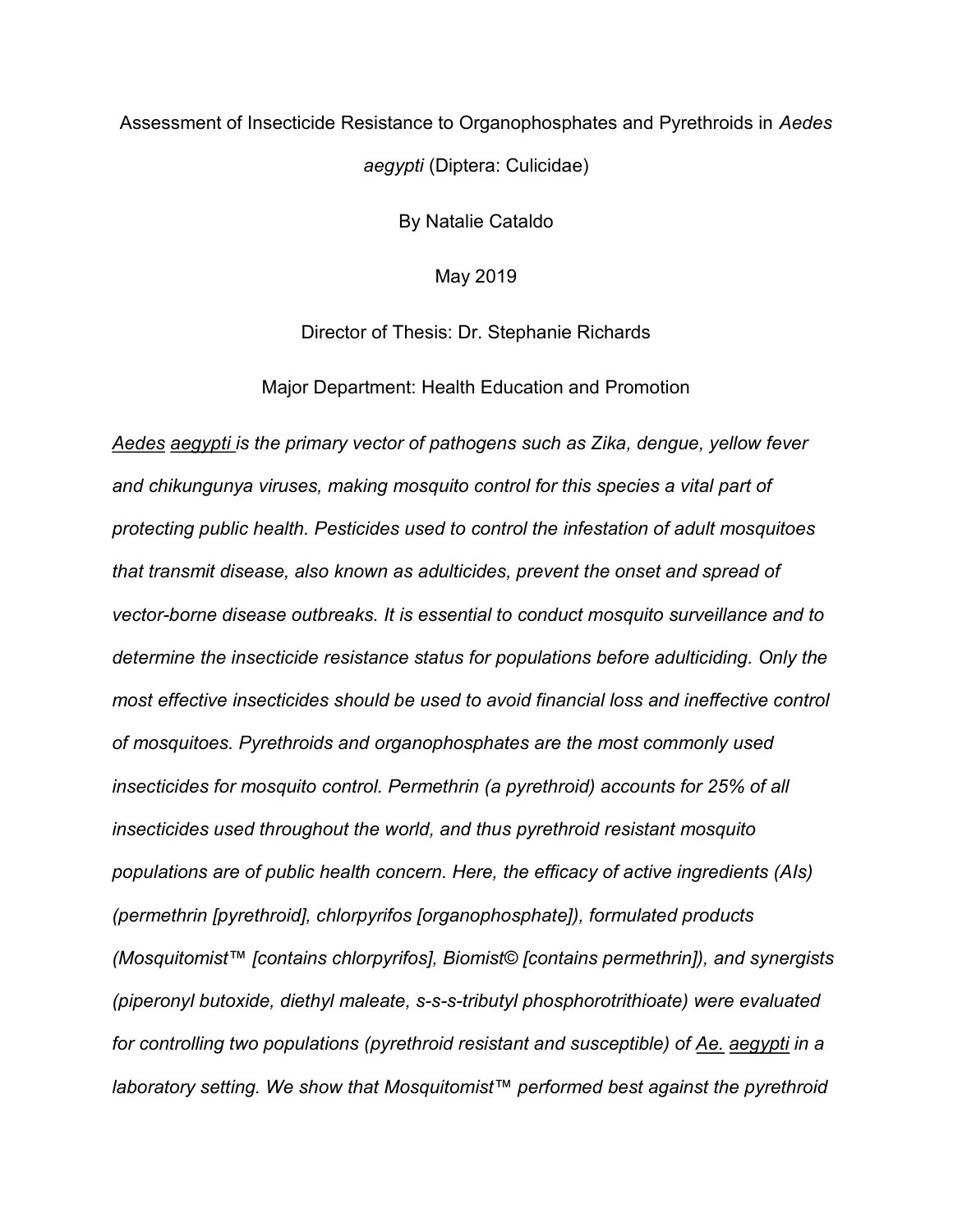# Assessment of Insecticide Resistance to Organophosphates and Pyrethroids in *Aedes aegypti* (Diptera: Culicidae)

By Natalie Cataldo

May 2019

Director of Thesis: Dr. Stephanie Richards

Major Department: Health Education and Promotion

*Aedes aegypti is the primary vector of pathogens such as Zika, dengue, yellow fever and chikungunya viruses, making mosquito control for this species a vital part of protecting public health. Pesticides used to control the infestation of adult mosquitoes that transmit disease, also known as adulticides, prevent the onset and spread of vector-borne disease outbreaks. It is essential to conduct mosquito surveillance and to determine the insecticide resistance status for populations before adulticiding. Only the most effective insecticides should be used to avoid financial loss and ineffective control of mosquitoes. Pyrethroids and organophosphates are the most commonly used insecticides for mosquito control. Permethrin (a pyrethroid) accounts for 25% of all insecticides used throughout the world, and thus pyrethroid resistant mosquito populations are of public health concern. Here, the efficacy of active ingredients (AIs) (permethrin [pyrethroid], chlorpyrifos [organophosphate]), formulated products (Mosquitomist™ [contains chlorpyrifos], Biomist© [contains permethrin]), and synergists (piperonyl butoxide, diethyl maleate, s-s-s-tributyl phosphorotrithioate) were evaluated for controlling two populations (pyrethroid resistant and susceptible) of Ae. aegypti in a laboratory setting. We show that Mosquitomist™ performed best against the pyrethroid*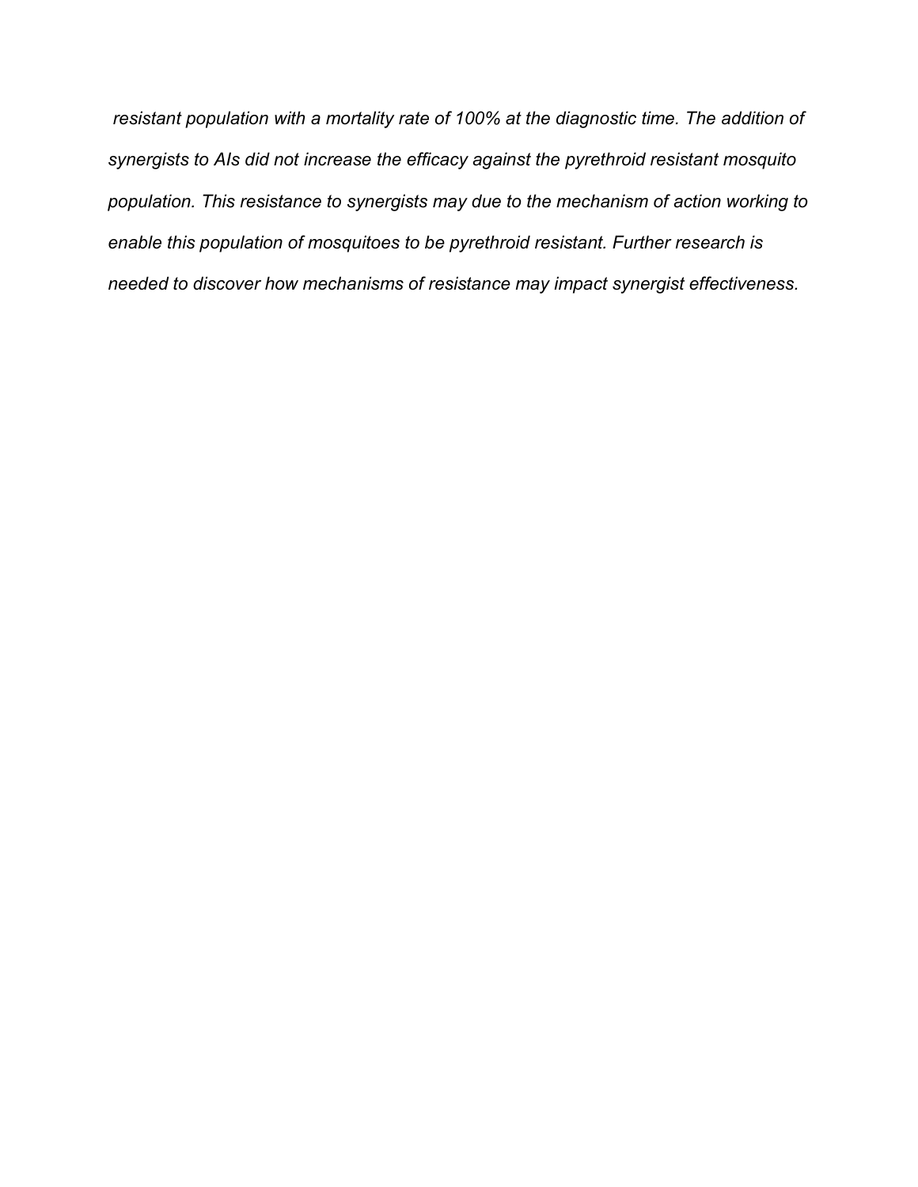*resistant population with a mortality rate of 100% at the diagnostic time. The addition of synergists to AIs did not increase the efficacy against the pyrethroid resistant mosquito population. This resistance to synergists may due to the mechanism of action working to enable this population of mosquitoes to be pyrethroid resistant. Further research is needed to discover how mechanisms of resistance may impact synergist effectiveness.*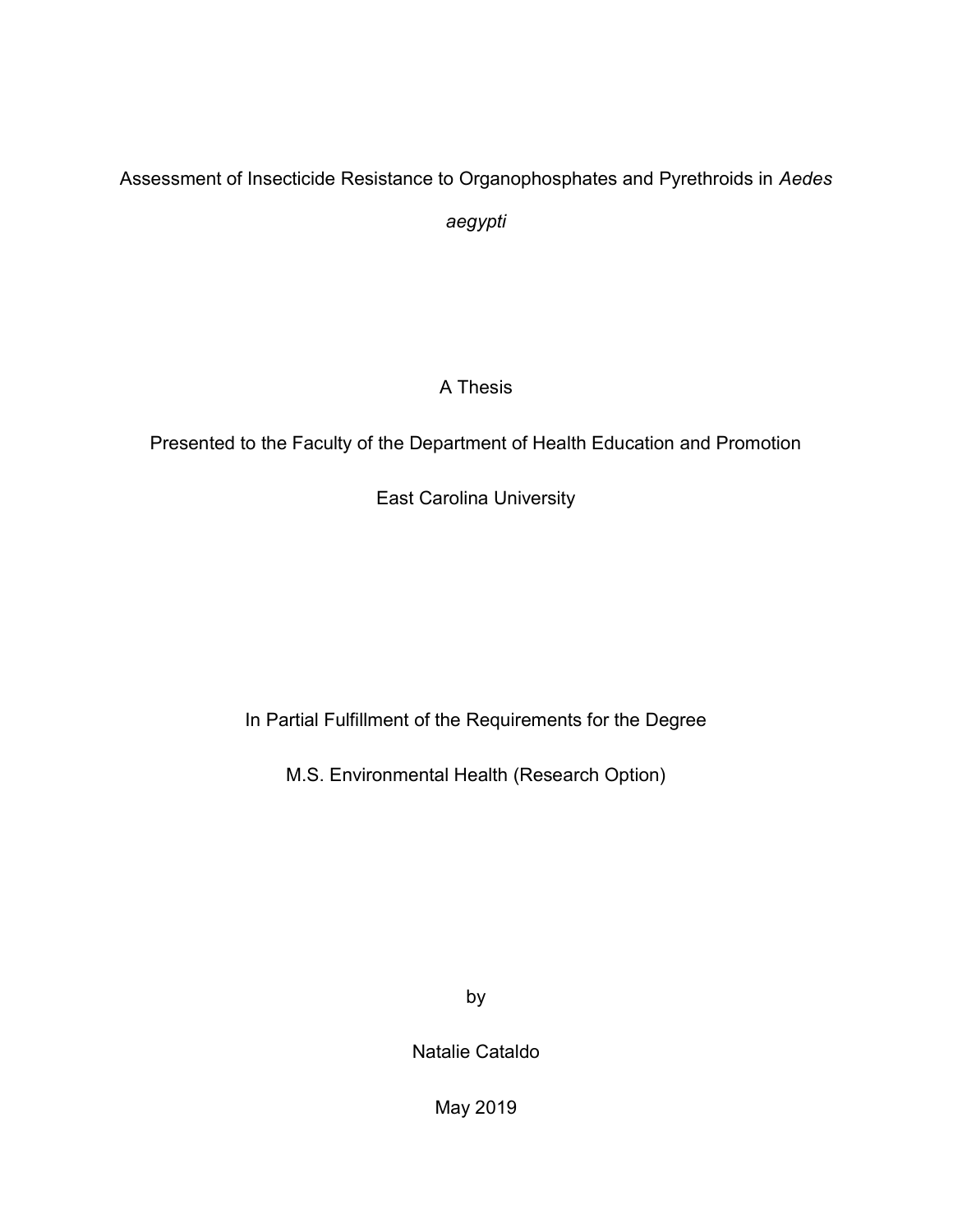# Assessment of Insecticide Resistance to Organophosphates and Pyrethroids in *Aedes aegypti*

A Thesis

Presented to the Faculty of the Department of Health Education and Promotion

East Carolina University

In Partial Fulfillment of the Requirements for the Degree

M.S. Environmental Health (Research Option)

by

Natalie Cataldo

May 2019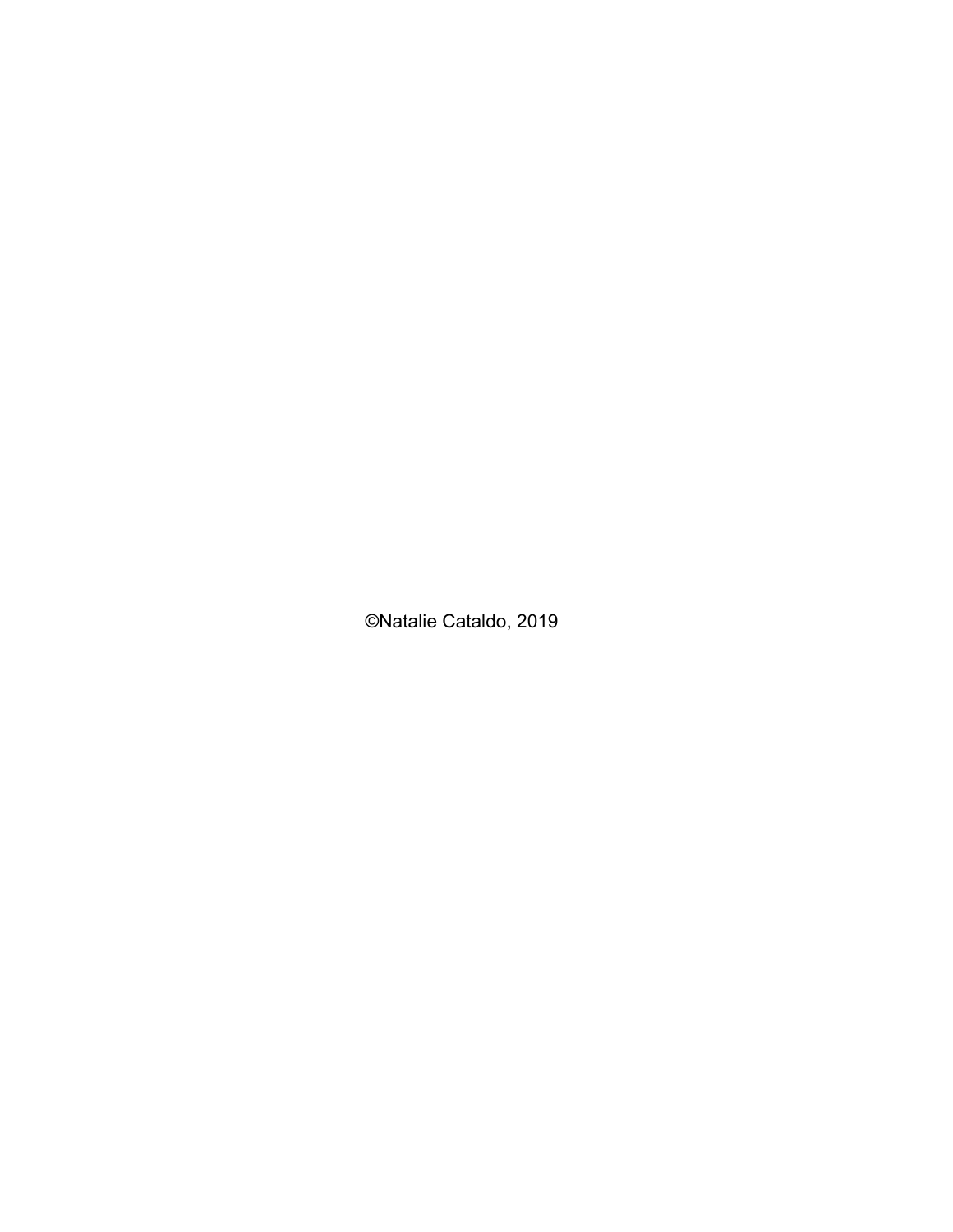©Natalie Cataldo, 2019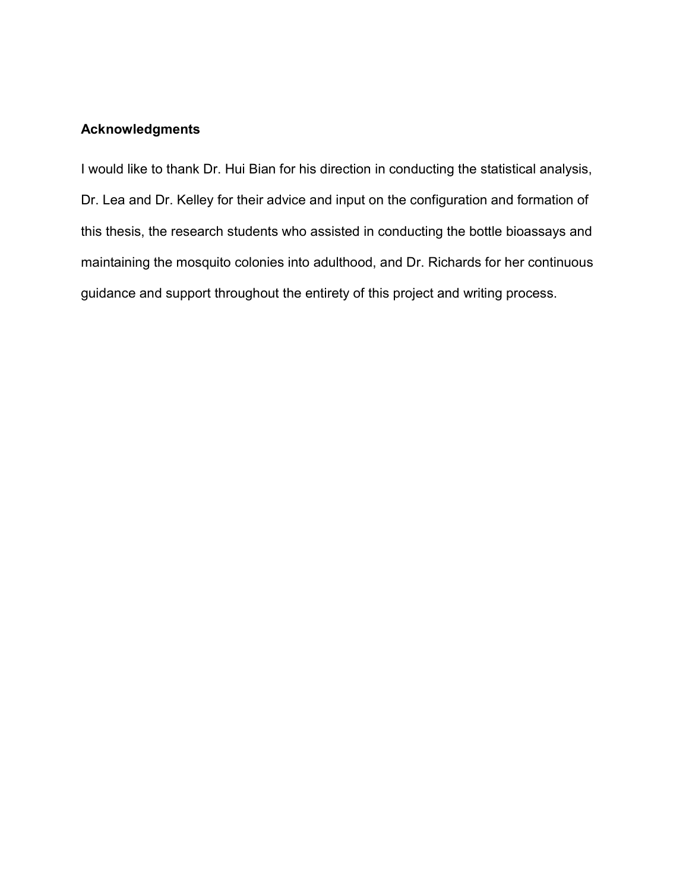## Acknowledgments

I would like to thank Dr. Hui Bian for his direction in conducting the statistical analysis, Dr. Lea and Dr. Kelley for their advice and input on the configuration and formation of this thesis, the research students who assisted in conducting the bottle bioassays and maintaining the mosquito colonies into adulthood, and Dr. Richards for her continuous guidance and support throughout the entirety of this project and writing process.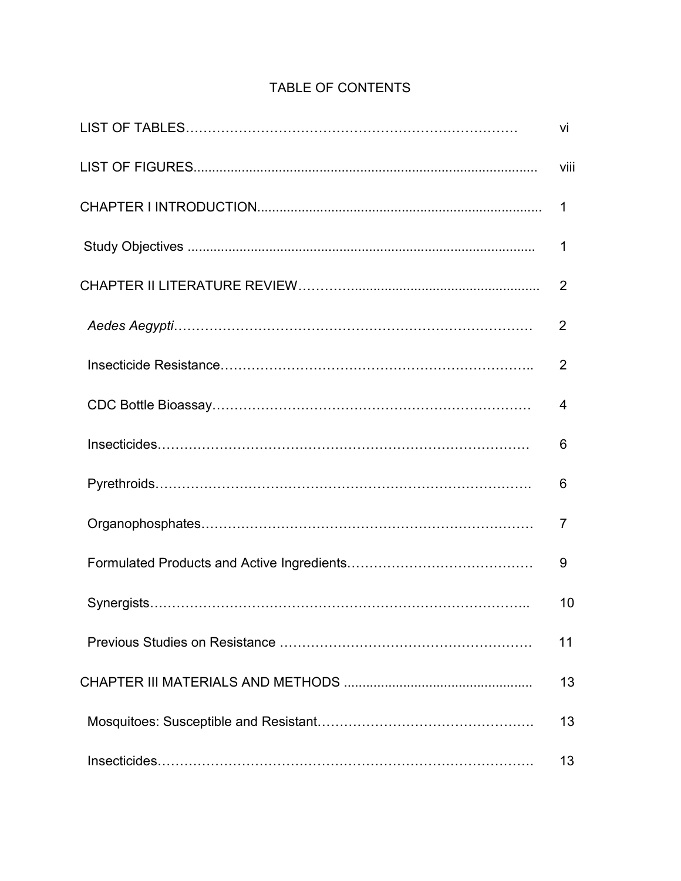# TABLE OF CONTENTS

| | |
|---|---|
| LIST OF TABLES | vi |
| LIST OF FIGURES | viii |
| CHAPTER I INTRODUCTION | 1 |
| Study Objectives | 1 |
| CHAPTER II LITERATURE REVIEW | 2 |
| *Aedes Aegypti* | 2 |
| Insecticide Resistance | 2 |
| CDC Bottle Bioassay | 4 |
| Insecticides | 6 |
| Pyrethroids | 6 |
| Organophosphates | 7 |
| Formulated Products and Active Ingredients | 9 |
| Synergists | 10 |
| Previous Studies on Resistance | 11 |
| CHAPTER III MATERIALS AND METHODS | 13 |
| Mosquitoes: Susceptible and Resistant | 13 |
| Insecticides | 13 |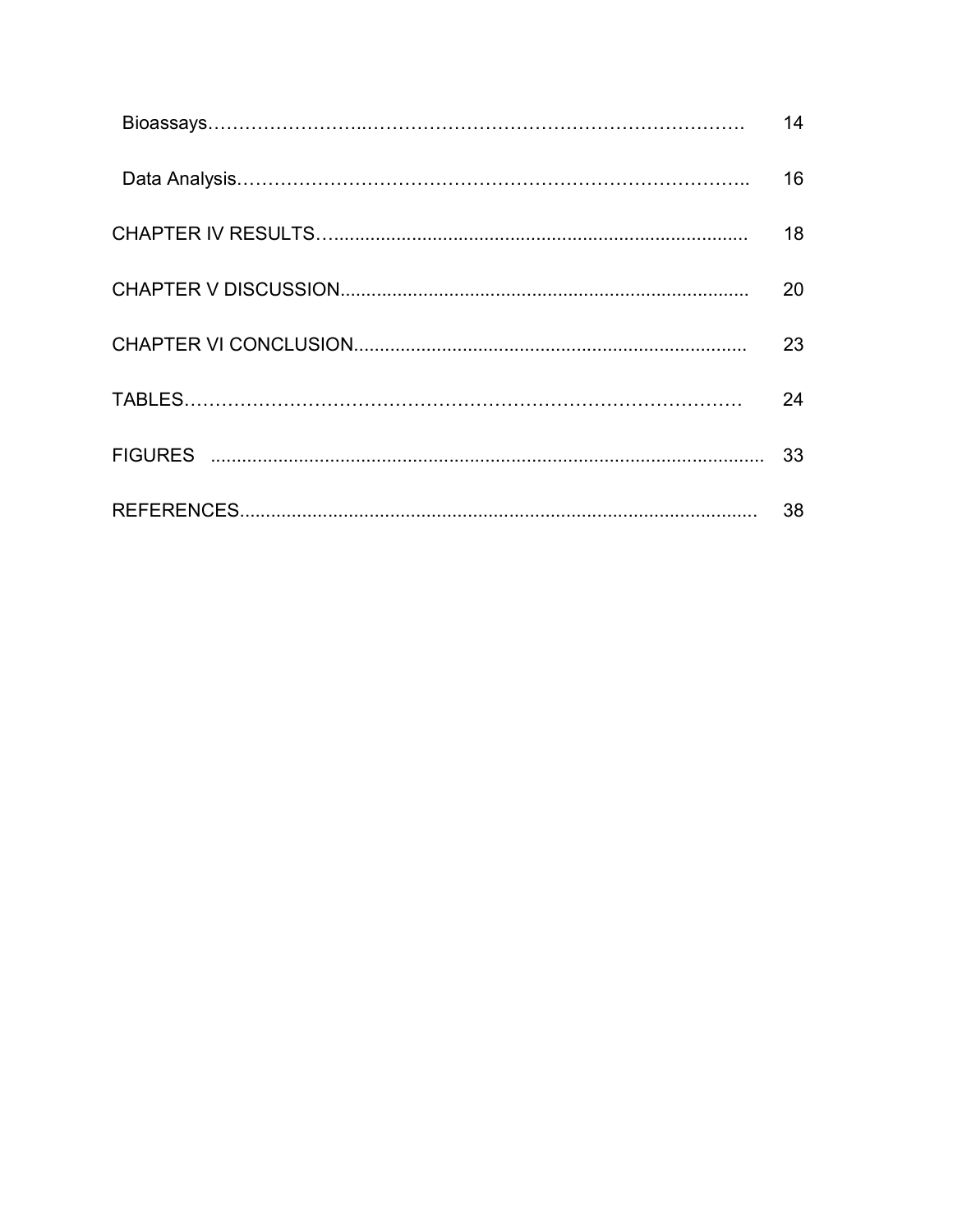| | |
|---|---|
| Bioassays | 14 |
| Data Analysis | 16 |
| CHAPTER IV RESULTS | 18 |
| CHAPTER V DISCUSSION | 20 |
| CHAPTER VI CONCLUSION | 23 |
| TABLES | 24 |
| FIGURES | 33 |
| REFERENCES | 38 |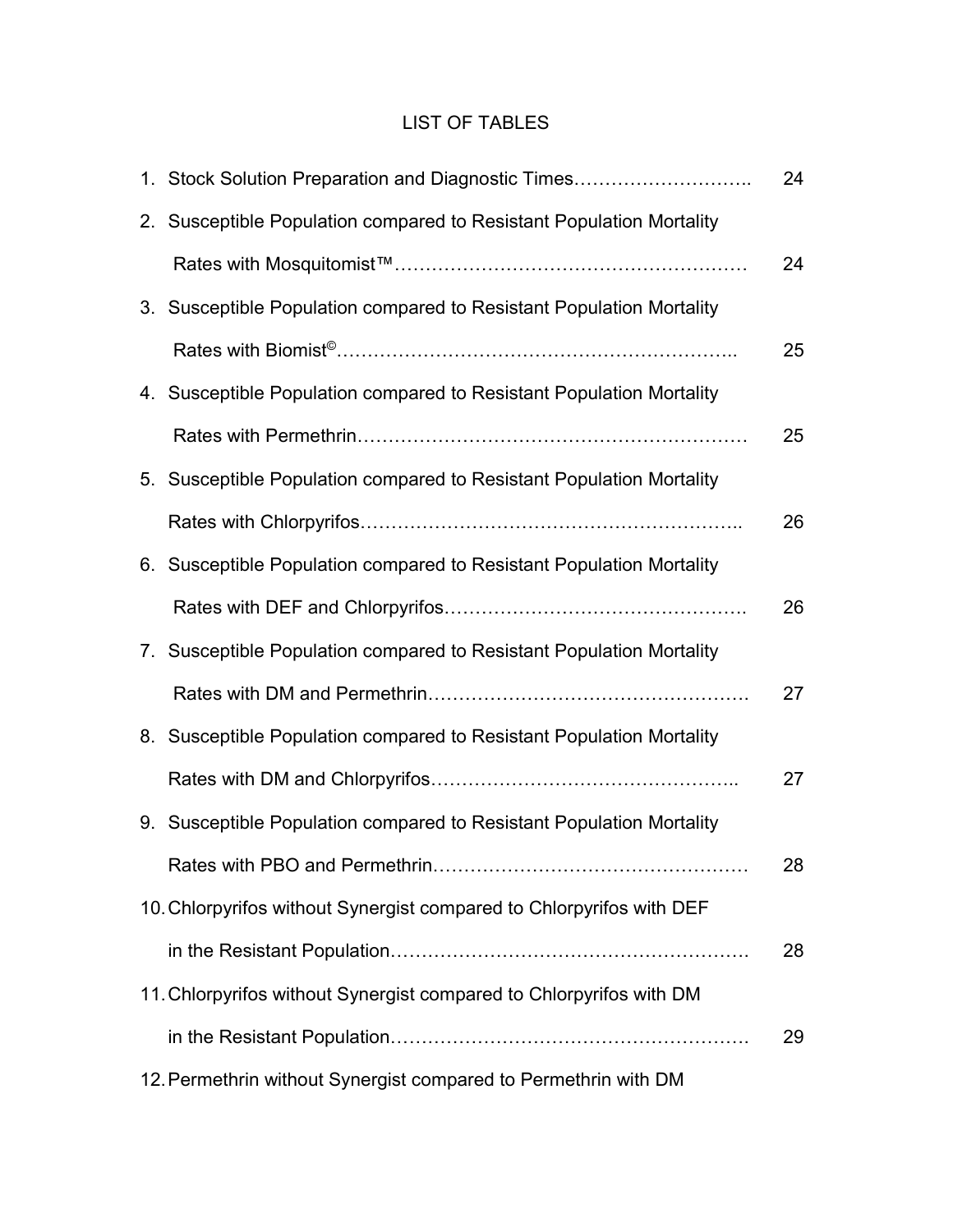# LIST OF TABLES

1. Stock Solution Preparation and Diagnostic Times……………………….. 24
2. Susceptible Population compared to Resistant Population Mortality Rates with Mosquitomist™………………………………………………… 24
3. Susceptible Population compared to Resistant Population Mortality Rates with Biomist©……………………………………………………….. 25
4. Susceptible Population compared to Resistant Population Mortality Rates with Permethrin…………………………………………………… 25
5. Susceptible Population compared to Resistant Population Mortality Rates with Chlorpyrifos………………………………………………….. 26
6. Susceptible Population compared to Resistant Population Mortality Rates with DEF and Chlorpyrifos………………………………………. 26
7. Susceptible Population compared to Resistant Population Mortality Rates with DM and Permethrin…………………………………………. 27
8. Susceptible Population compared to Resistant Population Mortality Rates with DM and Chlorpyrifos……………………………………….. 27
9. Susceptible Population compared to Resistant Population Mortality Rates with PBO and Permethrin…………………………………………. 28
10. Chlorpyrifos without Synergist compared to Chlorpyrifos with DEF in the Resistant Population………………………………………………. 28
11. Chlorpyrifos without Synergist compared to Chlorpyrifos with DM in the Resistant Population………………………………………………. 29
12. Permethrin without Synergist compared to Permethrin with DM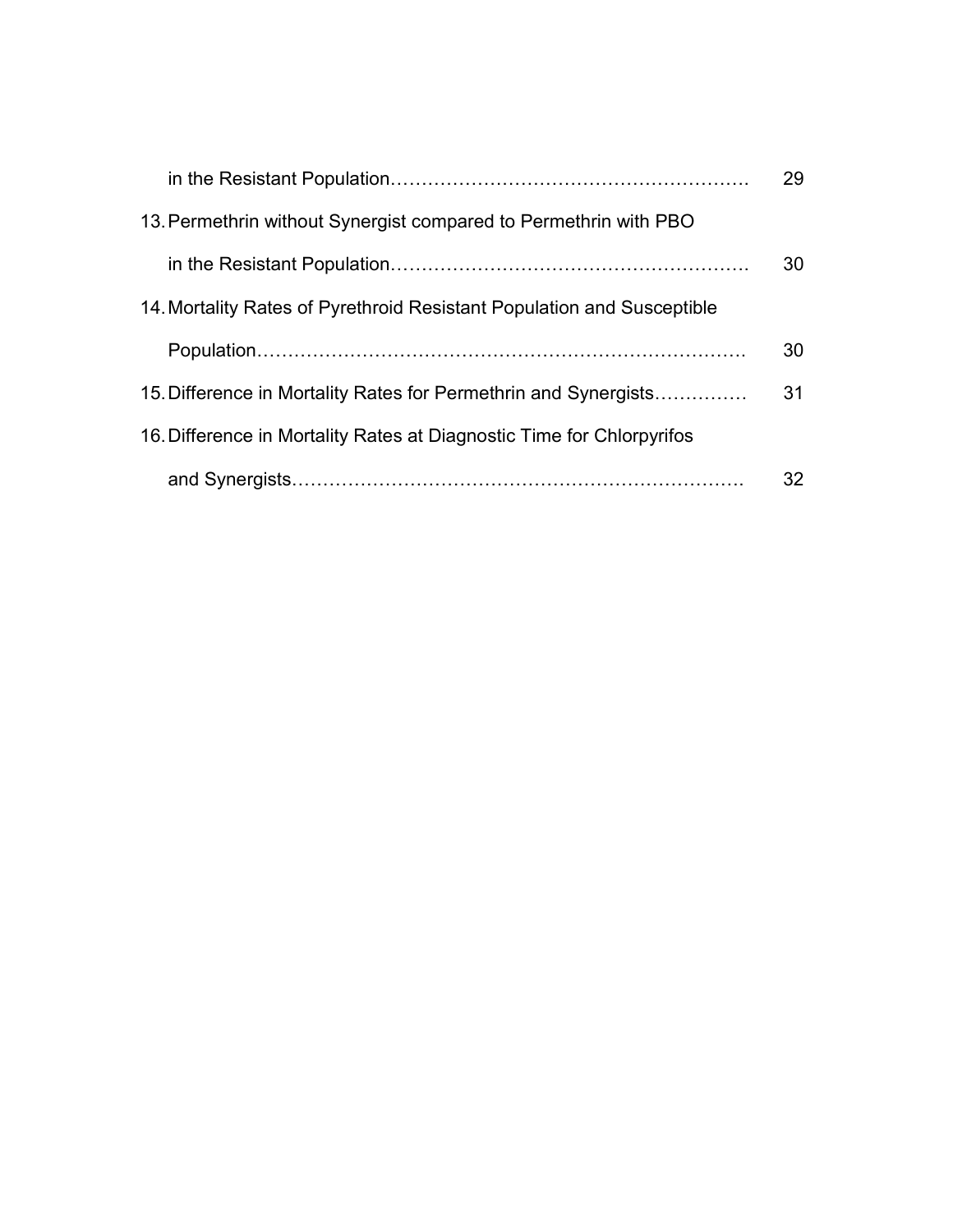in the Resistant Population………………………………………………… 29

13. Permethrin without Synergist compared to Permethrin with PBO in the Resistant Population………………………………………………… 30

14. Mortality Rates of Pyrethroid Resistant Population and Susceptible Population…………………………………………………………………… 30

15. Difference in Mortality Rates for Permethrin and Synergists…………… 31

16. Difference in Mortality Rates at Diagnostic Time for Chlorpyrifos and Synergists……………………………………………………………… 32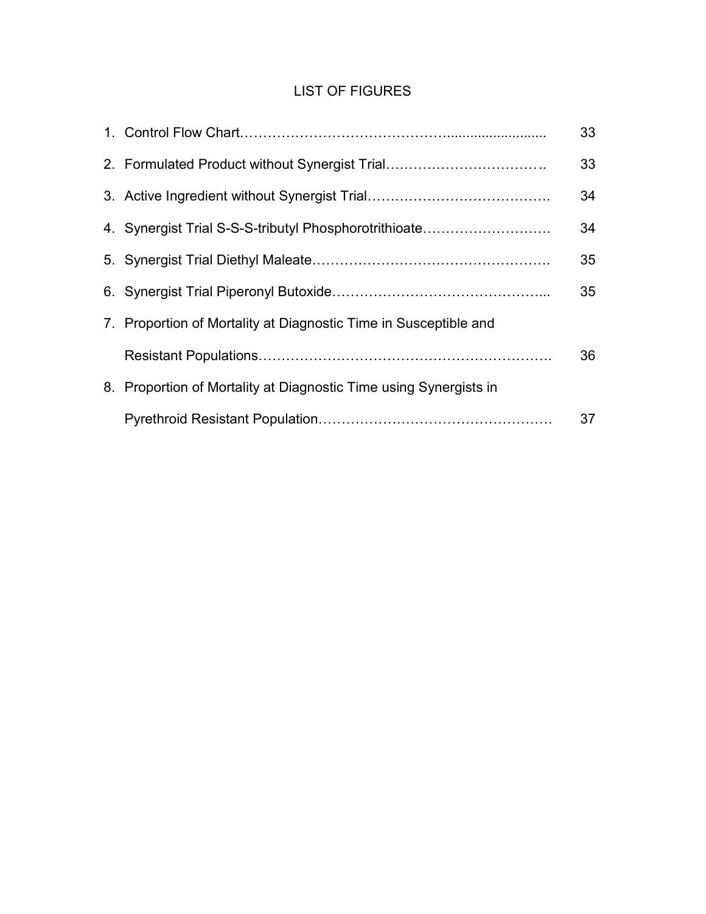# LIST OF FIGURES

1. Control Flow Chart………………………………………......................... 33
2. Formulated Product without Synergist Trial……………………………. 33
3. Active Ingredient without Synergist Trial…………………………………. 34
4. Synergist Trial S-S-S-tributyl Phosphorotrithioate………………………. 34
5. Synergist Trial Diethyl Maleate……………………………………………. 35
6. Synergist Trial Piperonyl Butoxide……………………………………..... 35
7. Proportion of Mortality at Diagnostic Time in Susceptible and Resistant Populations………………………………………………………. 36
8. Proportion of Mortality at Diagnostic Time using Synergists in Pyrethroid Resistant Population…………………………………………… 37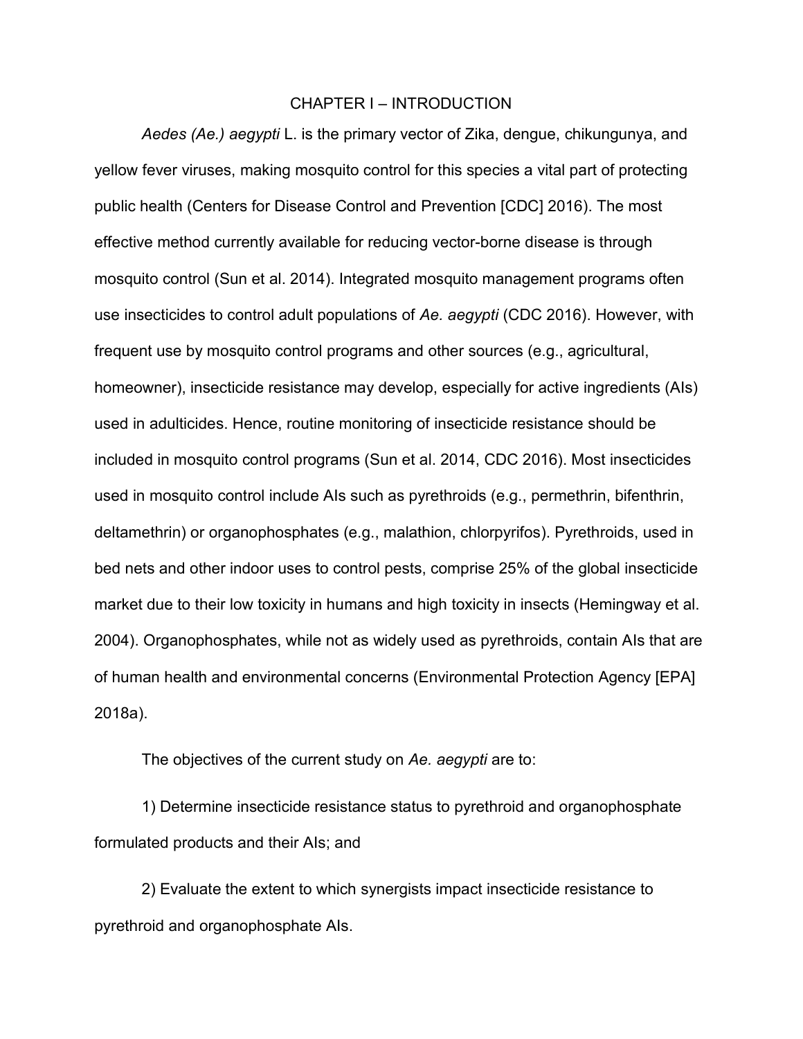# CHAPTER I – INTRODUCTION

*Aedes (Ae.) aegypti* L. is the primary vector of Zika, dengue, chikungunya, and yellow fever viruses, making mosquito control for this species a vital part of protecting public health (Centers for Disease Control and Prevention [CDC] 2016). The most effective method currently available for reducing vector-borne disease is through mosquito control (Sun et al. 2014). Integrated mosquito management programs often use insecticides to control adult populations of *Ae. aegypti* (CDC 2016). However, with frequent use by mosquito control programs and other sources (e.g., agricultural, homeowner), insecticide resistance may develop, especially for active ingredients (AIs) used in adulticides. Hence, routine monitoring of insecticide resistance should be included in mosquito control programs (Sun et al. 2014, CDC 2016). Most insecticides used in mosquito control include AIs such as pyrethroids (e.g., permethrin, bifenthrin, deltamethrin) or organophosphates (e.g., malathion, chlorpyrifos). Pyrethroids, used in bed nets and other indoor uses to control pests, comprise 25% of the global insecticide market due to their low toxicity in humans and high toxicity in insects (Hemingway et al. 2004). Organophosphates, while not as widely used as pyrethroids, contain AIs that are of human health and environmental concerns (Environmental Protection Agency [EPA] 2018a).

The objectives of the current study on *Ae. aegypti* are to:

1) Determine insecticide resistance status to pyrethroid and organophosphate formulated products and their AIs; and

2) Evaluate the extent to which synergists impact insecticide resistance to pyrethroid and organophosphate AIs.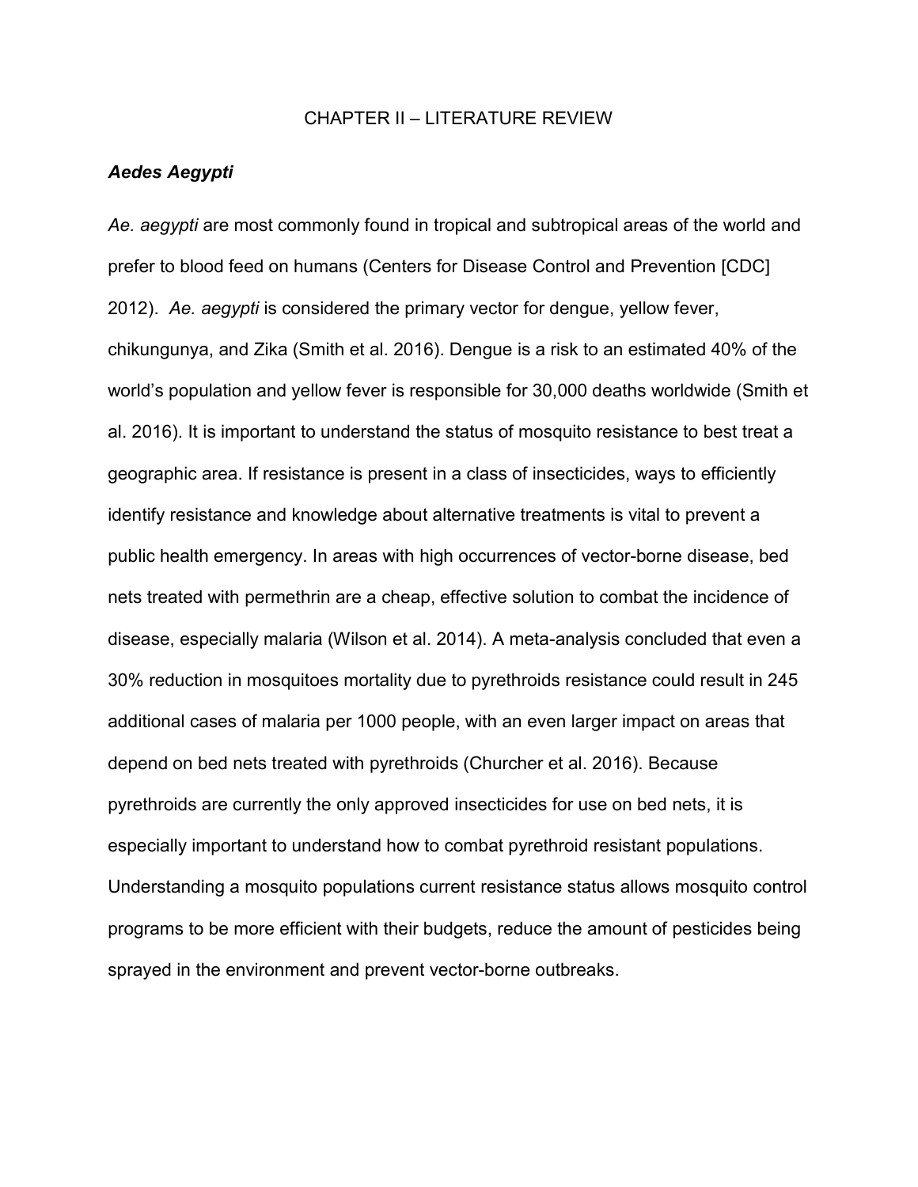# CHAPTER II – LITERATURE REVIEW

## *Aedes Aegypti*

*Ae. aegypti* are most commonly found in tropical and subtropical areas of the world and prefer to blood feed on humans (Centers for Disease Control and Prevention [CDC] 2012). *Ae. aegypti* is considered the primary vector for dengue, yellow fever, chikungunya, and Zika (Smith et al. 2016). Dengue is a risk to an estimated 40% of the world's population and yellow fever is responsible for 30,000 deaths worldwide (Smith et al. 2016). It is important to understand the status of mosquito resistance to best treat a geographic area. If resistance is present in a class of insecticides, ways to efficiently identify resistance and knowledge about alternative treatments is vital to prevent a public health emergency. In areas with high occurrences of vector-borne disease, bed nets treated with permethrin are a cheap, effective solution to combat the incidence of disease, especially malaria (Wilson et al. 2014). A meta-analysis concluded that even a 30% reduction in mosquitoes mortality due to pyrethroids resistance could result in 245 additional cases of malaria per 1000 people, with an even larger impact on areas that depend on bed nets treated with pyrethroids (Churcher et al. 2016). Because pyrethroids are currently the only approved insecticides for use on bed nets, it is especially important to understand how to combat pyrethroid resistant populations. Understanding a mosquito populations current resistance status allows mosquito control programs to be more efficient with their budgets, reduce the amount of pesticides being sprayed in the environment and prevent vector-borne outbreaks.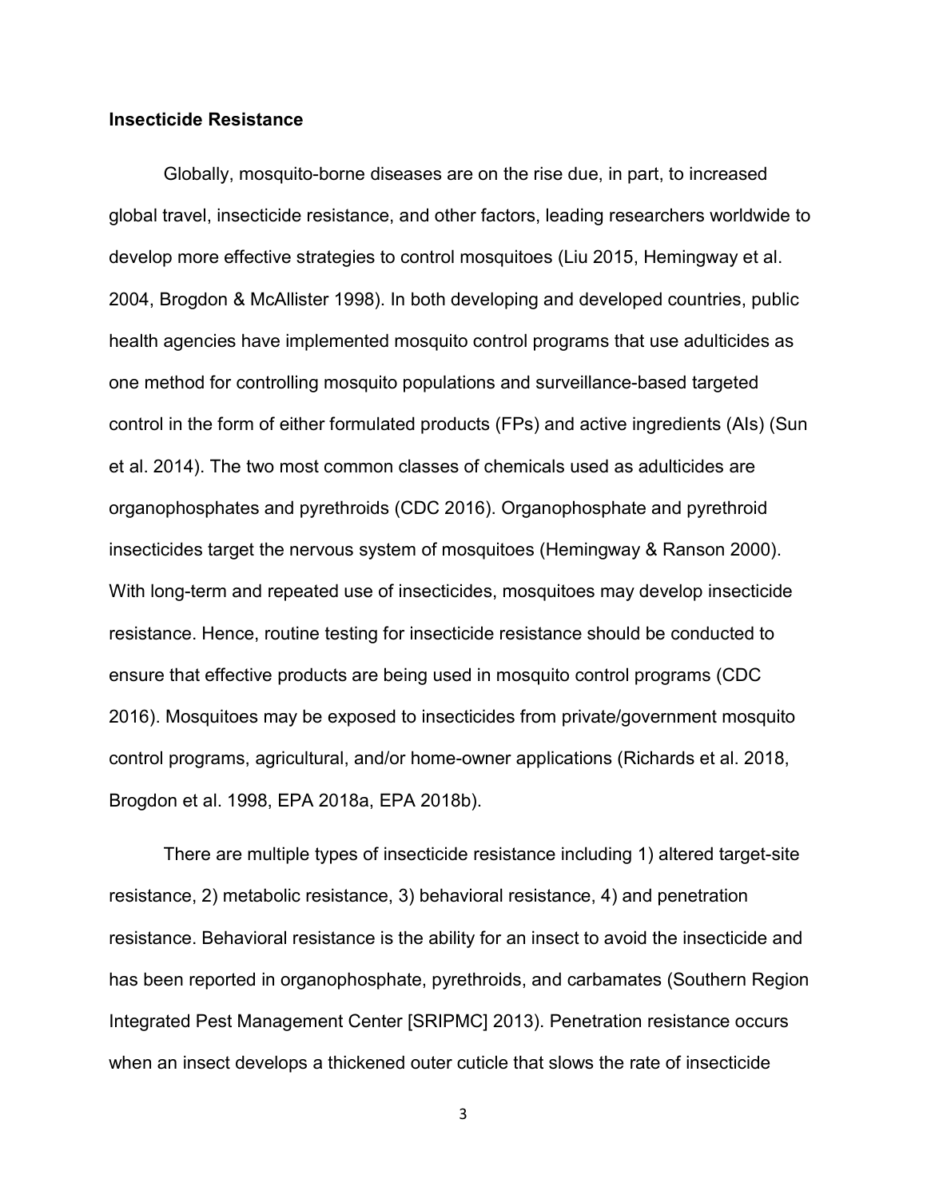**Insecticide Resistance**

Globally, mosquito-borne diseases are on the rise due, in part, to increased global travel, insecticide resistance, and other factors, leading researchers worldwide to develop more effective strategies to control mosquitoes (Liu 2015, Hemingway et al. 2004, Brogdon & McAllister 1998). In both developing and developed countries, public health agencies have implemented mosquito control programs that use adulticides as one method for controlling mosquito populations and surveillance-based targeted control in the form of either formulated products (FPs) and active ingredients (AIs) (Sun et al. 2014). The two most common classes of chemicals used as adulticides are organophosphates and pyrethroids (CDC 2016). Organophosphate and pyrethroid insecticides target the nervous system of mosquitoes (Hemingway & Ranson 2000). With long-term and repeated use of insecticides, mosquitoes may develop insecticide resistance. Hence, routine testing for insecticide resistance should be conducted to ensure that effective products are being used in mosquito control programs (CDC 2016). Mosquitoes may be exposed to insecticides from private/government mosquito control programs, agricultural, and/or home-owner applications (Richards et al. 2018, Brogdon et al. 1998, EPA 2018a, EPA 2018b).

There are multiple types of insecticide resistance including 1) altered target-site resistance, 2) metabolic resistance, 3) behavioral resistance, 4) and penetration resistance. Behavioral resistance is the ability for an insect to avoid the insecticide and has been reported in organophosphate, pyrethroids, and carbamates (Southern Region Integrated Pest Management Center [SRIPMC] 2013). Penetration resistance occurs when an insect develops a thickened outer cuticle that slows the rate of insecticide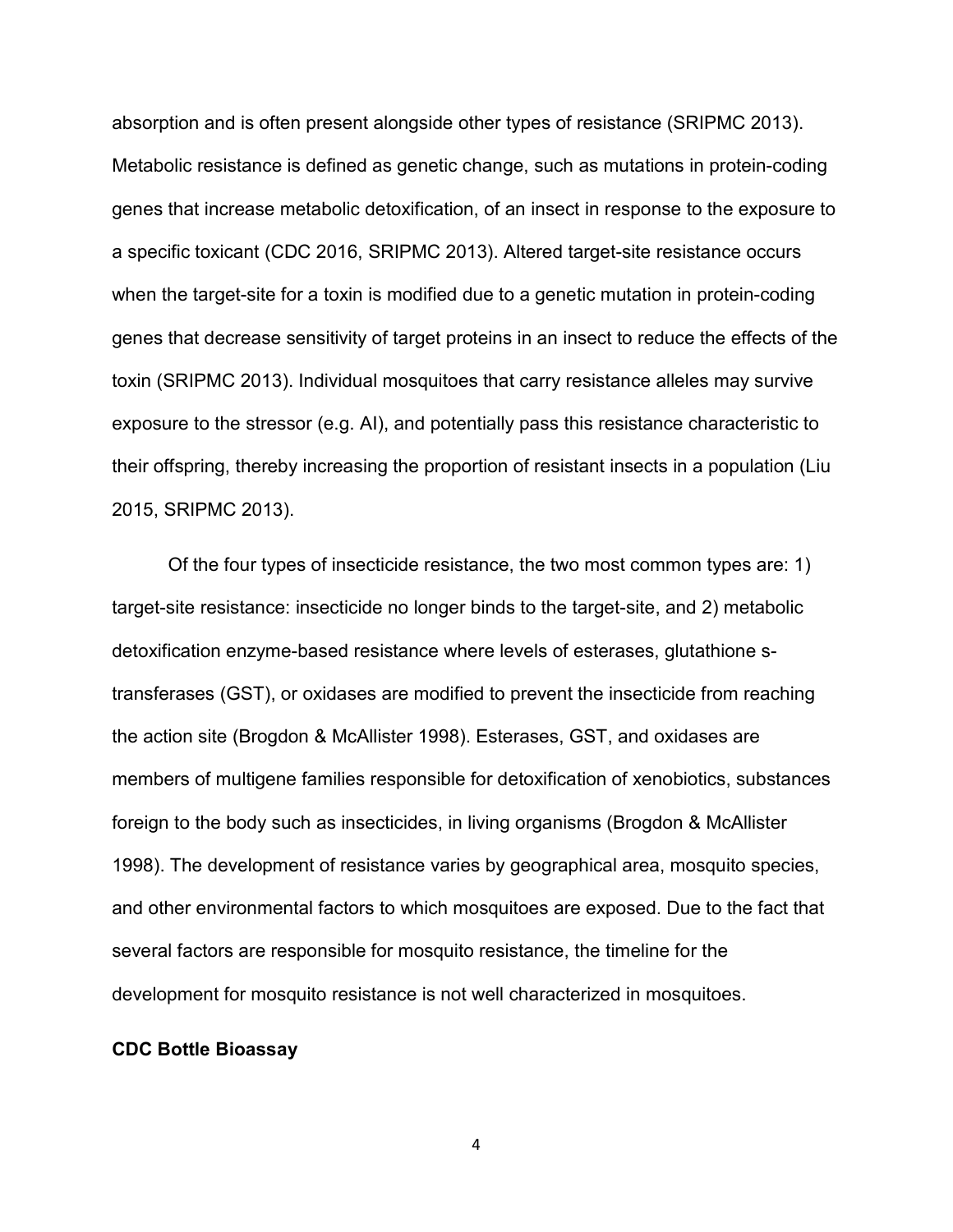absorption and is often present alongside other types of resistance (SRIPMC 2013). Metabolic resistance is defined as genetic change, such as mutations in protein-coding genes that increase metabolic detoxification, of an insect in response to the exposure to a specific toxicant (CDC 2016, SRIPMC 2013). Altered target-site resistance occurs when the target-site for a toxin is modified due to a genetic mutation in protein-coding genes that decrease sensitivity of target proteins in an insect to reduce the effects of the toxin (SRIPMC 2013). Individual mosquitoes that carry resistance alleles may survive exposure to the stressor (e.g. AI), and potentially pass this resistance characteristic to their offspring, thereby increasing the proportion of resistant insects in a population (Liu 2015, SRIPMC 2013).

Of the four types of insecticide resistance, the two most common types are: 1) target-site resistance: insecticide no longer binds to the target-site, and 2) metabolic detoxification enzyme-based resistance where levels of esterases, glutathione s-transferases (GST), or oxidases are modified to prevent the insecticide from reaching the action site (Brogdon & McAllister 1998). Esterases, GST, and oxidases are members of multigene families responsible for detoxification of xenobiotics, substances foreign to the body such as insecticides, in living organisms (Brogdon & McAllister 1998). The development of resistance varies by geographical area, mosquito species, and other environmental factors to which mosquitoes are exposed. Due to the fact that several factors are responsible for mosquito resistance, the timeline for the development for mosquito resistance is not well characterized in mosquitoes.

**CDC Bottle Bioassay**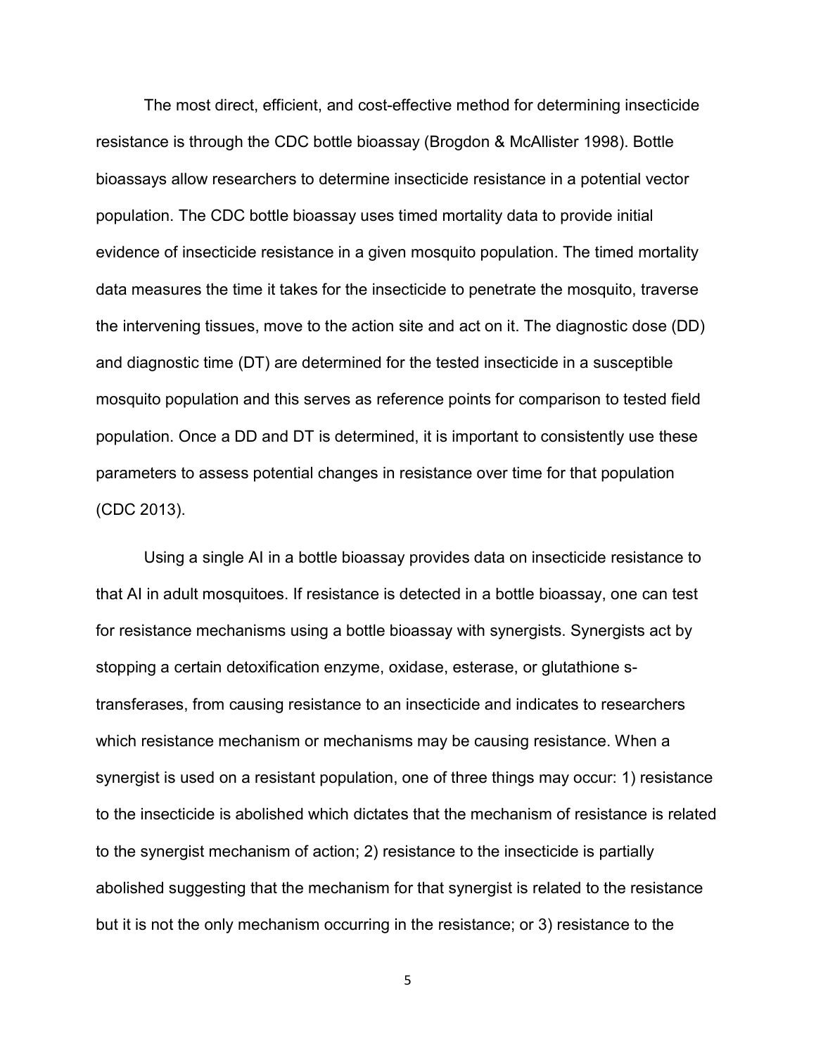The most direct, efficient, and cost-effective method for determining insecticide resistance is through the CDC bottle bioassay (Brogdon & McAllister 1998). Bottle bioassays allow researchers to determine insecticide resistance in a potential vector population. The CDC bottle bioassay uses timed mortality data to provide initial evidence of insecticide resistance in a given mosquito population. The timed mortality data measures the time it takes for the insecticide to penetrate the mosquito, traverse the intervening tissues, move to the action site and act on it. The diagnostic dose (DD) and diagnostic time (DT) are determined for the tested insecticide in a susceptible mosquito population and this serves as reference points for comparison to tested field population. Once a DD and DT is determined, it is important to consistently use these parameters to assess potential changes in resistance over time for that population (CDC 2013).

Using a single AI in a bottle bioassay provides data on insecticide resistance to that AI in adult mosquitoes. If resistance is detected in a bottle bioassay, one can test for resistance mechanisms using a bottle bioassay with synergists. Synergists act by stopping a certain detoxification enzyme, oxidase, esterase, or glutathione s-transferases, from causing resistance to an insecticide and indicates to researchers which resistance mechanism or mechanisms may be causing resistance. When a synergist is used on a resistant population, one of three things may occur: 1) resistance to the insecticide is abolished which dictates that the mechanism of resistance is related to the synergist mechanism of action; 2) resistance to the insecticide is partially abolished suggesting that the mechanism for that synergist is related to the resistance but it is not the only mechanism occurring in the resistance; or 3) resistance to the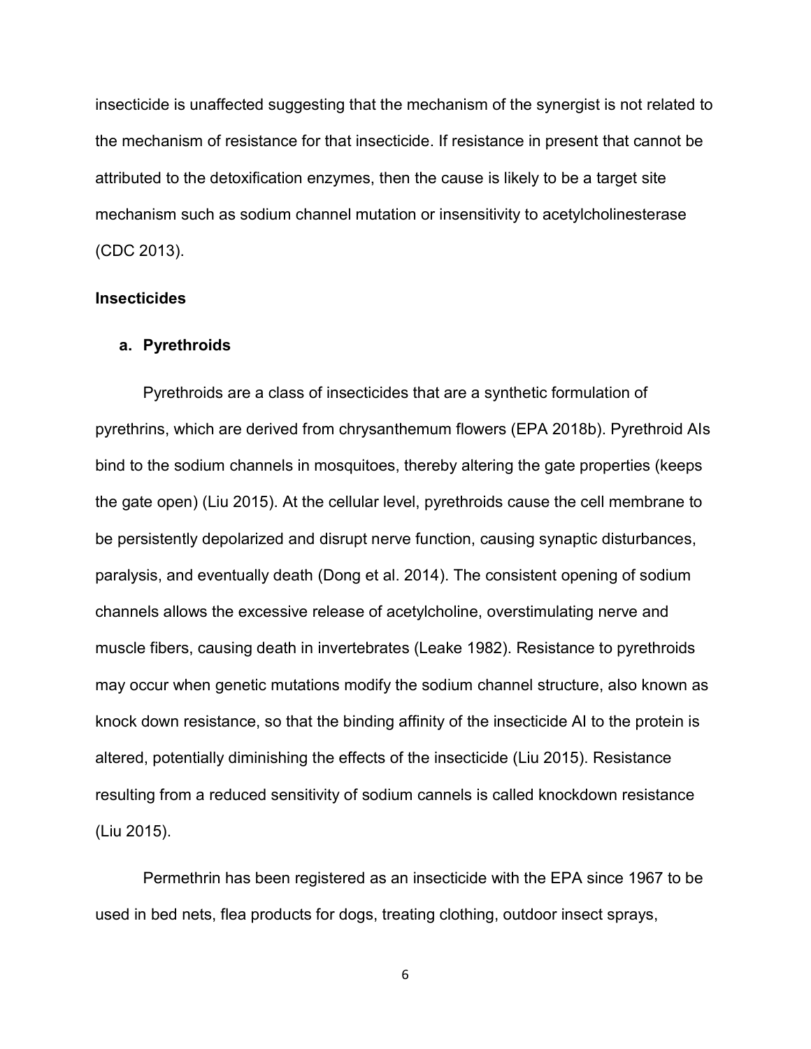insecticide is unaffected suggesting that the mechanism of the synergist is not related to the mechanism of resistance for that insecticide. If resistance in present that cannot be attributed to the detoxification enzymes, then the cause is likely to be a target site mechanism such as sodium channel mutation or insensitivity to acetylcholinesterase (CDC 2013).

## Insecticides

### a. Pyrethroids

Pyrethroids are a class of insecticides that are a synthetic formulation of pyrethrins, which are derived from chrysanthemum flowers (EPA 2018b). Pyrethroid AIs bind to the sodium channels in mosquitoes, thereby altering the gate properties (keeps the gate open) (Liu 2015). At the cellular level, pyrethroids cause the cell membrane to be persistently depolarized and disrupt nerve function, causing synaptic disturbances, paralysis, and eventually death (Dong et al. 2014). The consistent opening of sodium channels allows the excessive release of acetylcholine, overstimulating nerve and muscle fibers, causing death in invertebrates (Leake 1982). Resistance to pyrethroids may occur when genetic mutations modify the sodium channel structure, also known as knock down resistance, so that the binding affinity of the insecticide AI to the protein is altered, potentially diminishing the effects of the insecticide (Liu 2015). Resistance resulting from a reduced sensitivity of sodium cannels is called knockdown resistance (Liu 2015).

Permethrin has been registered as an insecticide with the EPA since 1967 to be used in bed nets, flea products for dogs, treating clothing, outdoor insect sprays,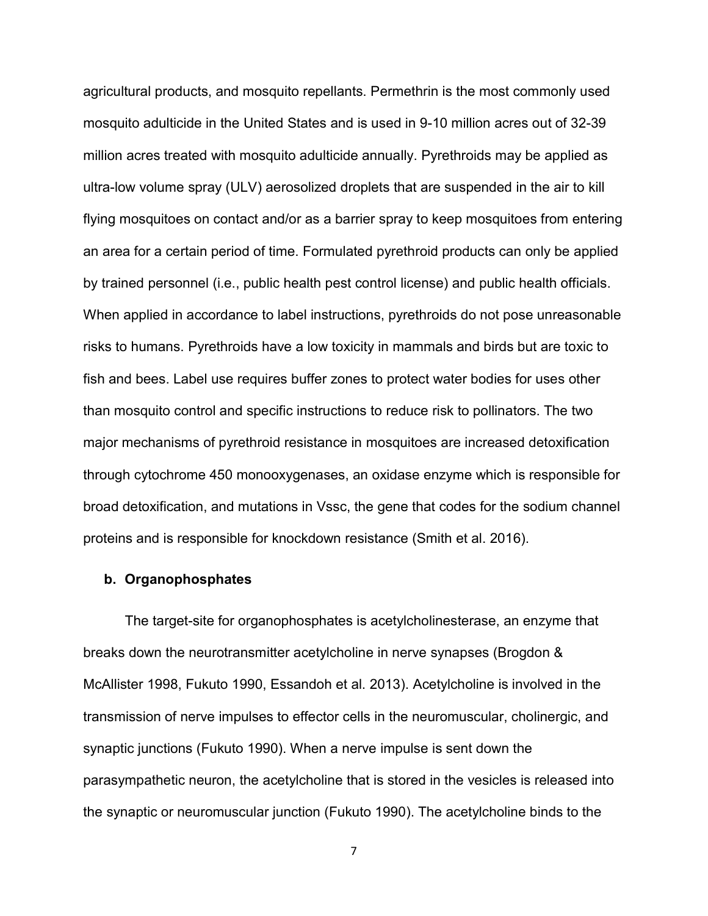agricultural products, and mosquito repellants. Permethrin is the most commonly used mosquito adulticide in the United States and is used in 9-10 million acres out of 32-39 million acres treated with mosquito adulticide annually. Pyrethroids may be applied as ultra-low volume spray (ULV) aerosolized droplets that are suspended in the air to kill flying mosquitoes on contact and/or as a barrier spray to keep mosquitoes from entering an area for a certain period of time. Formulated pyrethroid products can only be applied by trained personnel (i.e., public health pest control license) and public health officials. When applied in accordance to label instructions, pyrethroids do not pose unreasonable risks to humans. Pyrethroids have a low toxicity in mammals and birds but are toxic to fish and bees. Label use requires buffer zones to protect water bodies for uses other than mosquito control and specific instructions to reduce risk to pollinators. The two major mechanisms of pyrethroid resistance in mosquitoes are increased detoxification through cytochrome 450 monooxygenases, an oxidase enzyme which is responsible for broad detoxification, and mutations in Vssc, the gene that codes for the sodium channel proteins and is responsible for knockdown resistance (Smith et al. 2016).

### b. Organophosphates

The target-site for organophosphates is acetylcholinesterase, an enzyme that breaks down the neurotransmitter acetylcholine in nerve synapses (Brogdon & McAllister 1998, Fukuto 1990, Essandoh et al. 2013). Acetylcholine is involved in the transmission of nerve impulses to effector cells in the neuromuscular, cholinergic, and synaptic junctions (Fukuto 1990). When a nerve impulse is sent down the parasympathetic neuron, the acetylcholine that is stored in the vesicles is released into the synaptic or neuromuscular junction (Fukuto 1990). The acetylcholine binds to the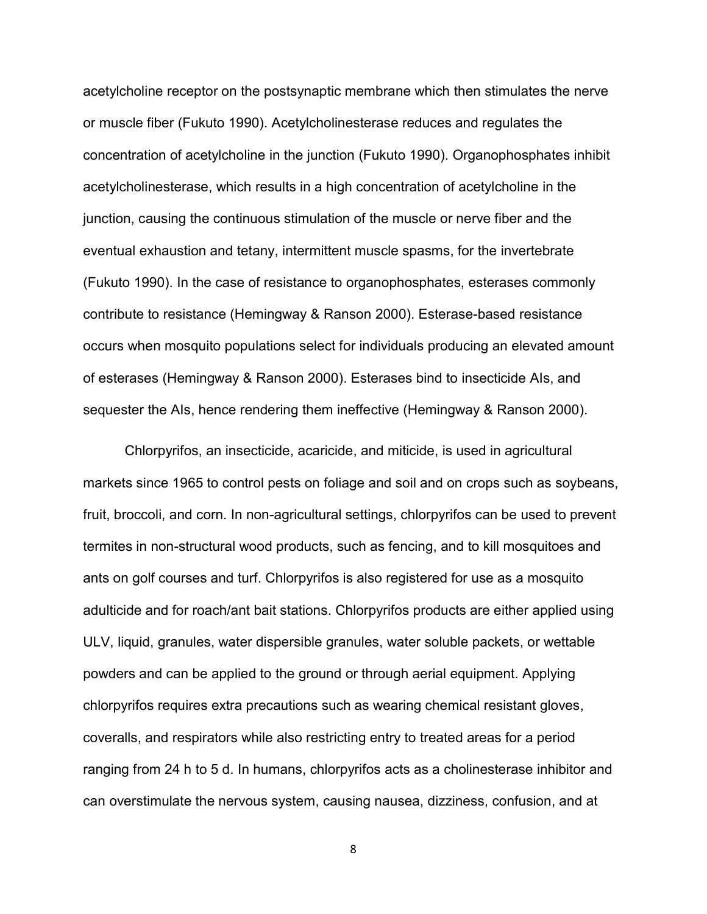acetylcholine receptor on the postsynaptic membrane which then stimulates the nerve or muscle fiber (Fukuto 1990). Acetylcholinesterase reduces and regulates the concentration of acetylcholine in the junction (Fukuto 1990). Organophosphates inhibit acetylcholinesterase, which results in a high concentration of acetylcholine in the junction, causing the continuous stimulation of the muscle or nerve fiber and the eventual exhaustion and tetany, intermittent muscle spasms, for the invertebrate (Fukuto 1990). In the case of resistance to organophosphates, esterases commonly contribute to resistance (Hemingway & Ranson 2000). Esterase-based resistance occurs when mosquito populations select for individuals producing an elevated amount of esterases (Hemingway & Ranson 2000). Esterases bind to insecticide AIs, and sequester the AIs, hence rendering them ineffective (Hemingway & Ranson 2000).

Chlorpyrifos, an insecticide, acaricide, and miticide, is used in agricultural markets since 1965 to control pests on foliage and soil and on crops such as soybeans, fruit, broccoli, and corn. In non-agricultural settings, chlorpyrifos can be used to prevent termites in non-structural wood products, such as fencing, and to kill mosquitoes and ants on golf courses and turf. Chlorpyrifos is also registered for use as a mosquito adulticide and for roach/ant bait stations. Chlorpyrifos products are either applied using ULV, liquid, granules, water dispersible granules, water soluble packets, or wettable powders and can be applied to the ground or through aerial equipment. Applying chlorpyrifos requires extra precautions such as wearing chemical resistant gloves, coveralls, and respirators while also restricting entry to treated areas for a period ranging from 24 h to 5 d. In humans, chlorpyrifos acts as a cholinesterase inhibitor and can overstimulate the nervous system, causing nausea, dizziness, confusion, and at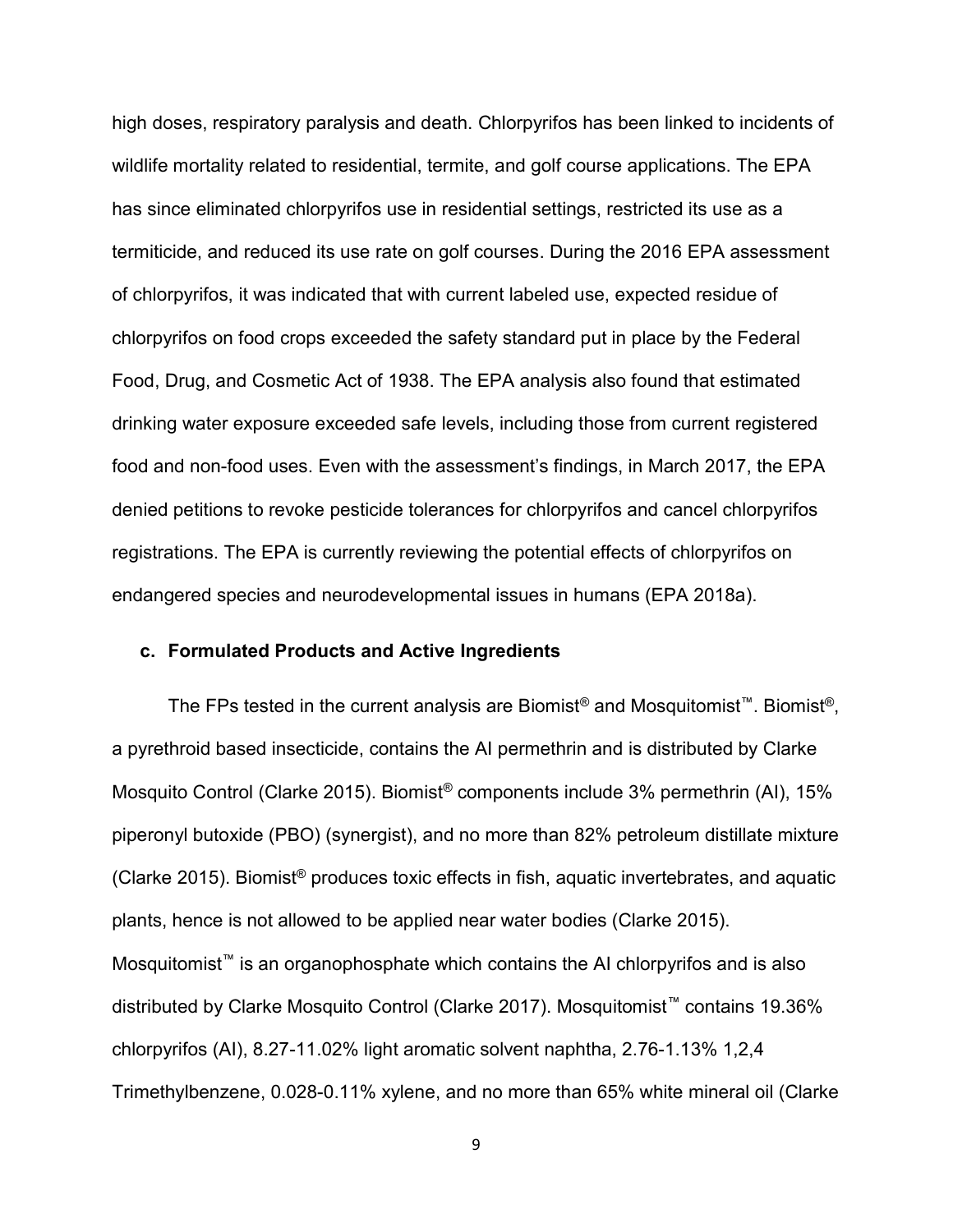high doses, respiratory paralysis and death. Chlorpyrifos has been linked to incidents of wildlife mortality related to residential, termite, and golf course applications. The EPA has since eliminated chlorpyrifos use in residential settings, restricted its use as a termiticide, and reduced its use rate on golf courses. During the 2016 EPA assessment of chlorpyrifos, it was indicated that with current labeled use, expected residue of chlorpyrifos on food crops exceeded the safety standard put in place by the Federal Food, Drug, and Cosmetic Act of 1938. The EPA analysis also found that estimated drinking water exposure exceeded safe levels, including those from current registered food and non-food uses. Even with the assessment's findings, in March 2017, the EPA denied petitions to revoke pesticide tolerances for chlorpyrifos and cancel chlorpyrifos registrations. The EPA is currently reviewing the potential effects of chlorpyrifos on endangered species and neurodevelopmental issues in humans (EPA 2018a).

### c. Formulated Products and Active Ingredients

The FPs tested in the current analysis are Biomist® and Mosquitomist™. Biomist®, a pyrethroid based insecticide, contains the AI permethrin and is distributed by Clarke Mosquito Control (Clarke 2015). Biomist® components include 3% permethrin (AI), 15% piperonyl butoxide (PBO) (synergist), and no more than 82% petroleum distillate mixture (Clarke 2015). Biomist® produces toxic effects in fish, aquatic invertebrates, and aquatic plants, hence is not allowed to be applied near water bodies (Clarke 2015). Mosquitomist™ is an organophosphate which contains the AI chlorpyrifos and is also distributed by Clarke Mosquito Control (Clarke 2017). Mosquitomist™ contains 19.36% chlorpyrifos (AI), 8.27-11.02% light aromatic solvent naphtha, 2.76-1.13% 1,2,4 Trimethylbenzene, 0.028-0.11% xylene, and no more than 65% white mineral oil (Clarke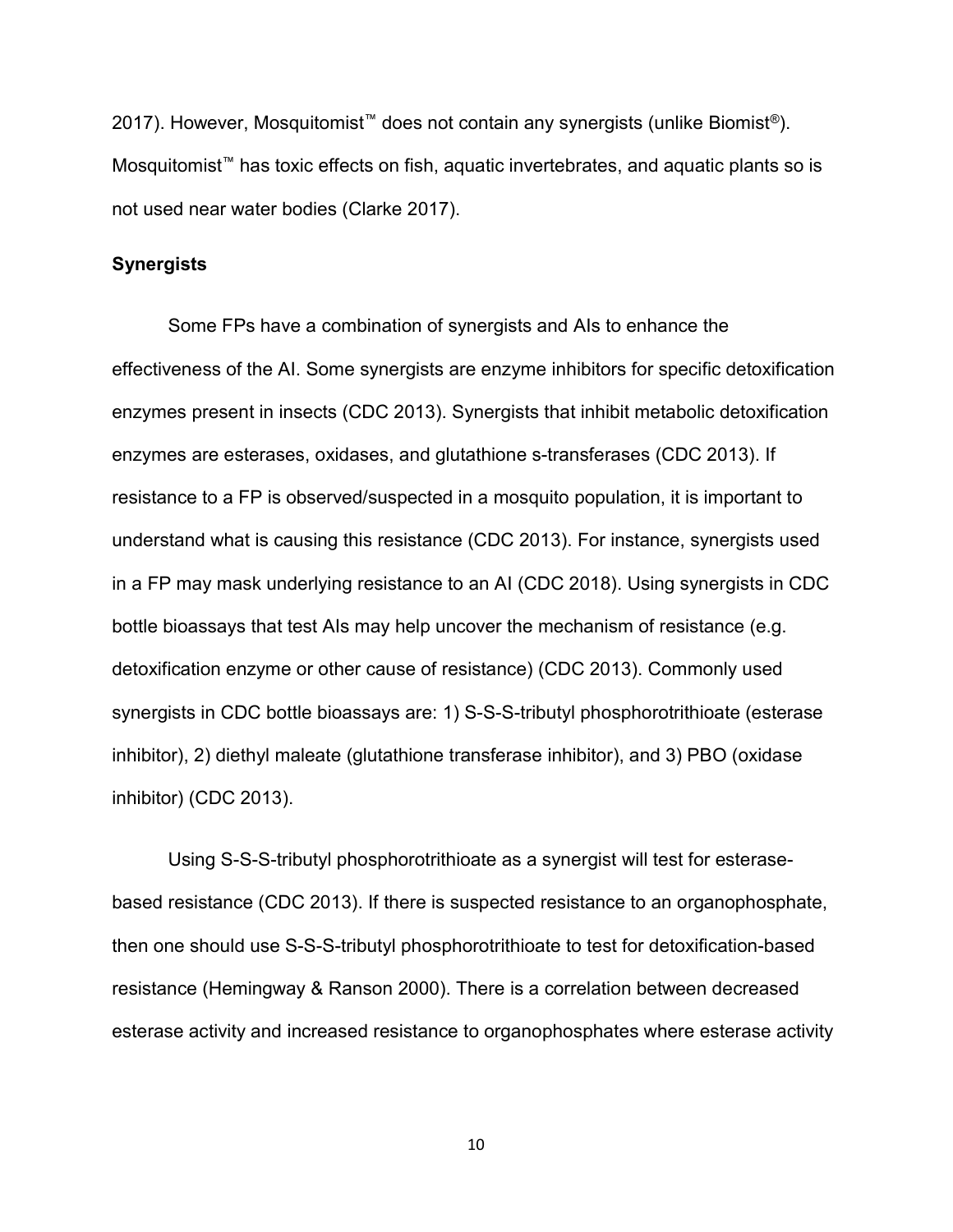2017). However, Mosquitomist™ does not contain any synergists (unlike Biomist®). Mosquitomist™ has toxic effects on fish, aquatic invertebrates, and aquatic plants so is not used near water bodies (Clarke 2017).

**Synergists**

Some FPs have a combination of synergists and AIs to enhance the effectiveness of the AI. Some synergists are enzyme inhibitors for specific detoxification enzymes present in insects (CDC 2013). Synergists that inhibit metabolic detoxification enzymes are esterases, oxidases, and glutathione s-transferases (CDC 2013). If resistance to a FP is observed/suspected in a mosquito population, it is important to understand what is causing this resistance (CDC 2013). For instance, synergists used in a FP may mask underlying resistance to an AI (CDC 2018). Using synergists in CDC bottle bioassays that test AIs may help uncover the mechanism of resistance (e.g. detoxification enzyme or other cause of resistance) (CDC 2013). Commonly used synergists in CDC bottle bioassays are: 1) S-S-S-tributyl phosphorotrithioate (esterase inhibitor), 2) diethyl maleate (glutathione transferase inhibitor), and 3) PBO (oxidase inhibitor) (CDC 2013).

Using S-S-S-tributyl phosphorotrithioate as a synergist will test for esterase-based resistance (CDC 2013). If there is suspected resistance to an organophosphate, then one should use S-S-S-tributyl phosphorotrithioate to test for detoxification-based resistance (Hemingway & Ranson 2000). There is a correlation between decreased esterase activity and increased resistance to organophosphates where esterase activity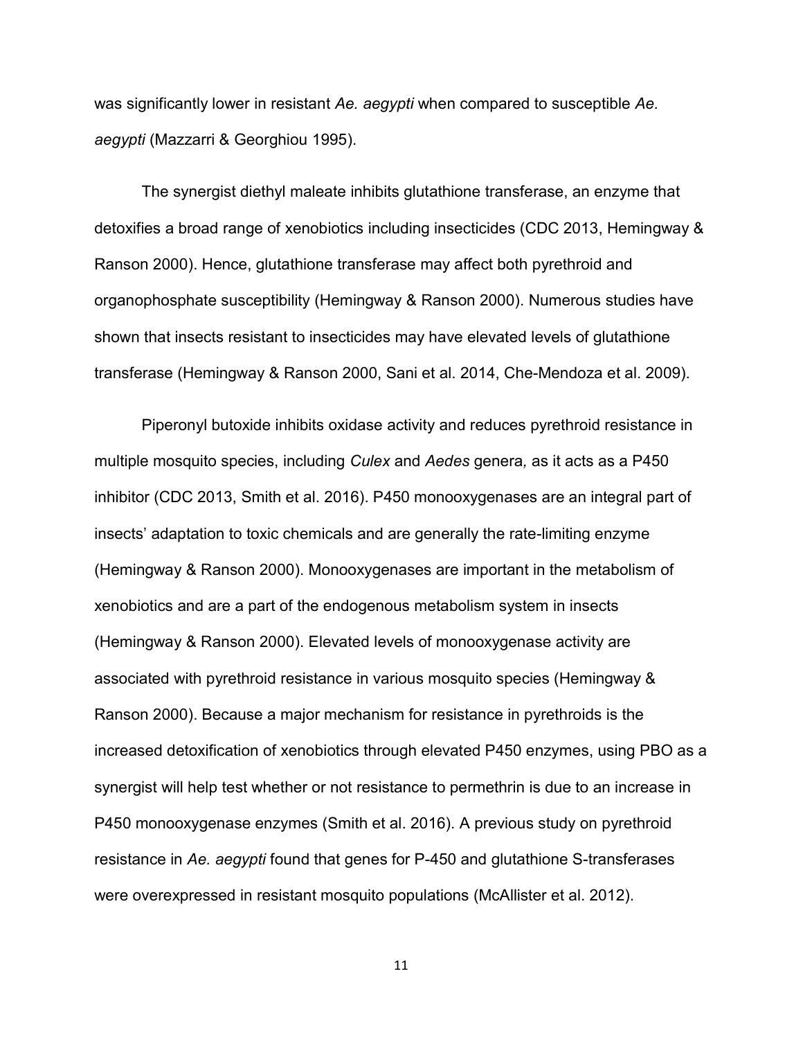was significantly lower in resistant *Ae. aegypti* when compared to susceptible *Ae. aegypti* (Mazzarri & Georghiou 1995).

The synergist diethyl maleate inhibits glutathione transferase, an enzyme that detoxifies a broad range of xenobiotics including insecticides (CDC 2013, Hemingway & Ranson 2000). Hence, glutathione transferase may affect both pyrethroid and organophosphate susceptibility (Hemingway & Ranson 2000). Numerous studies have shown that insects resistant to insecticides may have elevated levels of glutathione transferase (Hemingway & Ranson 2000, Sani et al. 2014, Che-Mendoza et al. 2009).

Piperonyl butoxide inhibits oxidase activity and reduces pyrethroid resistance in multiple mosquito species, including *Culex* and *Aedes* genera*,* as it acts as a P450 inhibitor (CDC 2013, Smith et al. 2016). P450 monooxygenases are an integral part of insects' adaptation to toxic chemicals and are generally the rate-limiting enzyme (Hemingway & Ranson 2000). Monooxygenases are important in the metabolism of xenobiotics and are a part of the endogenous metabolism system in insects (Hemingway & Ranson 2000). Elevated levels of monooxygenase activity are associated with pyrethroid resistance in various mosquito species (Hemingway & Ranson 2000). Because a major mechanism for resistance in pyrethroids is the increased detoxification of xenobiotics through elevated P450 enzymes, using PBO as a synergist will help test whether or not resistance to permethrin is due to an increase in P450 monooxygenase enzymes (Smith et al. 2016). A previous study on pyrethroid resistance in *Ae. aegypti* found that genes for P-450 and glutathione S-transferases were overexpressed in resistant mosquito populations (McAllister et al. 2012).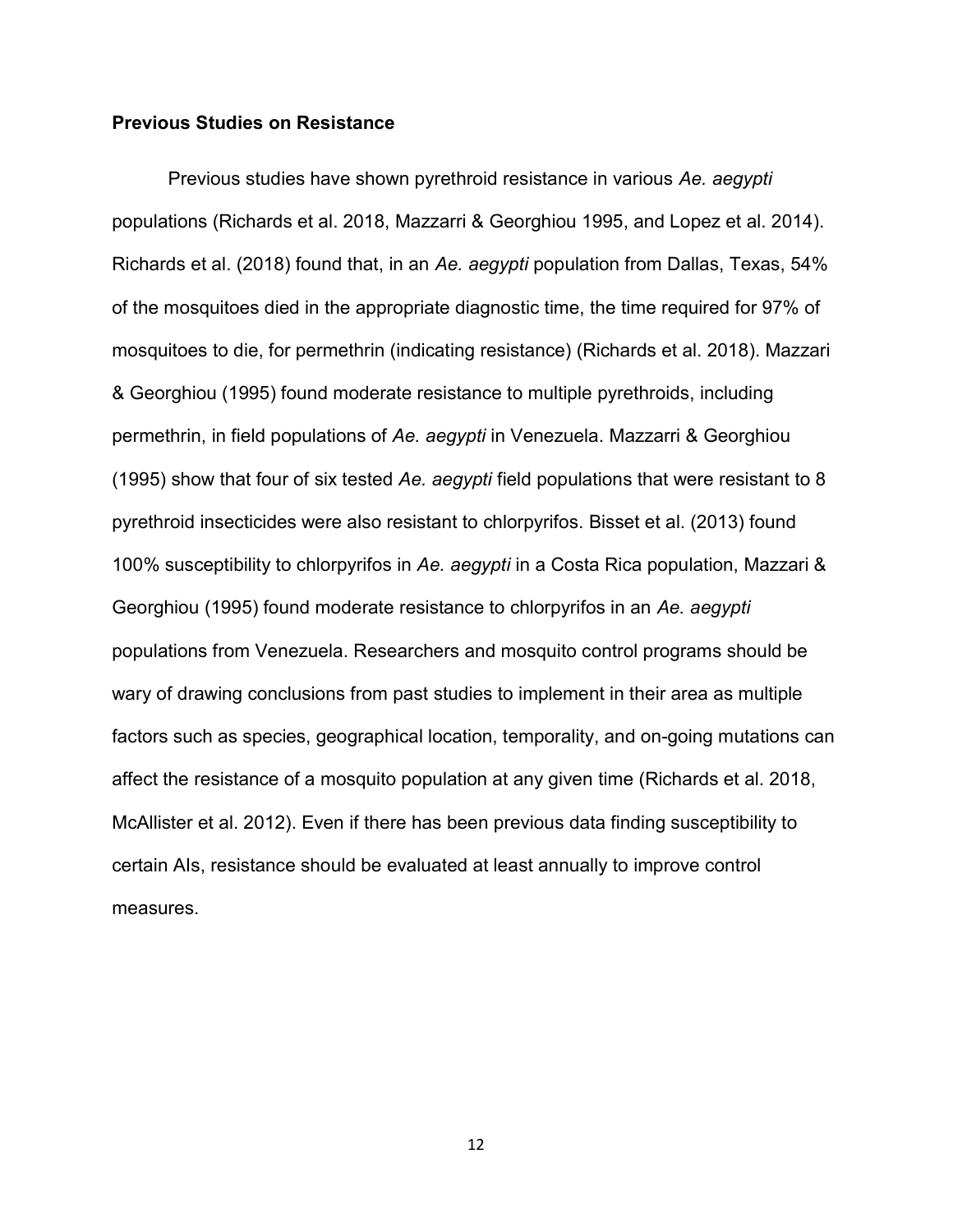### Previous Studies on Resistance

Previous studies have shown pyrethroid resistance in various *Ae. aegypti* populations (Richards et al. 2018, Mazzarri & Georghiou 1995, and Lopez et al. 2014). Richards et al. (2018) found that, in an *Ae. aegypti* population from Dallas, Texas, 54% of the mosquitoes died in the appropriate diagnostic time, the time required for 97% of mosquitoes to die, for permethrin (indicating resistance) (Richards et al. 2018). Mazzari & Georghiou (1995) found moderate resistance to multiple pyrethroids, including permethrin, in field populations of *Ae. aegypti* in Venezuela. Mazzarri & Georghiou (1995) show that four of six tested *Ae. aegypti* field populations that were resistant to 8 pyrethroid insecticides were also resistant to chlorpyrifos. Bisset et al. (2013) found 100% susceptibility to chlorpyrifos in *Ae. aegypti* in a Costa Rica population, Mazzari & Georghiou (1995) found moderate resistance to chlorpyrifos in an *Ae. aegypti* populations from Venezuela. Researchers and mosquito control programs should be wary of drawing conclusions from past studies to implement in their area as multiple factors such as species, geographical location, temporality, and on-going mutations can affect the resistance of a mosquito population at any given time (Richards et al. 2018, McAllister et al. 2012). Even if there has been previous data finding susceptibility to certain AIs, resistance should be evaluated at least annually to improve control measures.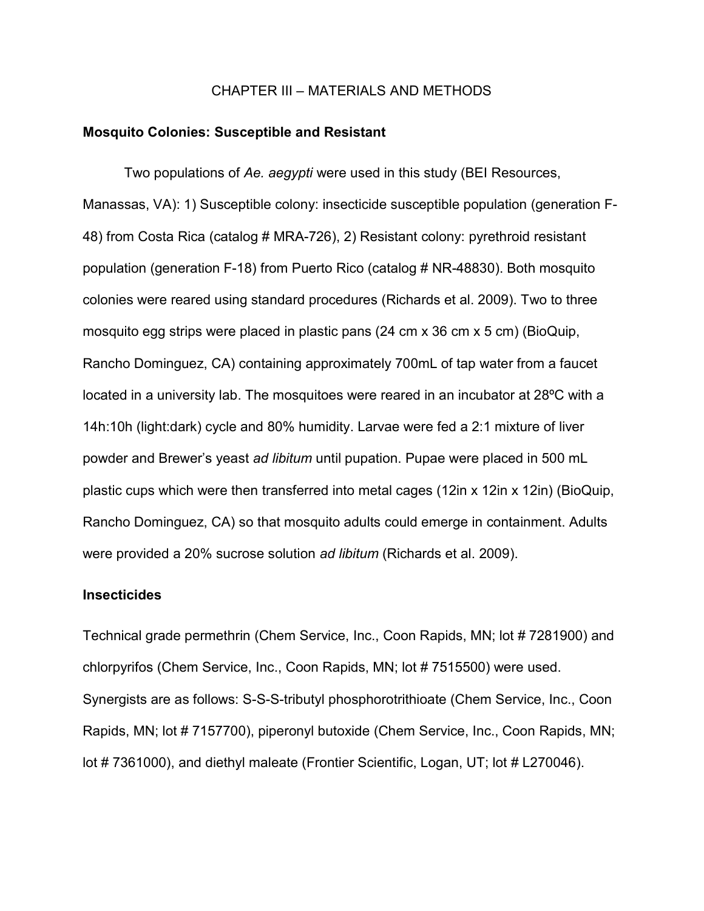# CHAPTER III – MATERIALS AND METHODS

## Mosquito Colonies: Susceptible and Resistant

Two populations of *Ae. aegypti* were used in this study (BEI Resources, Manassas, VA): 1) Susceptible colony: insecticide susceptible population (generation F-48) from Costa Rica (catalog # MRA-726), 2) Resistant colony: pyrethroid resistant population (generation F-18) from Puerto Rico (catalog # NR-48830). Both mosquito colonies were reared using standard procedures (Richards et al. 2009). Two to three mosquito egg strips were placed in plastic pans (24 cm x 36 cm x 5 cm) (BioQuip, Rancho Dominguez, CA) containing approximately 700mL of tap water from a faucet located in a university lab. The mosquitoes were reared in an incubator at 28ºC with a 14h:10h (light:dark) cycle and 80% humidity. Larvae were fed a 2:1 mixture of liver powder and Brewer's yeast *ad libitum* until pupation. Pupae were placed in 500 mL plastic cups which were then transferred into metal cages (12in x 12in x 12in) (BioQuip, Rancho Dominguez, CA) so that mosquito adults could emerge in containment. Adults were provided a 20% sucrose solution *ad libitum* (Richards et al. 2009).

## Insecticides

Technical grade permethrin (Chem Service, Inc., Coon Rapids, MN; lot # 7281900) and chlorpyrifos (Chem Service, Inc., Coon Rapids, MN; lot # 7515500) were used. Synergists are as follows: S-S-S-tributyl phosphorotrithioate (Chem Service, Inc., Coon Rapids, MN; lot # 7157700), piperonyl butoxide (Chem Service, Inc., Coon Rapids, MN; lot # 7361000), and diethyl maleate (Frontier Scientific, Logan, UT; lot # L270046).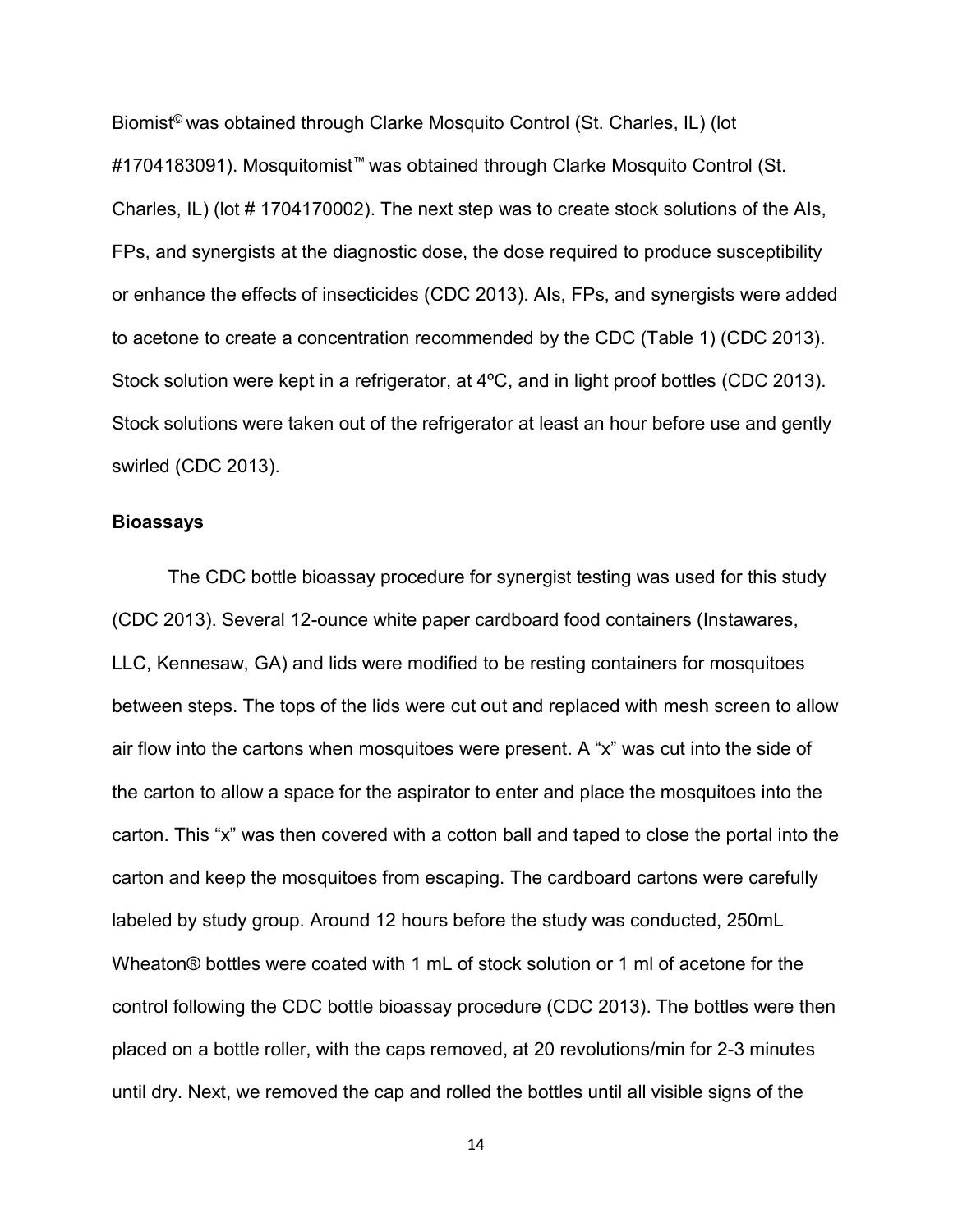Biomist© was obtained through Clarke Mosquito Control (St. Charles, IL) (lot #1704183091). Mosquitomist™ was obtained through Clarke Mosquito Control (St. Charles, IL) (lot # 1704170002). The next step was to create stock solutions of the AIs, FPs, and synergists at the diagnostic dose, the dose required to produce susceptibility or enhance the effects of insecticides (CDC 2013). AIs, FPs, and synergists were added to acetone to create a concentration recommended by the CDC (Table 1) (CDC 2013). Stock solution were kept in a refrigerator, at 4ºC, and in light proof bottles (CDC 2013). Stock solutions were taken out of the refrigerator at least an hour before use and gently swirled (CDC 2013).

**Bioassays**

The CDC bottle bioassay procedure for synergist testing was used for this study (CDC 2013). Several 12-ounce white paper cardboard food containers (Instawares, LLC, Kennesaw, GA) and lids were modified to be resting containers for mosquitoes between steps. The tops of the lids were cut out and replaced with mesh screen to allow air flow into the cartons when mosquitoes were present. A "x" was cut into the side of the carton to allow a space for the aspirator to enter and place the mosquitoes into the carton. This "x" was then covered with a cotton ball and taped to close the portal into the carton and keep the mosquitoes from escaping. The cardboard cartons were carefully labeled by study group. Around 12 hours before the study was conducted, 250mL Wheaton® bottles were coated with 1 mL of stock solution or 1 ml of acetone for the control following the CDC bottle bioassay procedure (CDC 2013). The bottles were then placed on a bottle roller, with the caps removed, at 20 revolutions/min for 2-3 minutes until dry. Next, we removed the cap and rolled the bottles until all visible signs of the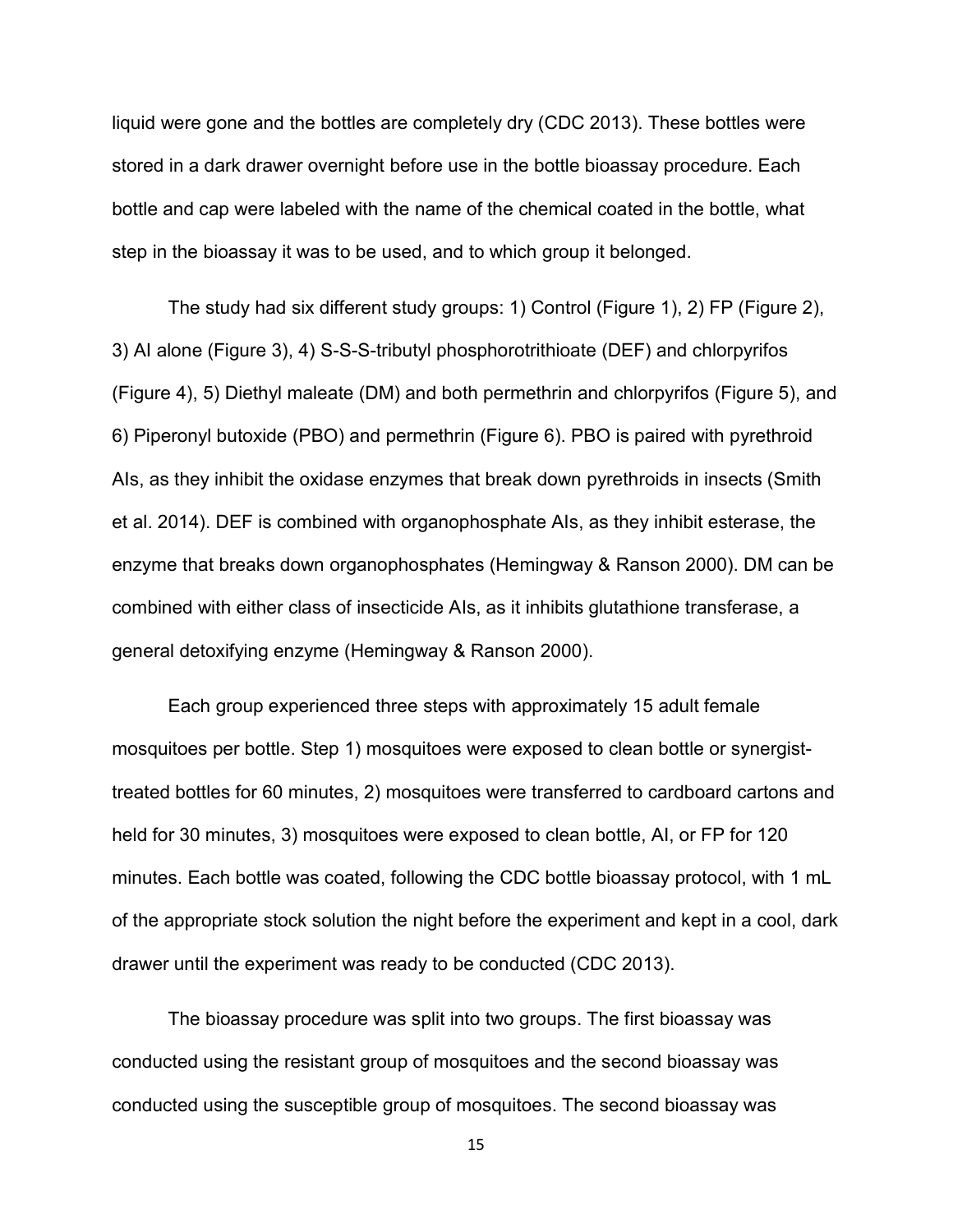liquid were gone and the bottles are completely dry (CDC 2013). These bottles were stored in a dark drawer overnight before use in the bottle bioassay procedure. Each bottle and cap were labeled with the name of the chemical coated in the bottle, what step in the bioassay it was to be used, and to which group it belonged.

The study had six different study groups: 1) Control (Figure 1), 2) FP (Figure 2), 3) AI alone (Figure 3), 4) S-S-S-tributyl phosphorotrithioate (DEF) and chlorpyrifos (Figure 4), 5) Diethyl maleate (DM) and both permethrin and chlorpyrifos (Figure 5), and 6) Piperonyl butoxide (PBO) and permethrin (Figure 6). PBO is paired with pyrethroid AIs, as they inhibit the oxidase enzymes that break down pyrethroids in insects (Smith et al. 2014). DEF is combined with organophosphate AIs, as they inhibit esterase, the enzyme that breaks down organophosphates (Hemingway & Ranson 2000). DM can be combined with either class of insecticide AIs, as it inhibits glutathione transferase, a general detoxifying enzyme (Hemingway & Ranson 2000).

Each group experienced three steps with approximately 15 adult female mosquitoes per bottle. Step 1) mosquitoes were exposed to clean bottle or synergist-treated bottles for 60 minutes, 2) mosquitoes were transferred to cardboard cartons and held for 30 minutes, 3) mosquitoes were exposed to clean bottle, AI, or FP for 120 minutes. Each bottle was coated, following the CDC bottle bioassay protocol, with 1 mL of the appropriate stock solution the night before the experiment and kept in a cool, dark drawer until the experiment was ready to be conducted (CDC 2013).

The bioassay procedure was split into two groups. The first bioassay was conducted using the resistant group of mosquitoes and the second bioassay was conducted using the susceptible group of mosquitoes. The second bioassay was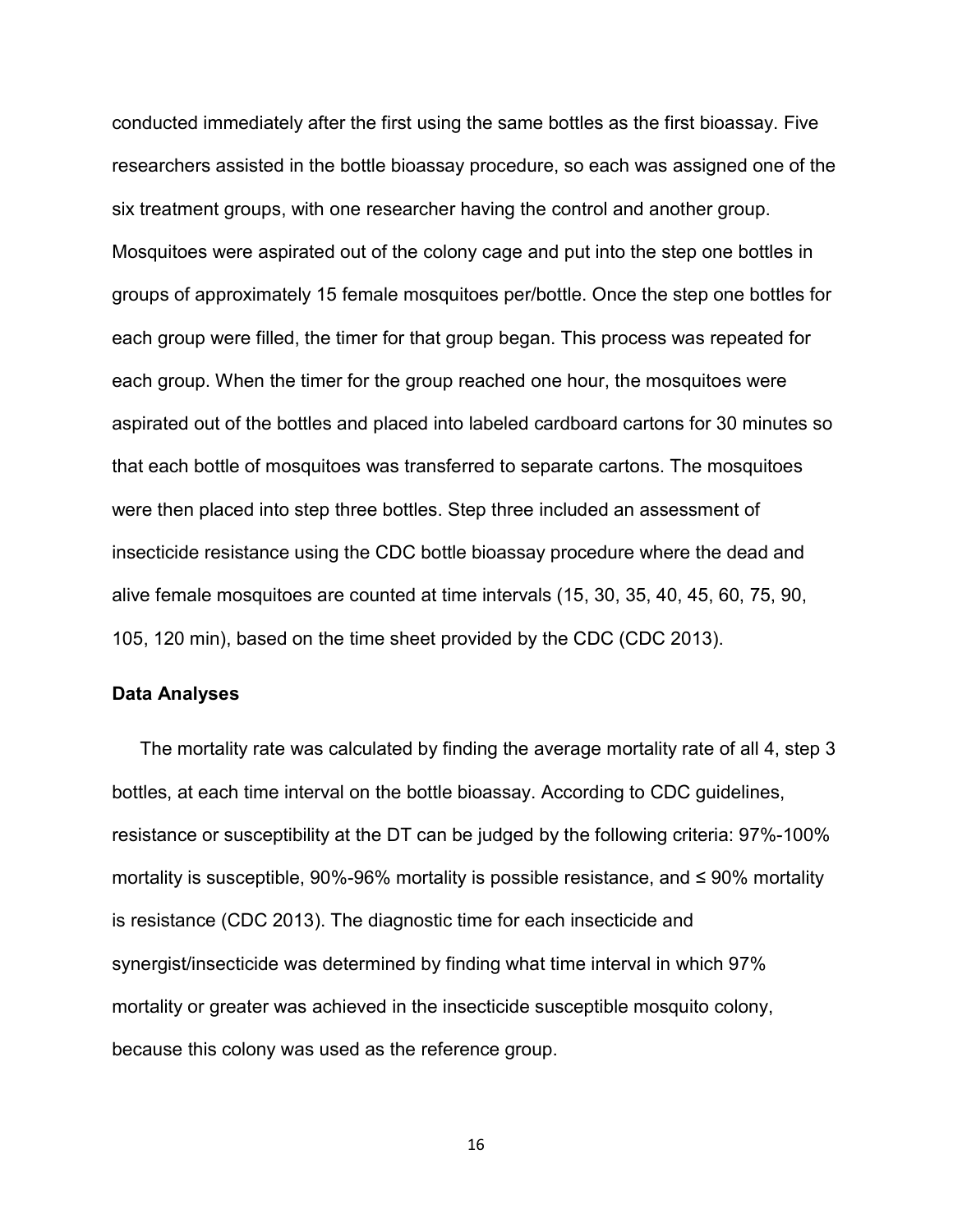conducted immediately after the first using the same bottles as the first bioassay. Five researchers assisted in the bottle bioassay procedure, so each was assigned one of the six treatment groups, with one researcher having the control and another group. Mosquitoes were aspirated out of the colony cage and put into the step one bottles in groups of approximately 15 female mosquitoes per/bottle. Once the step one bottles for each group were filled, the timer for that group began. This process was repeated for each group. When the timer for the group reached one hour, the mosquitoes were aspirated out of the bottles and placed into labeled cardboard cartons for 30 minutes so that each bottle of mosquitoes was transferred to separate cartons. The mosquitoes were then placed into step three bottles. Step three included an assessment of insecticide resistance using the CDC bottle bioassay procedure where the dead and alive female mosquitoes are counted at time intervals (15, 30, 35, 40, 45, 60, 75, 90, 105, 120 min), based on the time sheet provided by the CDC (CDC 2013).

**Data Analyses**

The mortality rate was calculated by finding the average mortality rate of all 4, step 3 bottles, at each time interval on the bottle bioassay. According to CDC guidelines, resistance or susceptibility at the DT can be judged by the following criteria: 97%-100% mortality is susceptible, 90%-96% mortality is possible resistance, and ≤ 90% mortality is resistance (CDC 2013). The diagnostic time for each insecticide and synergist/insecticide was determined by finding what time interval in which 97% mortality or greater was achieved in the insecticide susceptible mosquito colony, because this colony was used as the reference group.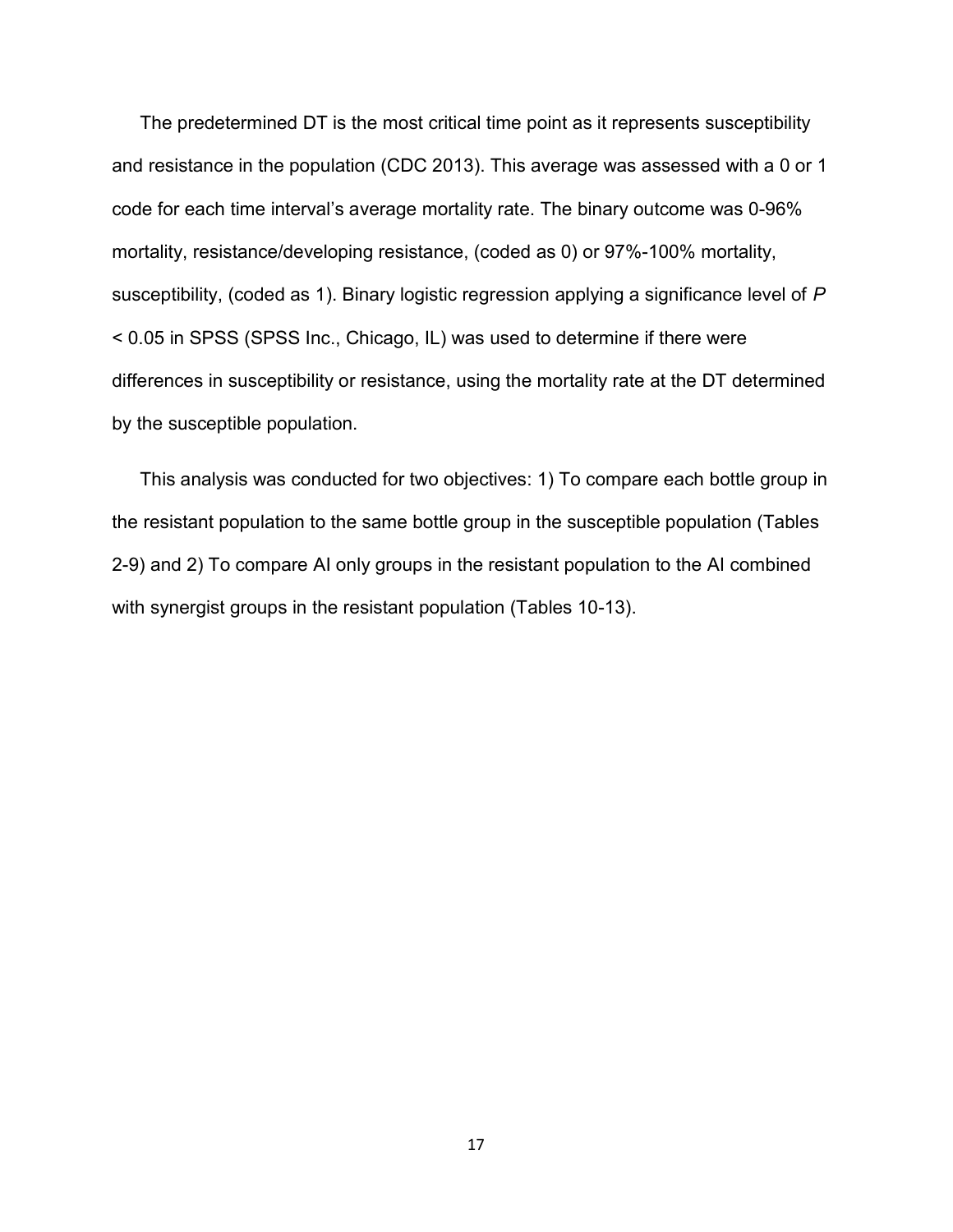The predetermined DT is the most critical time point as it represents susceptibility and resistance in the population (CDC 2013). This average was assessed with a 0 or 1 code for each time interval's average mortality rate. The binary outcome was 0-96% mortality, resistance/developing resistance, (coded as 0) or 97%-100% mortality, susceptibility, (coded as 1). Binary logistic regression applying a significance level of $P < 0.05$ in SPSS (SPSS Inc., Chicago, IL) was used to determine if there were differences in susceptibility or resistance, using the mortality rate at the DT determined by the susceptible population.

This analysis was conducted for two objectives: 1) To compare each bottle group in the resistant population to the same bottle group in the susceptible population (Tables 2-9) and 2) To compare AI only groups in the resistant population to the AI combined with synergist groups in the resistant population (Tables 10-13).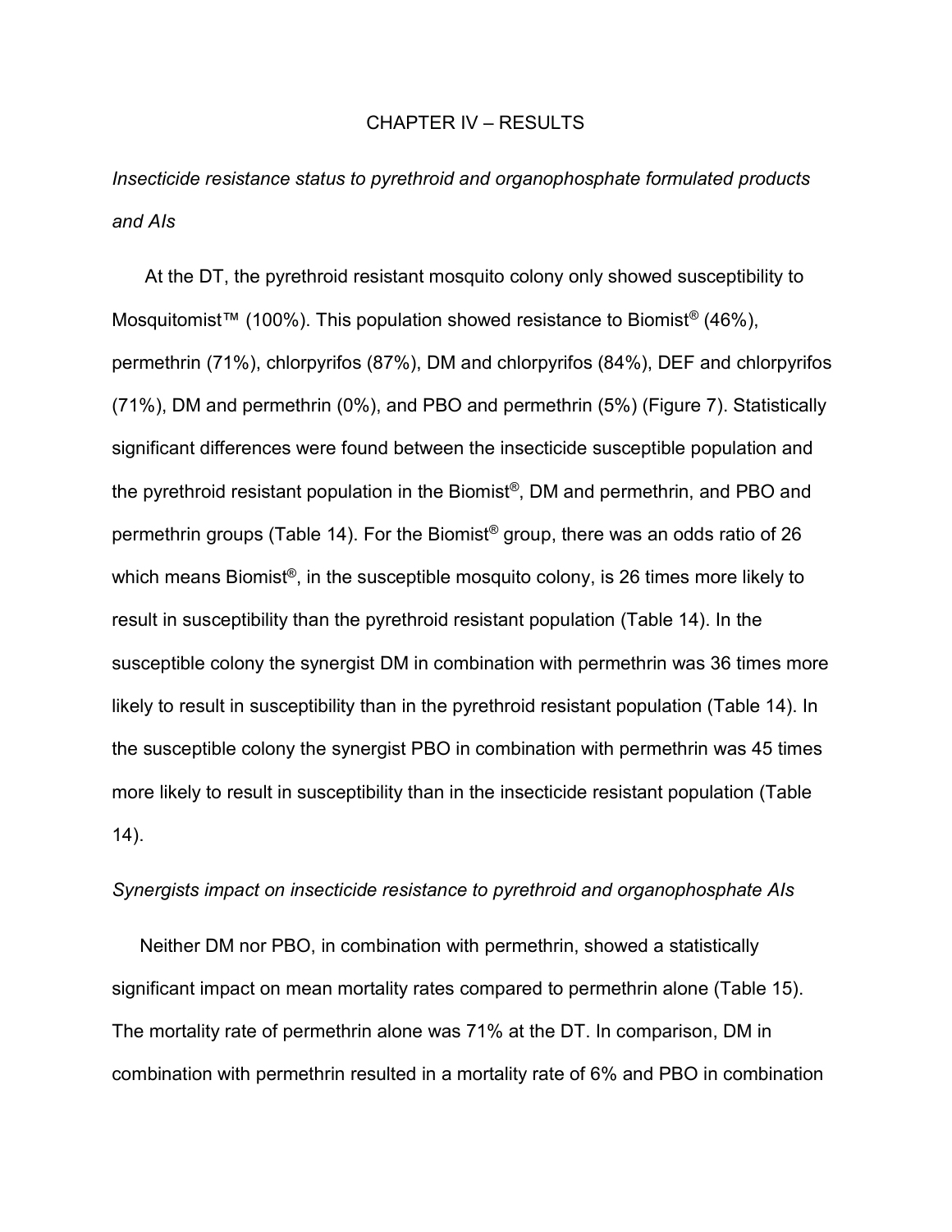# CHAPTER IV – RESULTS

*Insecticide resistance status to pyrethroid and organophosphate formulated products and AIs*

At the DT, the pyrethroid resistant mosquito colony only showed susceptibility to Mosquitomist™ (100%). This population showed resistance to Biomist® (46%), permethrin (71%), chlorpyrifos (87%), DM and chlorpyrifos (84%), DEF and chlorpyrifos (71%), DM and permethrin (0%), and PBO and permethrin (5%) (Figure 7). Statistically significant differences were found between the insecticide susceptible population and the pyrethroid resistant population in the Biomist®, DM and permethrin, and PBO and permethrin groups (Table 14). For the Biomist® group, there was an odds ratio of 26 which means Biomist®, in the susceptible mosquito colony, is 26 times more likely to result in susceptibility than the pyrethroid resistant population (Table 14). In the susceptible colony the synergist DM in combination with permethrin was 36 times more likely to result in susceptibility than in the pyrethroid resistant population (Table 14). In the susceptible colony the synergist PBO in combination with permethrin was 45 times more likely to result in susceptibility than in the insecticide resistant population (Table 14).

*Synergists impact on insecticide resistance to pyrethroid and organophosphate AIs*

Neither DM nor PBO, in combination with permethrin, showed a statistically significant impact on mean mortality rates compared to permethrin alone (Table 15). The mortality rate of permethrin alone was 71% at the DT. In comparison, DM in combination with permethrin resulted in a mortality rate of 6% and PBO in combination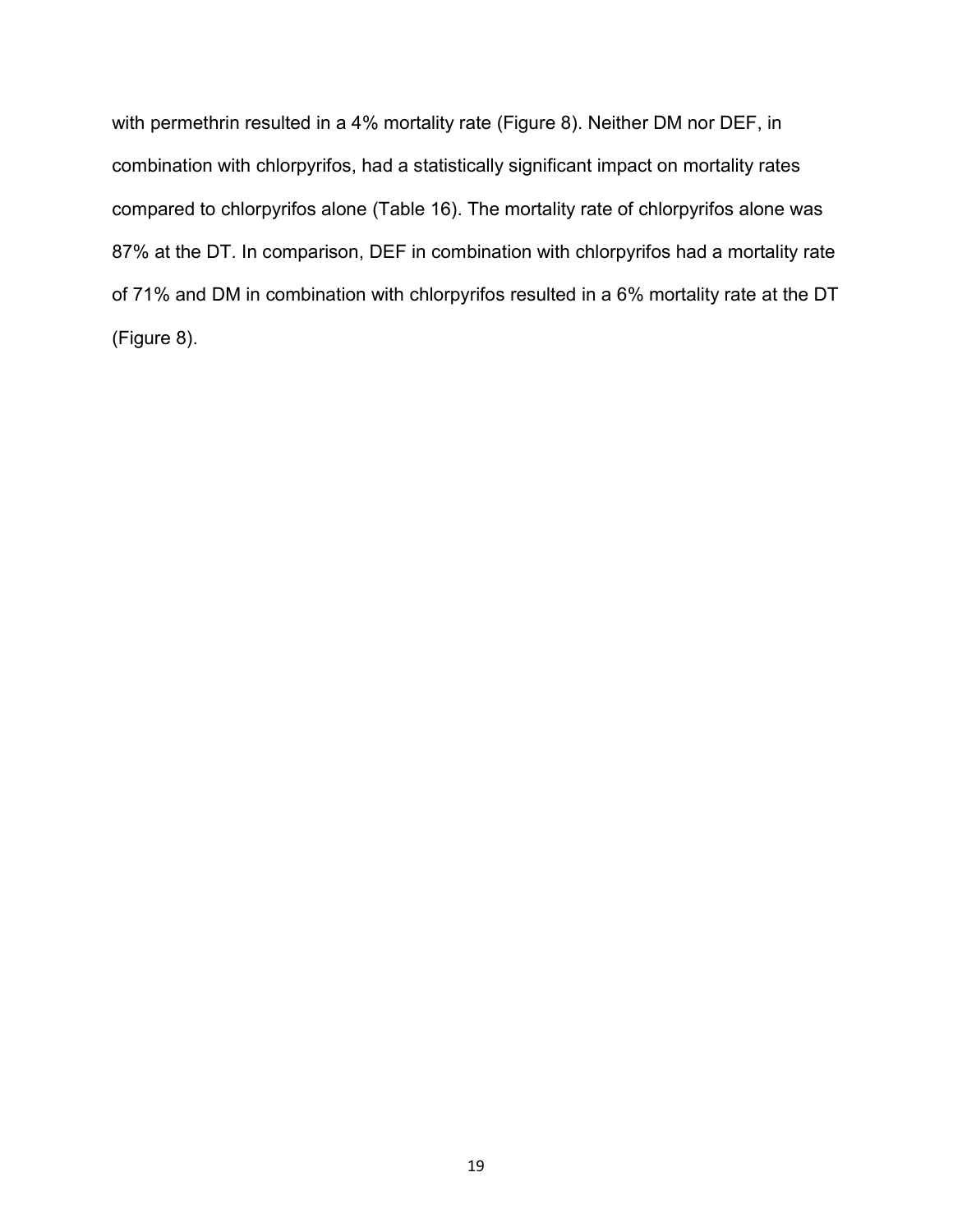with permethrin resulted in a 4% mortality rate (Figure 8). Neither DM nor DEF, in combination with chlorpyrifos, had a statistically significant impact on mortality rates compared to chlorpyrifos alone (Table 16). The mortality rate of chlorpyrifos alone was 87% at the DT. In comparison, DEF in combination with chlorpyrifos had a mortality rate of 71% and DM in combination with chlorpyrifos resulted in a 6% mortality rate at the DT (Figure 8).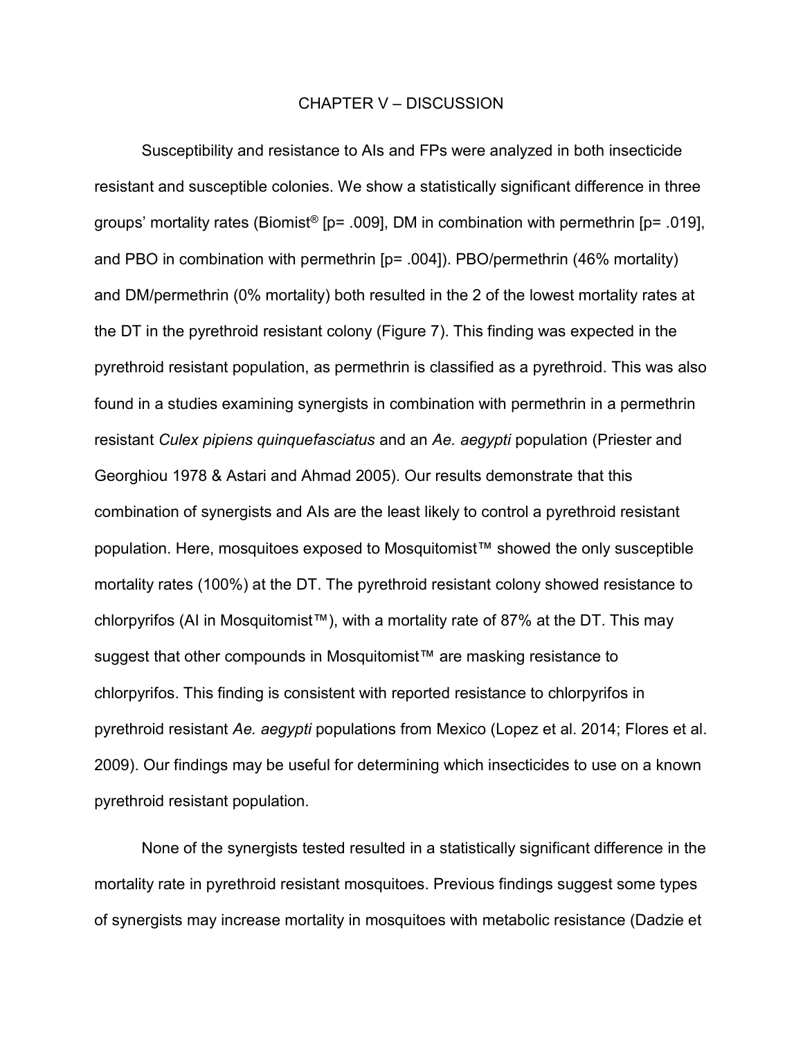# CHAPTER V – DISCUSSION

Susceptibility and resistance to AIs and FPs were analyzed in both insecticide resistant and susceptible colonies. We show a statistically significant difference in three groups' mortality rates (Biomist® [p= .009], DM in combination with permethrin [p= .019], and PBO in combination with permethrin [p= .004]). PBO/permethrin (46% mortality) and DM/permethrin (0% mortality) both resulted in the 2 of the lowest mortality rates at the DT in the pyrethroid resistant colony (Figure 7). This finding was expected in the pyrethroid resistant population, as permethrin is classified as a pyrethroid. This was also found in a studies examining synergists in combination with permethrin in a permethrin resistant *Culex pipiens quinquefasciatus* and an *Ae. aegypti* population (Priester and Georghiou 1978 & Astari and Ahmad 2005). Our results demonstrate that this combination of synergists and AIs are the least likely to control a pyrethroid resistant population. Here, mosquitoes exposed to Mosquitomist™ showed the only susceptible mortality rates (100%) at the DT. The pyrethroid resistant colony showed resistance to chlorpyrifos (AI in Mosquitomist™), with a mortality rate of 87% at the DT. This may suggest that other compounds in Mosquitomist™ are masking resistance to chlorpyrifos. This finding is consistent with reported resistance to chlorpyrifos in pyrethroid resistant *Ae. aegypti* populations from Mexico (Lopez et al. 2014; Flores et al. 2009). Our findings may be useful for determining which insecticides to use on a known pyrethroid resistant population.

None of the synergists tested resulted in a statistically significant difference in the mortality rate in pyrethroid resistant mosquitoes. Previous findings suggest some types of synergists may increase mortality in mosquitoes with metabolic resistance (Dadzie et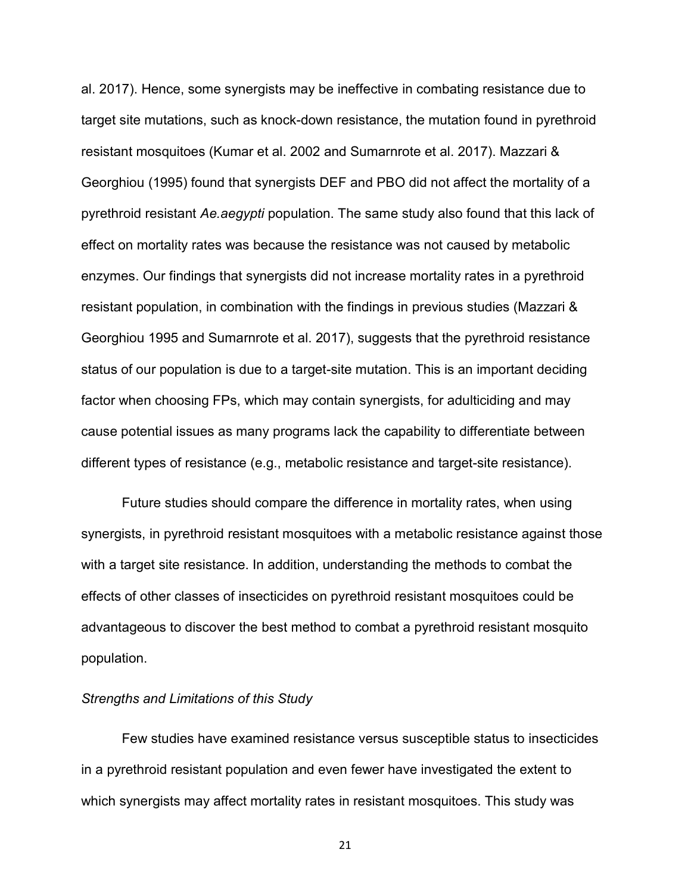al. 2017). Hence, some synergists may be ineffective in combating resistance due to target site mutations, such as knock-down resistance, the mutation found in pyrethroid resistant mosquitoes (Kumar et al. 2002 and Sumarnrote et al. 2017). Mazzari & Georghiou (1995) found that synergists DEF and PBO did not affect the mortality of a pyrethroid resistant *Ae.aegypti* population. The same study also found that this lack of effect on mortality rates was because the resistance was not caused by metabolic enzymes. Our findings that synergists did not increase mortality rates in a pyrethroid resistant population, in combination with the findings in previous studies (Mazzari & Georghiou 1995 and Sumarnrote et al. 2017), suggests that the pyrethroid resistance status of our population is due to a target-site mutation. This is an important deciding factor when choosing FPs, which may contain synergists, for adulticiding and may cause potential issues as many programs lack the capability to differentiate between different types of resistance (e.g., metabolic resistance and target-site resistance).

Future studies should compare the difference in mortality rates, when using synergists, in pyrethroid resistant mosquitoes with a metabolic resistance against those with a target site resistance. In addition, understanding the methods to combat the effects of other classes of insecticides on pyrethroid resistant mosquitoes could be advantageous to discover the best method to combat a pyrethroid resistant mosquito population.

*Strengths and Limitations of this Study*

Few studies have examined resistance versus susceptible status to insecticides in a pyrethroid resistant population and even fewer have investigated the extent to which synergists may affect mortality rates in resistant mosquitoes. This study was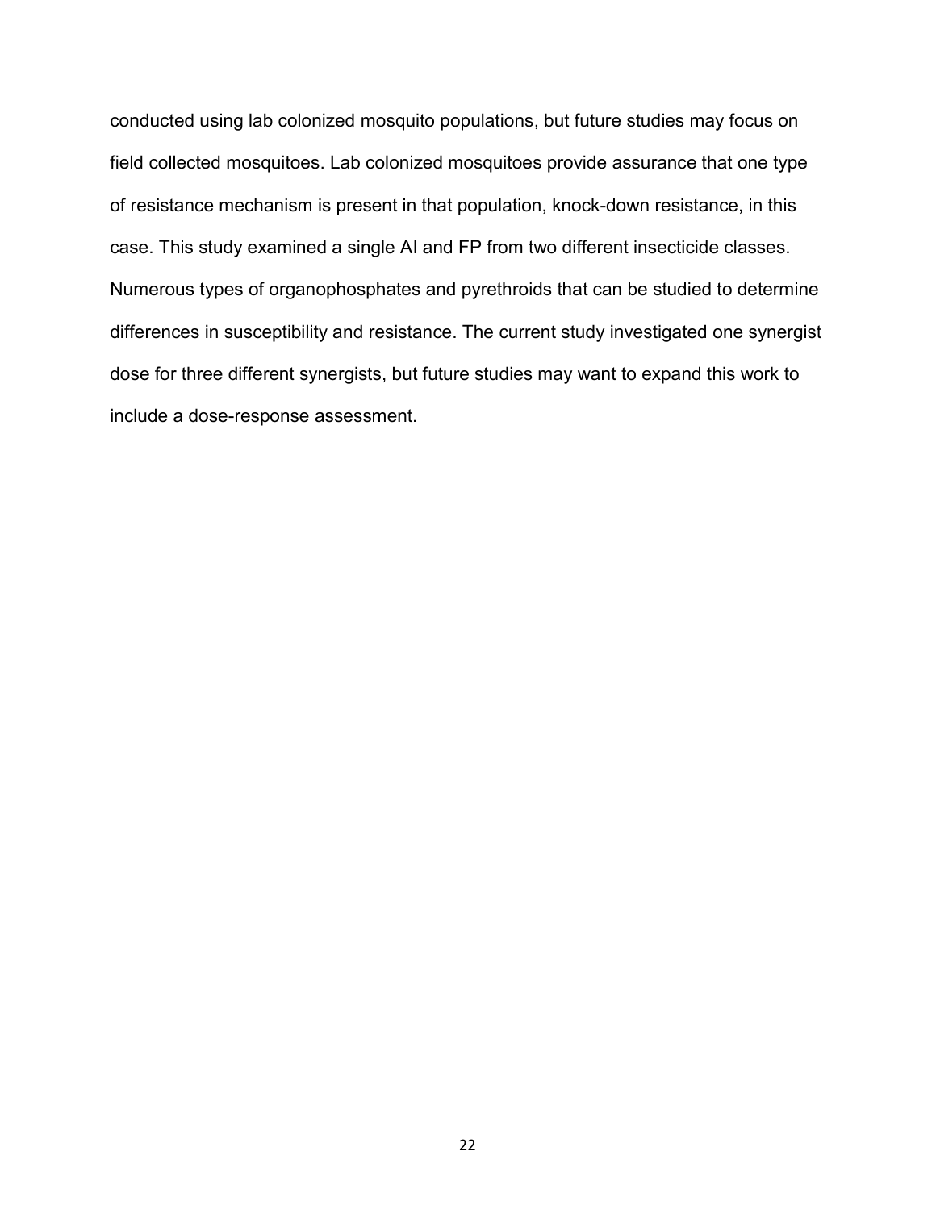conducted using lab colonized mosquito populations, but future studies may focus on field collected mosquitoes. Lab colonized mosquitoes provide assurance that one type of resistance mechanism is present in that population, knock-down resistance, in this case. This study examined a single AI and FP from two different insecticide classes. Numerous types of organophosphates and pyrethroids that can be studied to determine differences in susceptibility and resistance. The current study investigated one synergist dose for three different synergists, but future studies may want to expand this work to include a dose-response assessment.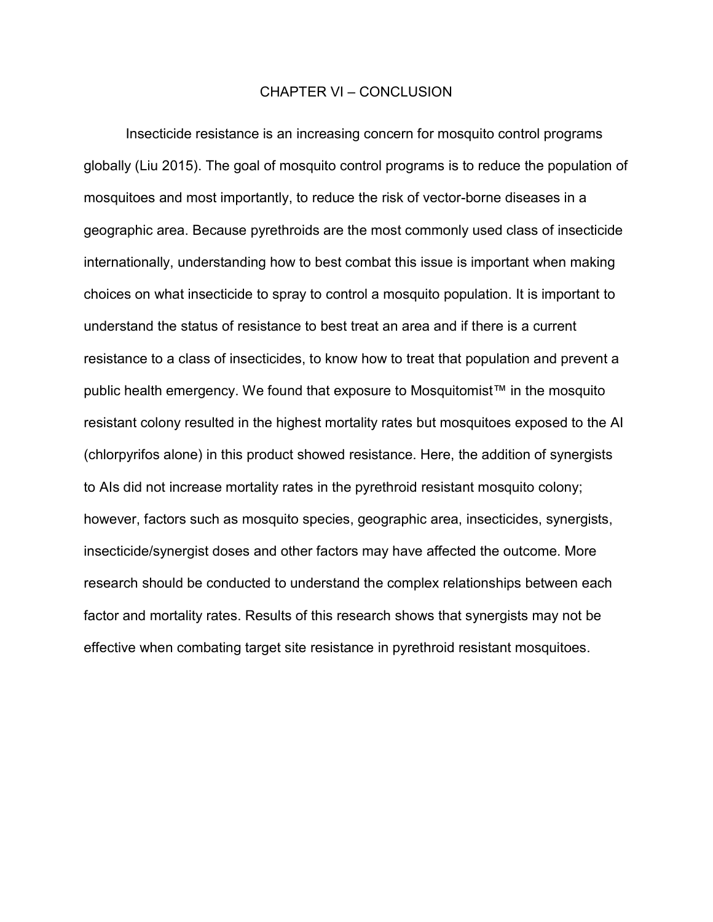# CHAPTER VI – CONCLUSION

Insecticide resistance is an increasing concern for mosquito control programs globally (Liu 2015). The goal of mosquito control programs is to reduce the population of mosquitoes and most importantly, to reduce the risk of vector-borne diseases in a geographic area. Because pyrethroids are the most commonly used class of insecticide internationally, understanding how to best combat this issue is important when making choices on what insecticide to spray to control a mosquito population. It is important to understand the status of resistance to best treat an area and if there is a current resistance to a class of insecticides, to know how to treat that population and prevent a public health emergency. We found that exposure to Mosquitomist™ in the mosquito resistant colony resulted in the highest mortality rates but mosquitoes exposed to the AI (chlorpyrifos alone) in this product showed resistance. Here, the addition of synergists to AIs did not increase mortality rates in the pyrethroid resistant mosquito colony; however, factors such as mosquito species, geographic area, insecticides, synergists, insecticide/synergist doses and other factors may have affected the outcome. More research should be conducted to understand the complex relationships between each factor and mortality rates. Results of this research shows that synergists may not be effective when combating target site resistance in pyrethroid resistant mosquitoes.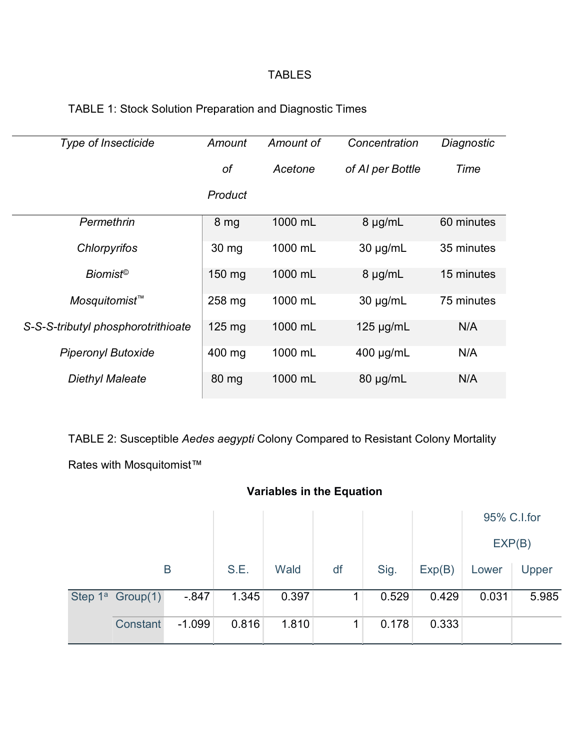TABLES

TABLE 1: Stock Solution Preparation and Diagnostic Times

| *Type of Insecticide* | *Amount of Product* | *Amount of Acetone* | *Concentration of AI per Bottle* | *Diagnostic Time* |
|---|---|---|---|---|
| *Permethrin* | 8 mg | 1000 mL | 8 μg/mL | 60 minutes |
| *Chlorpyrifos* | 30 mg | 1000 mL | 30 μg/mL | 35 minutes |
| *Biomist©* | 150 mg | 1000 mL | 8 μg/mL | 15 minutes |
| *Mosquitomist™* | 258 mg | 1000 mL | 30 μg/mL | 75 minutes |
| *S-S-S-tributyl phosphorotrithioate* | 125 mg | 1000 mL | 125 μg/mL | N/A |
| *Piperonyl Butoxide* | 400 mg | 1000 mL | 400 μg/mL | N/A |
| *Diethyl Maleate* | 80 mg | 1000 mL | 80 μg/mL | N/A |

TABLE 2: Susceptible *Aedes aegypti* Colony Compared to Resistant Colony Mortality Rates with Mosquitomist™

**Variables in the Equation**

| | | B | S.E. | Wald | df | Sig. | Exp(B) | 95% C.I.for EXP(B) | |
|---|---|---|---|---|---|---|---|---|---|
| | | | | | | | | Lower | Upper |
| Step 1[a] | Group(1) | -.847 | 1.345 | 0.397 | 1 | 0.529 | 0.429 | 0.031 | 5.985 |
| | Constant | -1.099 | 0.816 | 1.810 | 1 | 0.178 | 0.333 | | |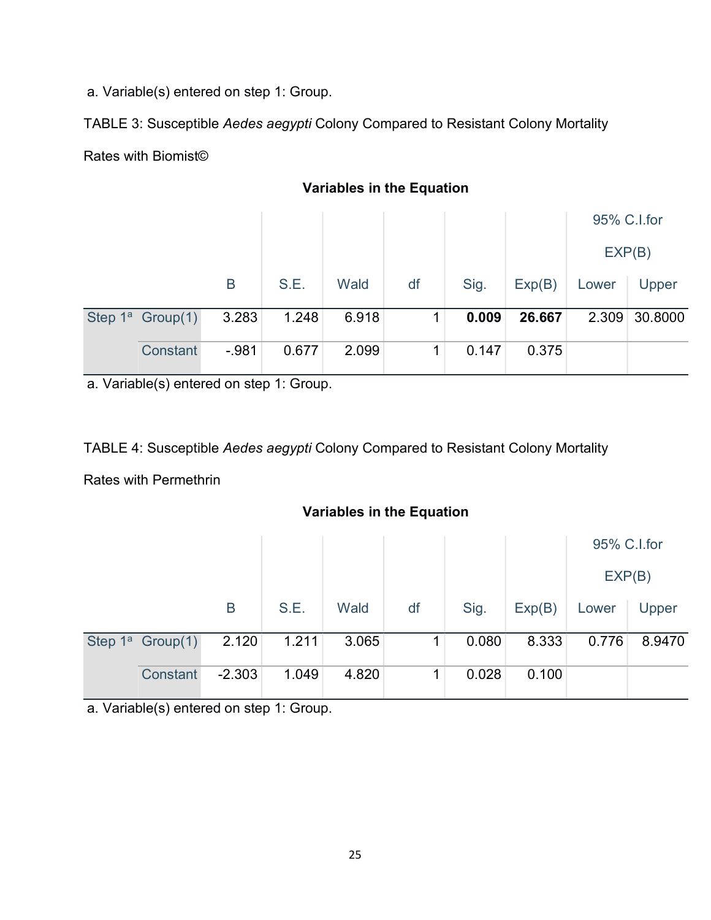a. Variable(s) entered on step 1: Group.

TABLE 3: Susceptible *Aedes aegypti* Colony Compared to Resistant Colony Mortality Rates with Biomist©

**Variables in the Equation**

| | | B | S.E. | Wald | df | Sig. | Exp(B) | 95% C.I.for EXP(B) | |
|---|---|---|---|---|---|---|---|---|---|
| | | | | | | | | Lower | Upper |
| Step 1[a] | Group(1) | 3.283 | 1.248 | 6.918 | 1 | **0.009** | **26.667** | 2.309 | 30.8000 |
| | Constant | -.981 | 0.677 | 2.099 | 1 | 0.147 | 0.375 | | |

a. Variable(s) entered on step 1: Group.

TABLE 4: Susceptible *Aedes aegypti* Colony Compared to Resistant Colony Mortality Rates with Permethrin

**Variables in the Equation**

| | | B | S.E. | Wald | df | Sig. | Exp(B) | 95% C.I.for EXP(B) | |
|---|---|---|---|---|---|---|---|---|---|
| | | | | | | | | Lower | Upper |
| Step 1[a] | Group(1) | 2.120 | 1.211 | 3.065 | 1 | 0.080 | 8.333 | 0.776 | 8.9470 |
| | Constant | -2.303 | 1.049 | 4.820 | 1 | 0.028 | 0.100 | | |

a. Variable(s) entered on step 1: Group.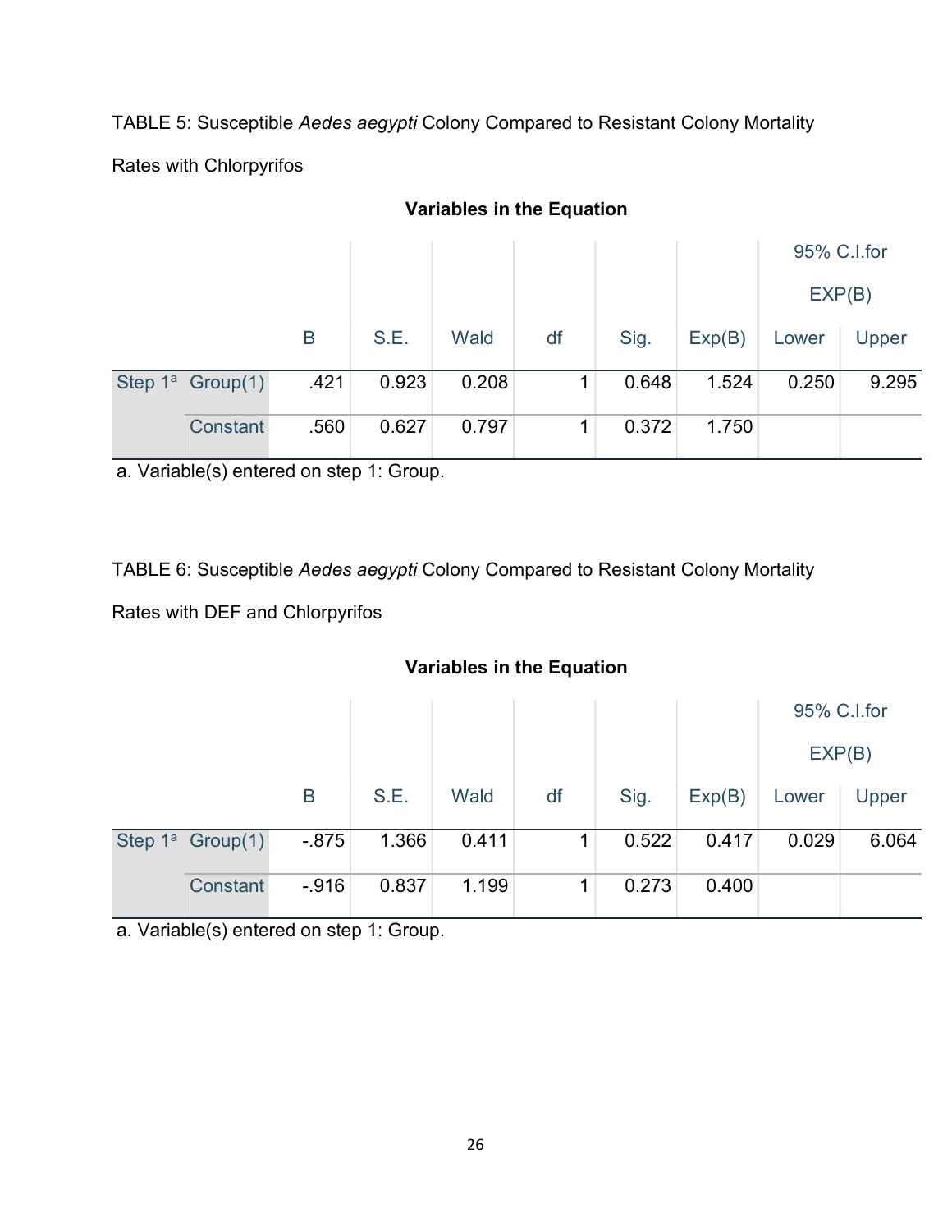TABLE 5: Susceptible *Aedes aegypti* Colony Compared to Resistant Colony Mortality Rates with Chlorpyrifos

**Variables in the Equation**

| | | B | S.E. | Wald | df | Sig. | Exp(B) | 95% C.I.for EXP(B) | |
|---|---|---|---|---|---|---|---|---|---|
| | | | | | | | | Lower | Upper |
| Step 1[a] | Group(1) | .421 | 0.923 | 0.208 | 1 | 0.648 | 1.524 | 0.250 | 9.295 |
| | Constant | .560 | 0.627 | 0.797 | 1 | 0.372 | 1.750 | | |

a. Variable(s) entered on step 1: Group.

TABLE 6: Susceptible *Aedes aegypti* Colony Compared to Resistant Colony Mortality Rates with DEF and Chlorpyrifos

**Variables in the Equation**

| | | B | S.E. | Wald | df | Sig. | Exp(B) | 95% C.I.for EXP(B) | |
|---|---|---|---|---|---|---|---|---|---|
| | | | | | | | | Lower | Upper |
| Step 1[a] | Group(1) | -.875 | 1.366 | 0.411 | 1 | 0.522 | 0.417 | 0.029 | 6.064 |
| | Constant | -.916 | 0.837 | 1.199 | 1 | 0.273 | 0.400 | | |

a. Variable(s) entered on step 1: Group.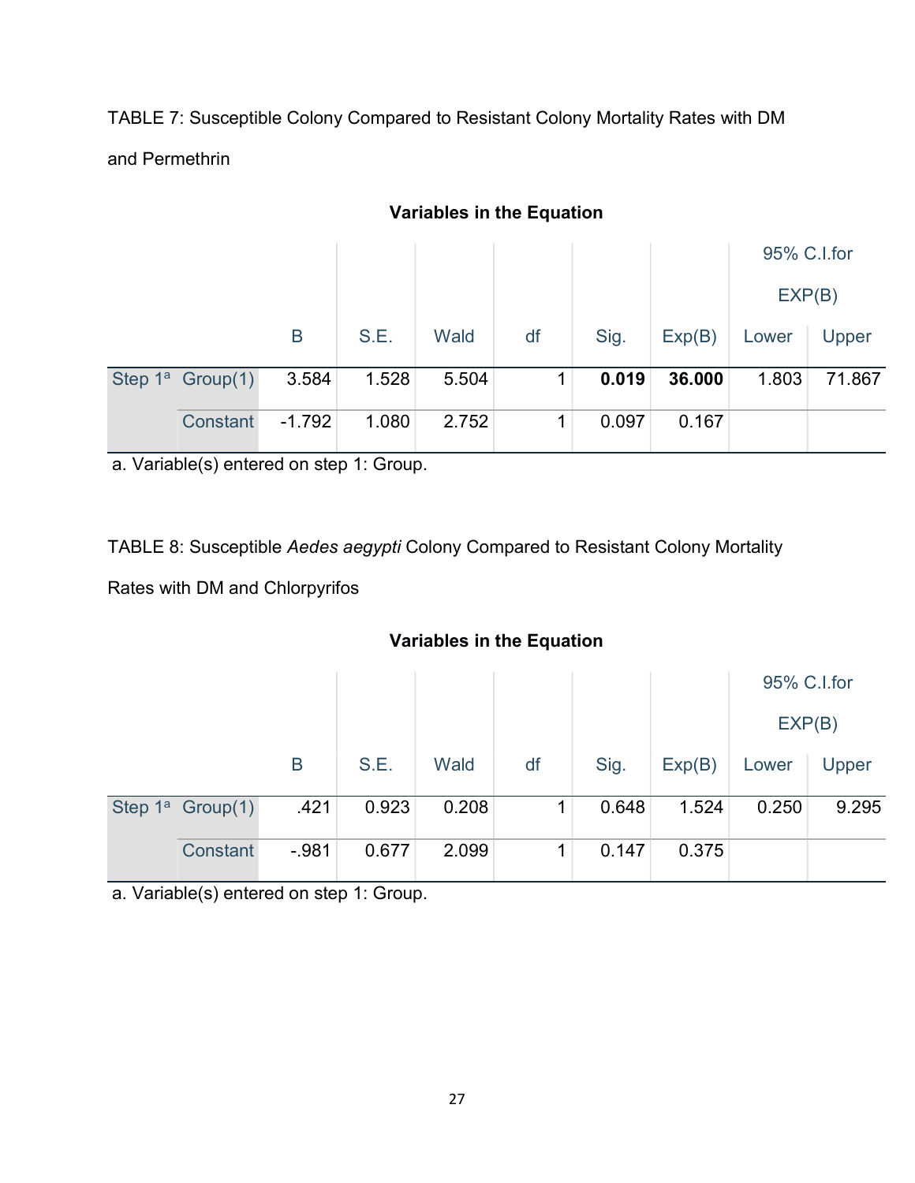TABLE 7: Susceptible Colony Compared to Resistant Colony Mortality Rates with DM and Permethrin

**Variables in the Equation**

| | | B | S.E. | Wald | df | Sig. | Exp(B) | 95% C.I.for EXP(B) | |
|---|---|---|---|---|---|---|---|---|---|
| | | | | | | | | Lower | Upper |
| Step 1[a] | Group(1) | 3.584 | 1.528 | 5.504 | 1 | **0.019** | **36.000** | 1.803 | 71.867 |
| | Constant | -1.792 | 1.080 | 2.752 | 1 | 0.097 | 0.167 | | |

a. Variable(s) entered on step 1: Group.

TABLE 8: Susceptible *Aedes aegypti* Colony Compared to Resistant Colony Mortality Rates with DM and Chlorpyrifos

**Variables in the Equation**

| | | B | S.E. | Wald | df | Sig. | Exp(B) | 95% C.I.for EXP(B) | |
|---|---|---|---|---|---|---|---|---|---|
| | | | | | | | | Lower | Upper |
| Step 1[a] | Group(1) | .421 | 0.923 | 0.208 | 1 | 0.648 | 1.524 | 0.250 | 9.295 |
| | Constant | -.981 | 0.677 | 2.099 | 1 | 0.147 | 0.375 | | |

a. Variable(s) entered on step 1: Group.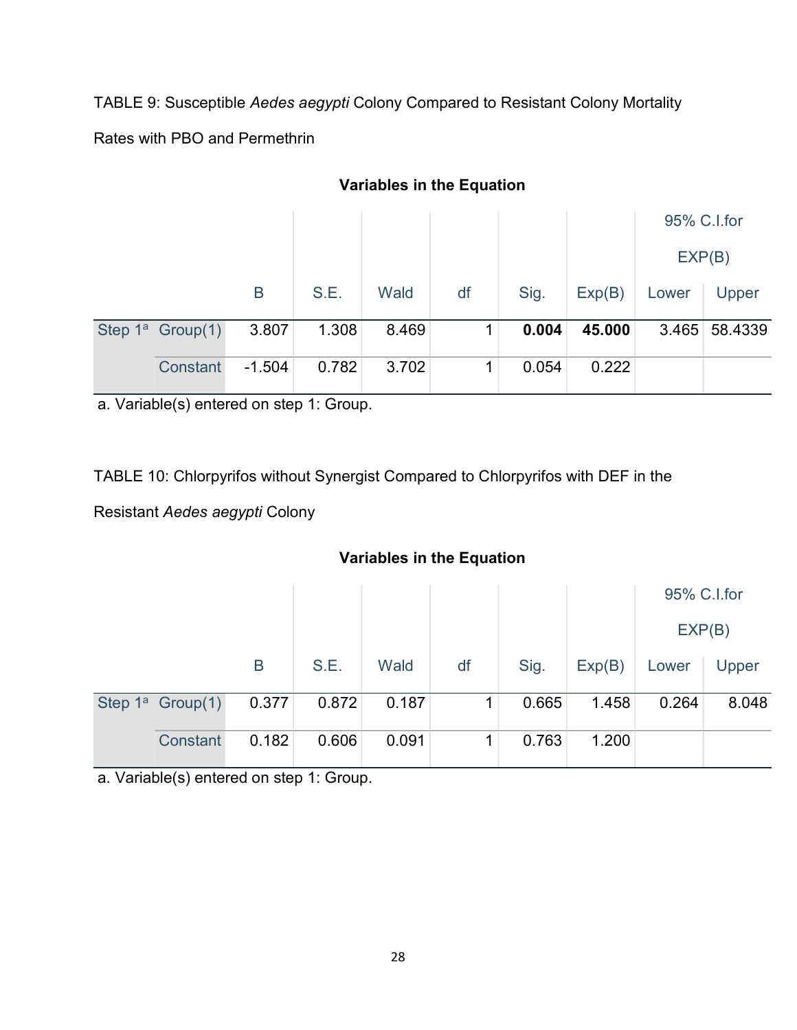TABLE 9: Susceptible *Aedes aegypti* Colony Compared to Resistant Colony Mortality Rates with PBO and Permethrin

**Variables in the Equation**

| | | B | S.E. | Wald | df | Sig. | Exp(B) | 95% C.I.for EXP(B) | |
|---|---|---|---|---|---|---|---|---|---|
| | | | | | | | | Lower | Upper |
| Step 1[a] | Group(1) | 3.807 | 1.308 | 8.469 | 1 | **0.004** | **45.000** | 3.465 | 58.4339 |
| | Constant | -1.504 | 0.782 | 3.702 | 1 | 0.054 | 0.222 | | |

a. Variable(s) entered on step 1: Group.

TABLE 10: Chlorpyrifos without Synergist Compared to Chlorpyrifos with DEF in the Resistant *Aedes aegypti* Colony

**Variables in the Equation**

| | | B | S.E. | Wald | df | Sig. | Exp(B) | 95% C.I.for EXP(B) | |
|---|---|---|---|---|---|---|---|---|---|
| | | | | | | | | Lower | Upper |
| Step 1[a] | Group(1) | 0.377 | 0.872 | 0.187 | 1 | 0.665 | 1.458 | 0.264 | 8.048 |
| | Constant | 0.182 | 0.606 | 0.091 | 1 | 0.763 | 1.200 | | |

a. Variable(s) entered on step 1: Group.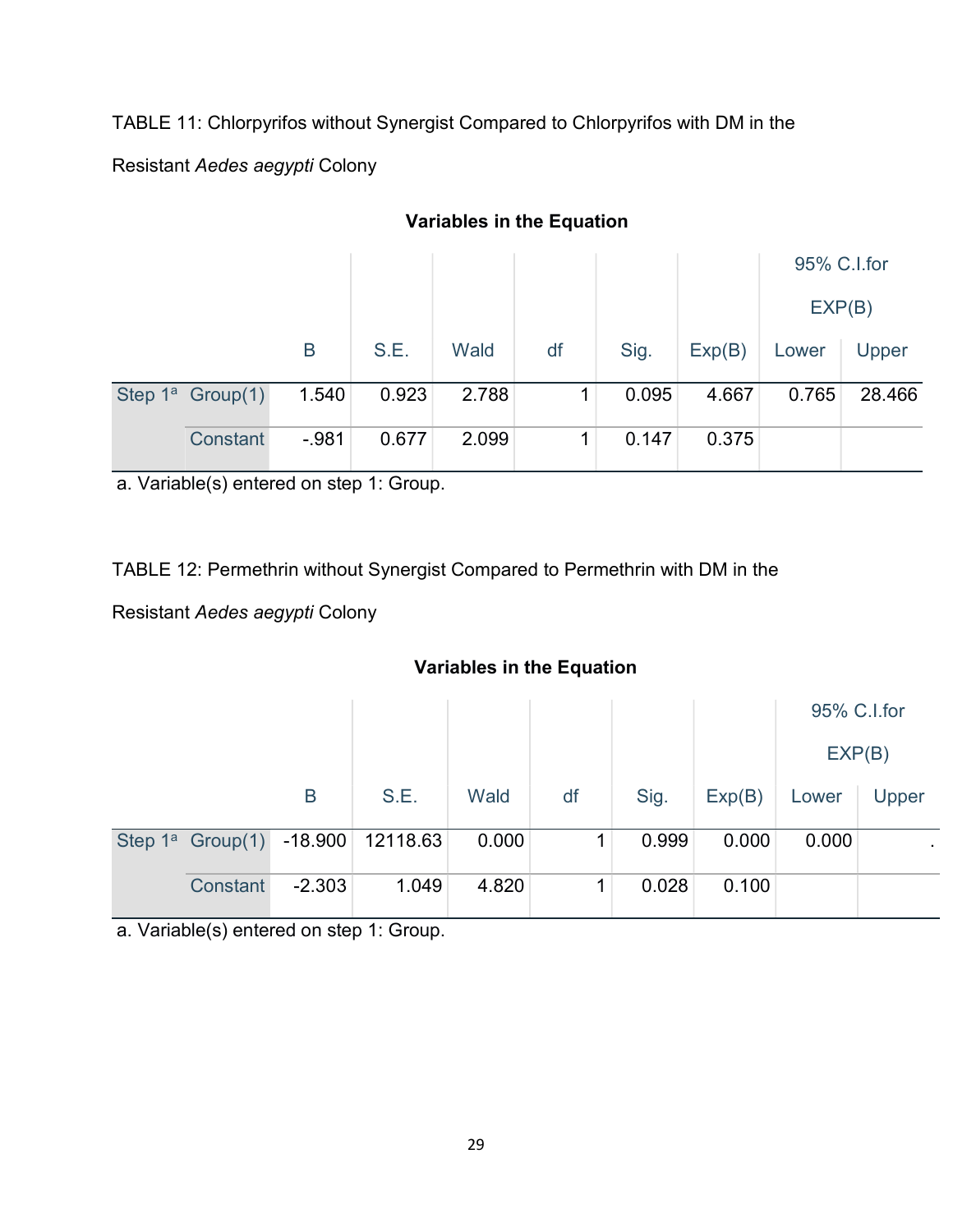TABLE 11: Chlorpyrifos without Synergist Compared to Chlorpyrifos with DM in the Resistant *Aedes aegypti* Colony

**Variables in the Equation**

| | | B | S.E. | Wald | df | Sig. | Exp(B) | 95% C.I.for EXP(B) | |
|---|---|---|---|---|---|---|---|---|---|
| | | | | | | | | Lower | Upper |
| Step 1[a] | Group(1) | 1.540 | 0.923 | 2.788 | 1 | 0.095 | 4.667 | 0.765 | 28.466 |
| | Constant | -.981 | 0.677 | 2.099 | 1 | 0.147 | 0.375 | | |

a. Variable(s) entered on step 1: Group.

TABLE 12: Permethrin without Synergist Compared to Permethrin with DM in the Resistant *Aedes aegypti* Colony

**Variables in the Equation**

| | | B | S.E. | Wald | df | Sig. | Exp(B) | 95% C.I.for EXP(B) | |
|---|---|---|---|---|---|---|---|---|---|
| | | | | | | | | Lower | Upper |
| Step 1[a] | Group(1) | -18.900 | 12118.63 | 0.000 | 1 | 0.999 | 0.000 | 0.000 | . |
| | Constant | -2.303 | 1.049 | 4.820 | 1 | 0.028 | 0.100 | | |

a. Variable(s) entered on step 1: Group.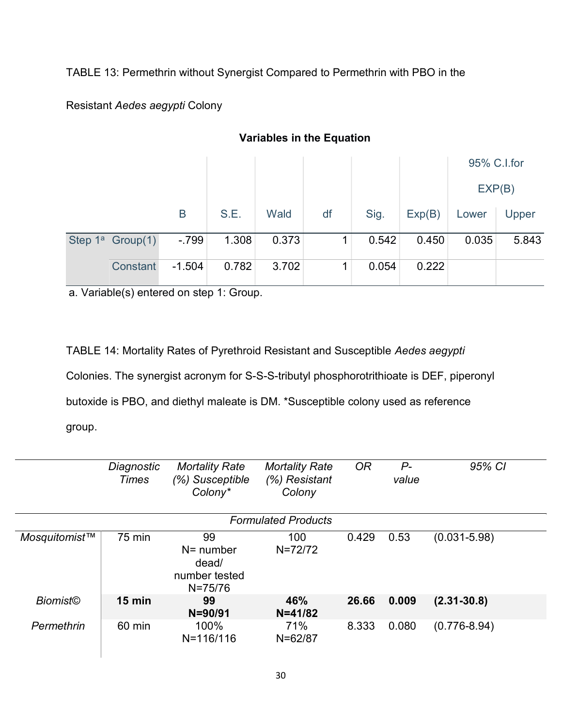TABLE 13: Permethrin without Synergist Compared to Permethrin with PBO in the Resistant *Aedes aegypti* Colony

**Variables in the Equation**

| | | B | S.E. | Wald | df | Sig. | Exp(B) | 95% C.I.for EXP(B) | |
|---|---|---|---|---|---|---|---|---|---|
| | | | | | | | | Lower | Upper |
| Step 1[a] | Group(1) | -.799 | 1.308 | 0.373 | 1 | 0.542 | 0.450 | 0.035 | 5.843 |
| | Constant | -1.504 | 0.782 | 3.702 | 1 | 0.054 | 0.222 | | |

a. Variable(s) entered on step 1: Group.

TABLE 14: Mortality Rates of Pyrethroid Resistant and Susceptible *Aedes aegypti* Colonies. The synergist acronym for S-S-S-tributyl phosphorotrithioate is DEF, piperonyl butoxide is PBO, and diethyl maleate is DM. *Susceptible colony used as reference group.

| | *Diagnostic Times* | *Mortality Rate (%) Susceptible Colony** | *Mortality Rate (%) Resistant Colony* | *OR* | *P-value* | *95% CI* |
|---|---|---|---|---|---|---|
| | | | *Formulated Products* | | | |
| *Mosquitomist™* | 75 min | 99 N= number dead/ number tested N=75/76 | 100 N=72/72 | 0.429 | 0.53 | (0.031-5.98) |
| *Biomist©* | **15 min** | **99 N=90/91** | **46% N=41/82** | **26.66** | **0.009** | **(2.31-30.8)** |
| *Permethrin* | 60 min | 100% N=116/116 | 71% N=62/87 | 8.333 | 0.080 | (0.776-8.94) |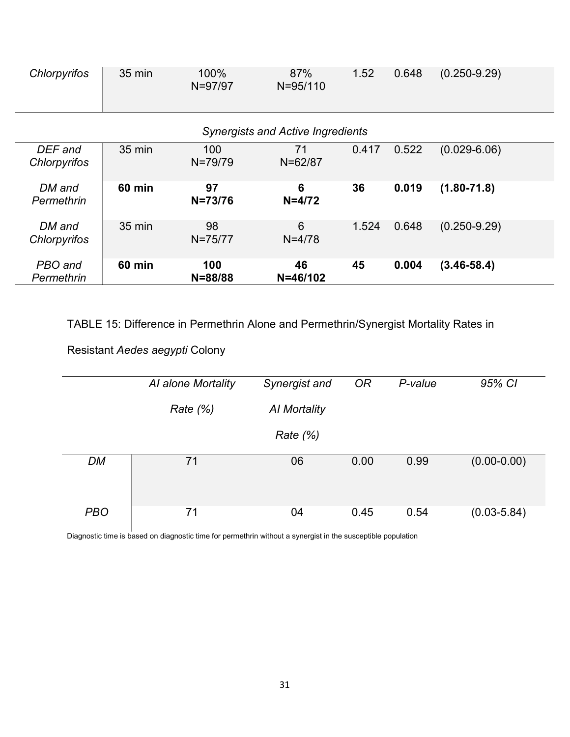| | | | | | | |
|---|---|---|---|---|---|---|
| *Chlorpyrifos* | 35 min | 100% N=97/97 | 87% N=95/110 | 1.52 | 0.648 | (0.250-9.29) |
| | | | *Synergists and Active Ingredients* | | | |
| *DEF and Chlorpyrifos* | 35 min | 100 N=79/79 | 71 N=62/87 | 0.417 | 0.522 | (0.029-6.06) |
| *DM and Permethrin* | **60 min** | **97 N=73/76** | **6 N=4/72** | **36** | **0.019** | **(1.80-71.8)** |
| *DM and Chlorpyrifos* | 35 min | 98 N=75/77 | 6 N=4/78 | 1.524 | 0.648 | (0.250-9.29) |
| *PBO and Permethrin* | **60 min** | **100 N=88/88** | **46 N=46/102** | **45** | **0.004** | **(3.46-58.4)** |

TABLE 15: Difference in Permethrin Alone and Permethrin/Synergist Mortality Rates in Resistant *Aedes aegypti* Colony

| | *AI alone Mortality Rate (%)* | *Synergist and AI Mortality Rate (%)* | *OR* | *P-value* | *95% CI* |
|---|---|---|---|---|---|
| *DM* | 71 | 06 | 0.00 | 0.99 | (0.00-0.00) |
| *PBO* | 71 | 04 | 0.45 | 0.54 | (0.03-5.84) |

Diagnostic time is based on diagnostic time for permethrin without a synergist in the susceptible population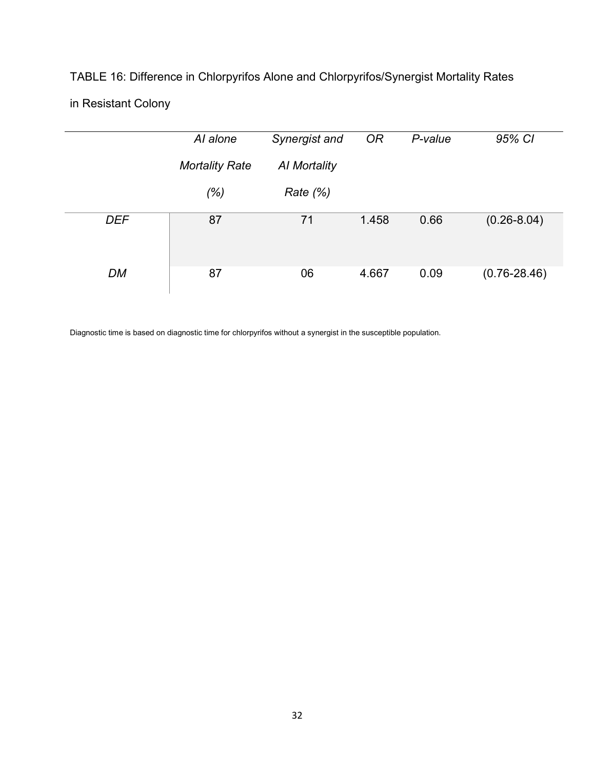TABLE 16: Difference in Chlorpyrifos Alone and Chlorpyrifos/Synergist Mortality Rates in Resistant Colony

| | *AI alone Mortality Rate (%)* | *Synergist and AI Mortality Rate (%)* | *OR* | *P-value* | *95% CI* |
|---|---|---|---|---|---|
| *DEF* | 87 | 71 | 1.458 | 0.66 | (0.26-8.04) |
| *DM* | 87 | 06 | 4.667 | 0.09 | (0.76-28.46) |

Diagnostic time is based on diagnostic time for chlorpyrifos without a synergist in the susceptible population.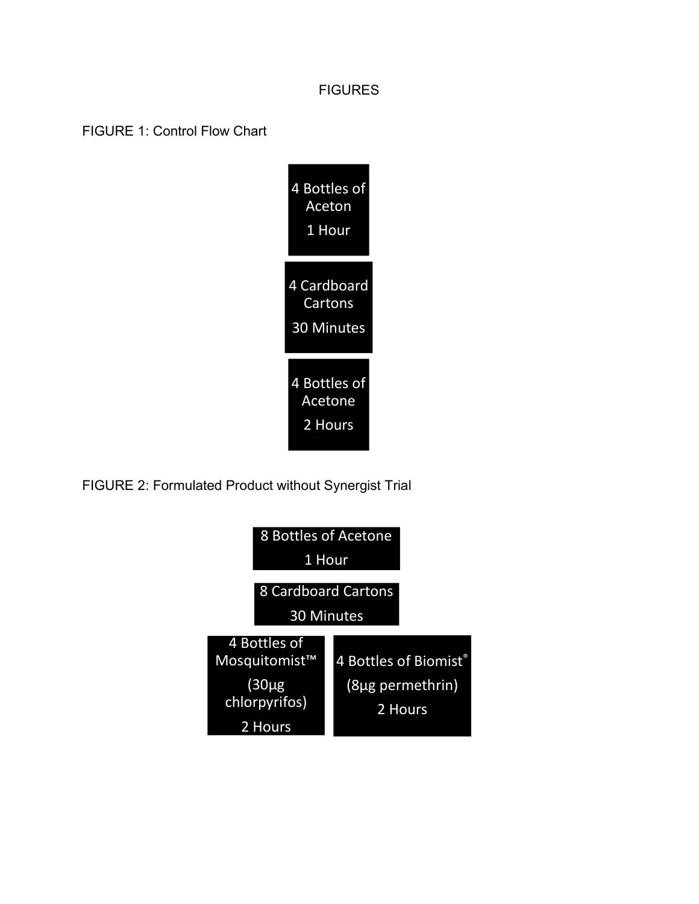# FIGURES

FIGURE 1: Control Flow Chart

4 Bottles of Aceton

1 Hour

4 Cardboard Cartons

30 Minutes

4 Bottles of Acetone

2 Hours

FIGURE 2: Formulated Product without Synergist Trial

8 Bottles of Acetone

1 Hour

8 Cardboard Cartons

30 Minutes

4 Bottles of Mosquitomist™

(30µg chlorpyrifos)

2 Hours

4 Bottles of Biomist®

(8µg permethrin)

2 Hours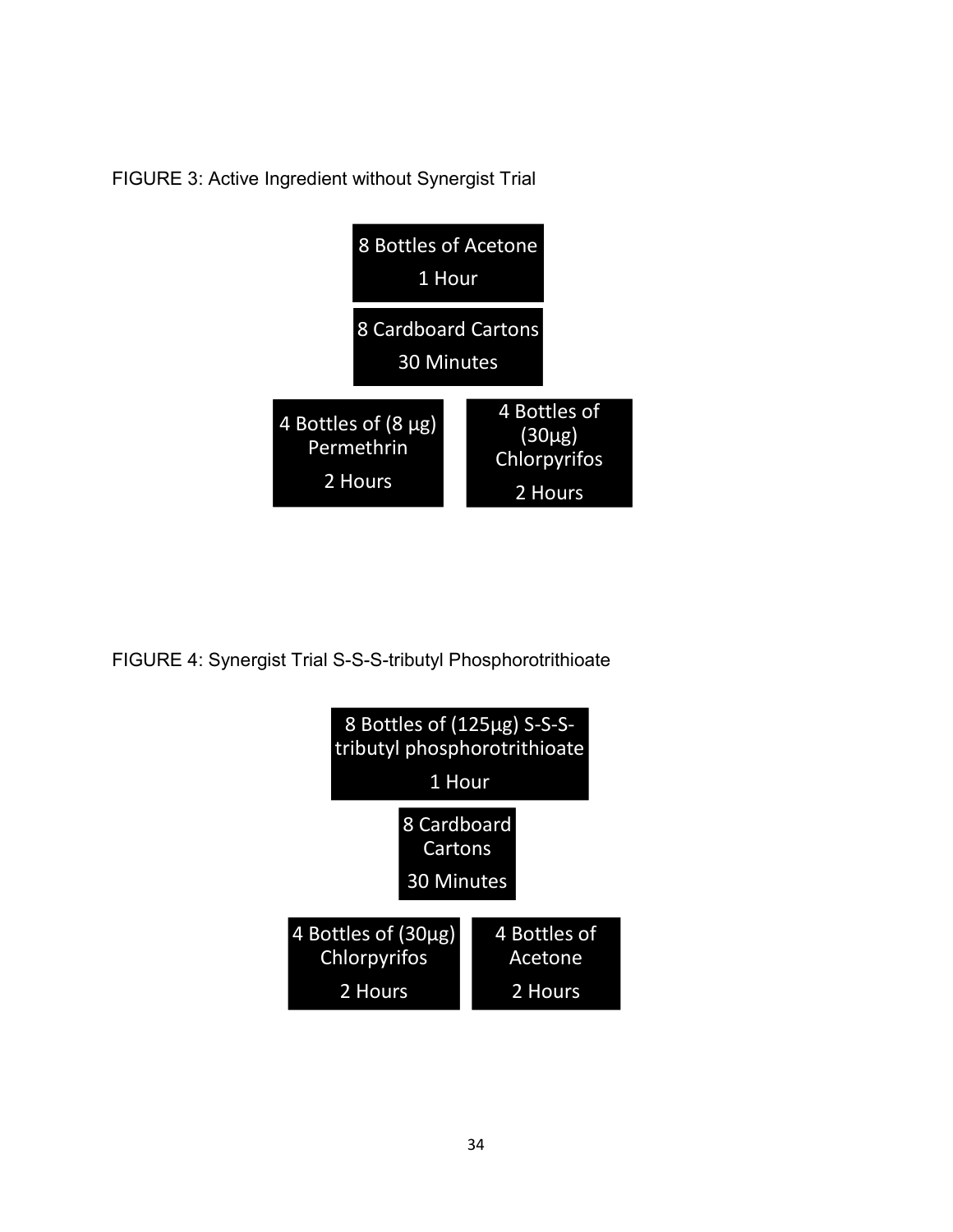FIGURE 3: Active Ingredient without Synergist Trial

8 Bottles of Acetone

1 Hour

8 Cardboard Cartons

30 Minutes

4 Bottles of (8 µg) Permethrin

2 Hours

4 Bottles of (30µg) Chlorpyrifos

2 Hours

FIGURE 4: Synergist Trial S-S-S-tributyl Phosphorotrithioate

8 Bottles of (125µg) S-S-S-tributyl phosphorotrithioate

1 Hour

8 Cardboard Cartons

30 Minutes

4 Bottles of (30µg) Chlorpyrifos

2 Hours

4 Bottles of Acetone

2 Hours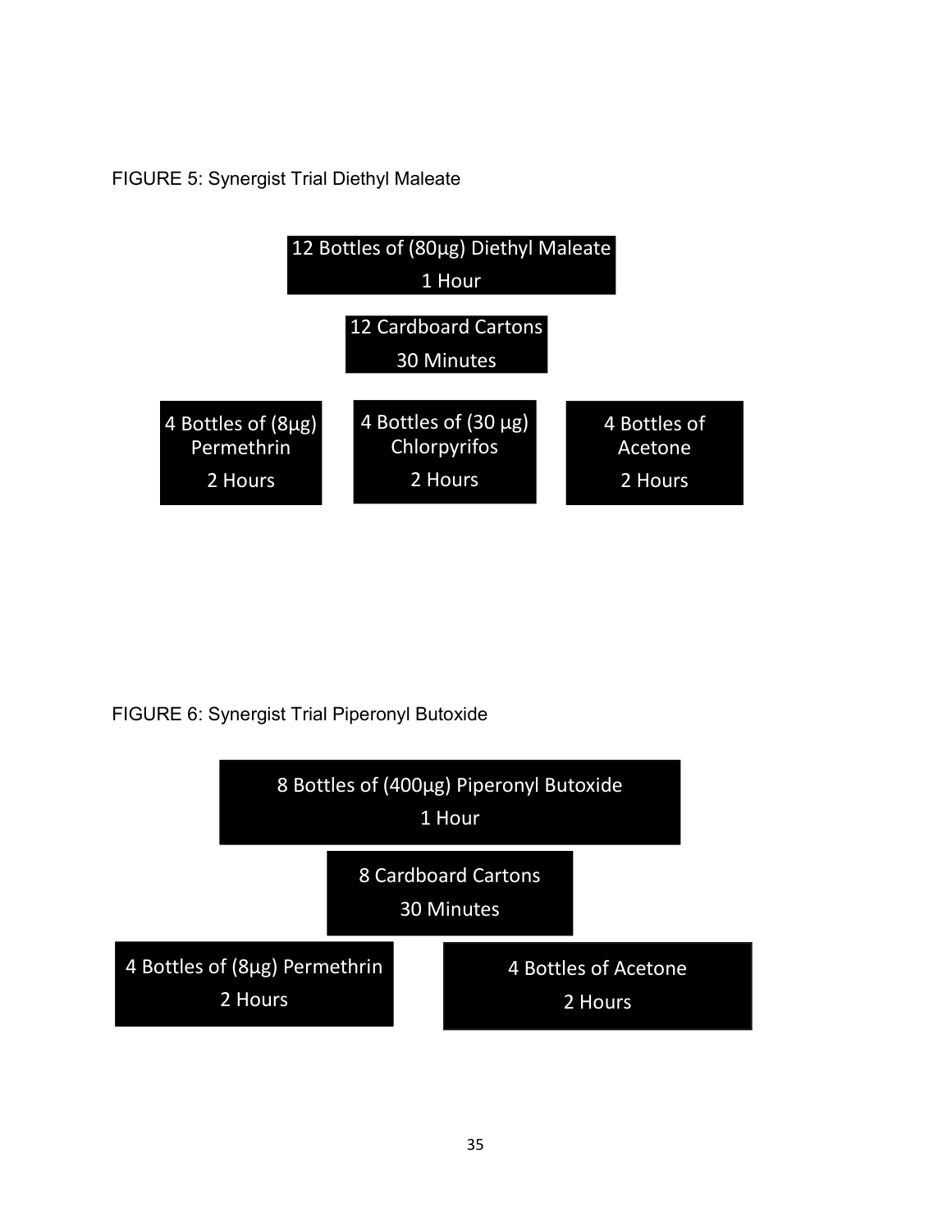FIGURE 5: Synergist Trial Diethyl Maleate

12 Bottles of (80µg) Diethyl Maleate
1 Hour

12 Cardboard Cartons
30 Minutes

4 Bottles of (8µg) Permethrin
2 Hours

4 Bottles of (30 µg) Chlorpyrifos
2 Hours

4 Bottles of Acetone
2 Hours

FIGURE 6: Synergist Trial Piperonyl Butoxide

8 Bottles of (400µg) Piperonyl Butoxide
1 Hour

8 Cardboard Cartons
30 Minutes

4 Bottles of (8µg) Permethrin
2 Hours

4 Bottles of Acetone
2 Hours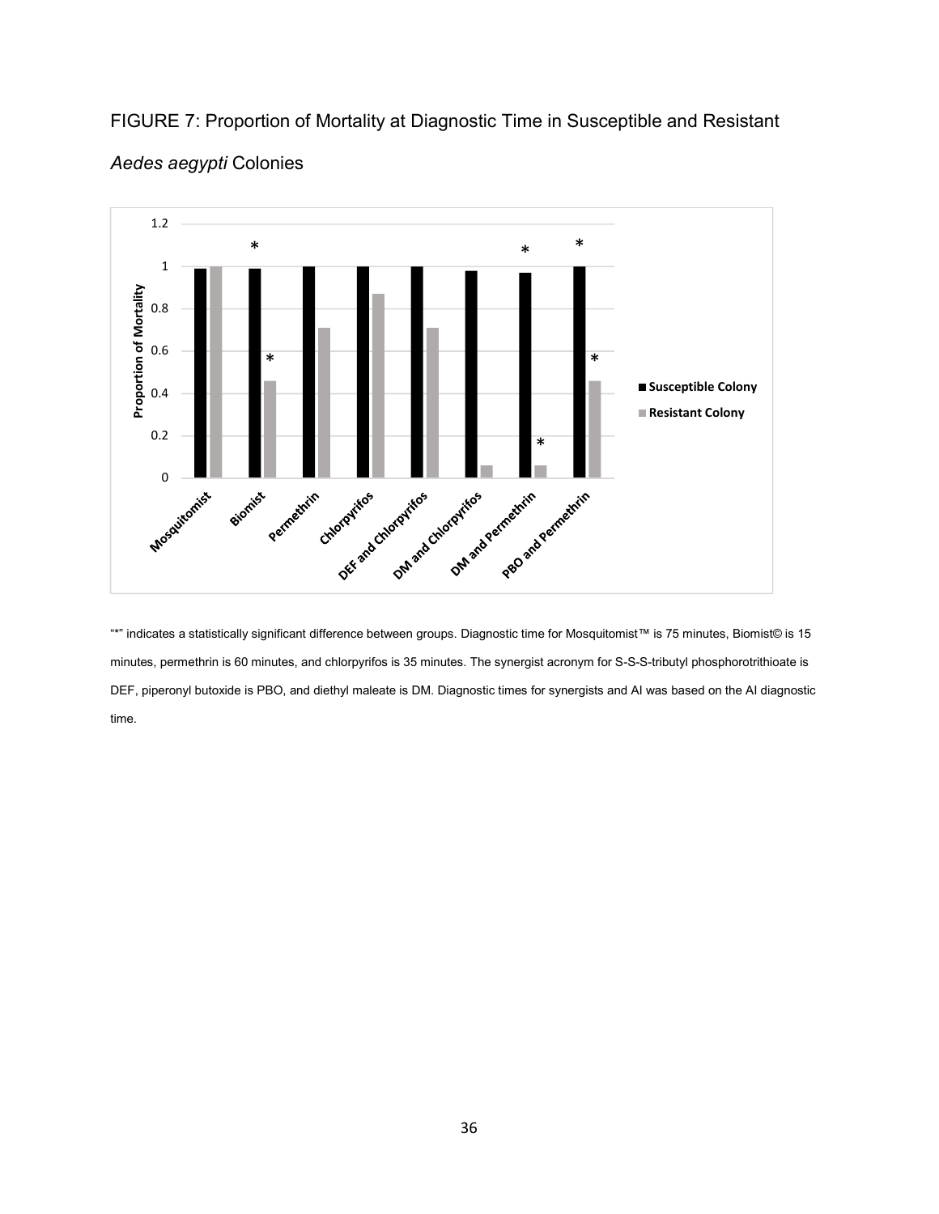FIGURE 7: Proportion of Mortality at Diagnostic Time in Susceptible and Resistant *Aedes aegypti* Colonies

"*" indicates a statistically significant difference between groups. Diagnostic time for Mosquitomist™ is 75 minutes, Biomist© is 15 minutes, permethrin is 60 minutes, and chlorpyrifos is 35 minutes. The synergist acronym for S-S-S-tributyl phosphorotrithioate is DEF, piperonyl butoxide is PBO, and diethyl maleate is DM. Diagnostic times for synergists and AI was based on the AI diagnostic time.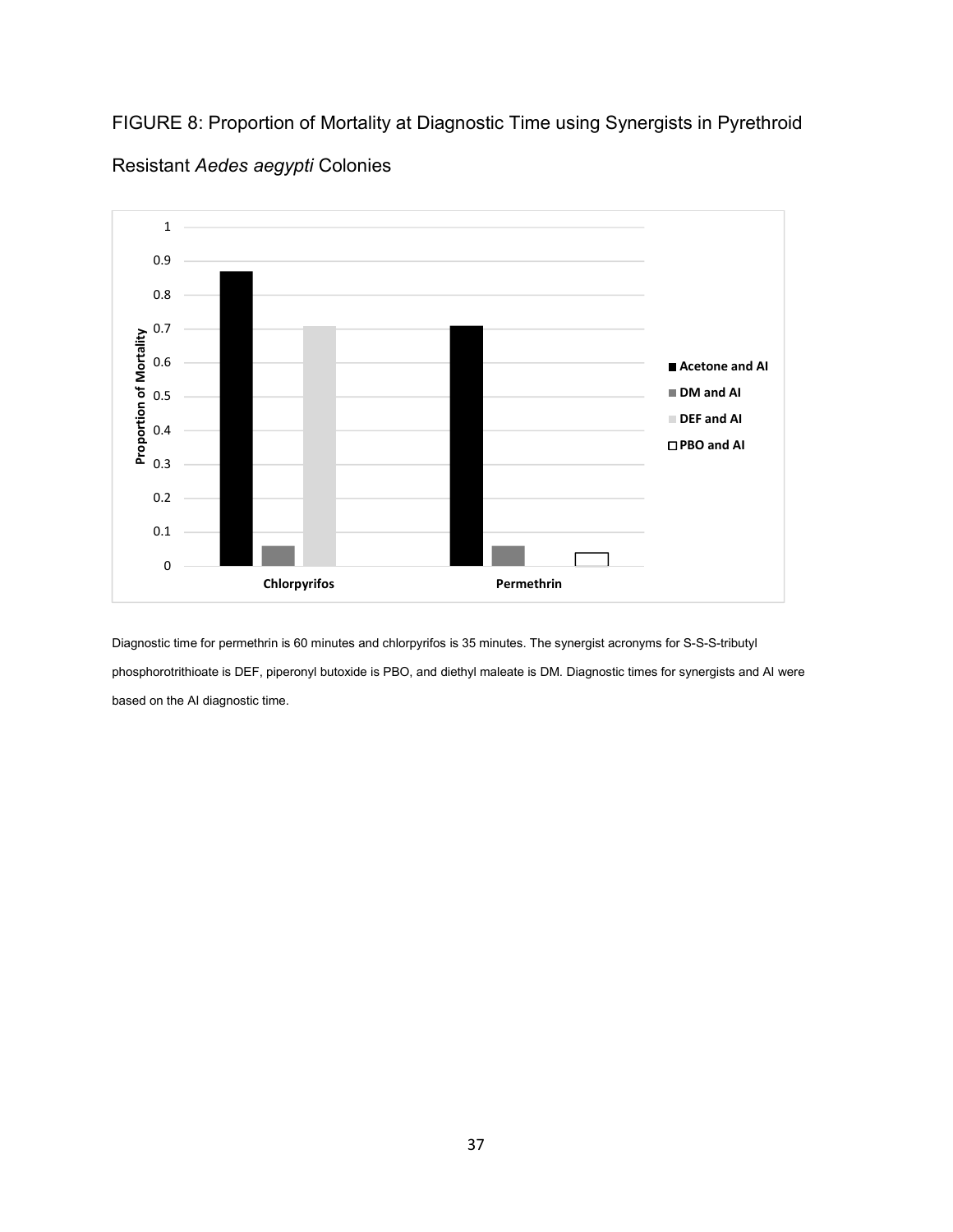FIGURE 8: Proportion of Mortality at Diagnostic Time using Synergists in Pyrethroid Resistant *Aedes aegypti* Colonies

Diagnostic time for permethrin is 60 minutes and chlorpyrifos is 35 minutes. The synergist acronyms for S-S-S-tributyl phosphorotrithioate is DEF, piperonyl butoxide is PBO, and diethyl maleate is DM. Diagnostic times for synergists and AI were based on the AI diagnostic time.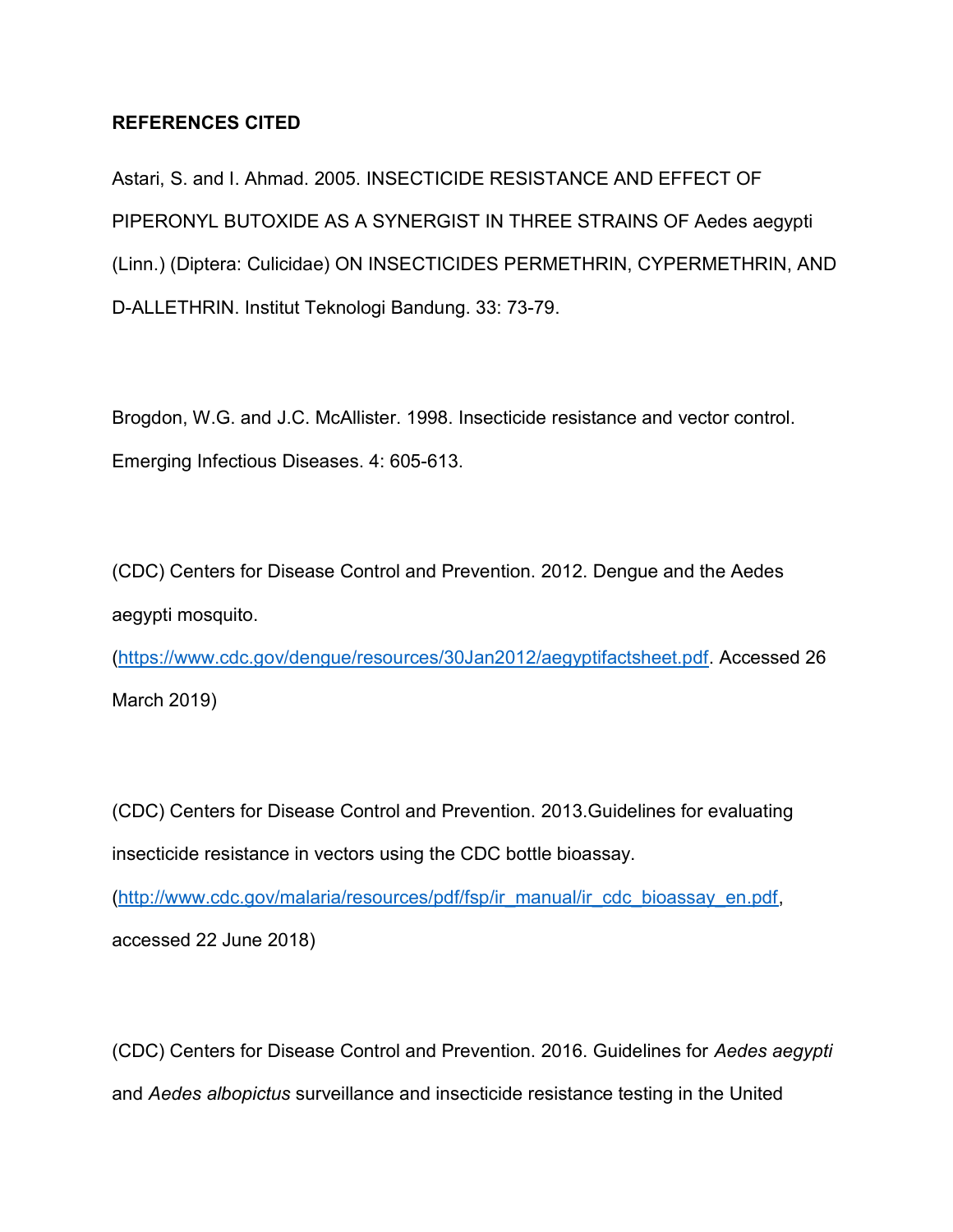**REFERENCES CITED**

Astari, S. and I. Ahmad. 2005. INSECTICIDE RESISTANCE AND EFFECT OF PIPERONYL BUTOXIDE AS A SYNERGIST IN THREE STRAINS OF Aedes aegypti (Linn.) (Diptera: Culicidae) ON INSECTICIDES PERMETHRIN, CYPERMETHRIN, AND D-ALLETHRIN. Institut Teknologi Bandung. 33: 73-79.

Brogdon, W.G. and J.C. McAllister. 1998. Insecticide resistance and vector control. Emerging Infectious Diseases. 4: 605-613.

(CDC) Centers for Disease Control and Prevention. 2012. Dengue and the Aedes aegypti mosquito. (https://www.cdc.gov/dengue/resources/30Jan2012/aegyptifactsheet.pdf. Accessed 26 March 2019)

(CDC) Centers for Disease Control and Prevention. 2013.Guidelines for evaluating insecticide resistance in vectors using the CDC bottle bioassay. (http://www.cdc.gov/malaria/resources/pdf/fsp/ir_manual/ir_cdc_bioassay_en.pdf, accessed 22 June 2018)

(CDC) Centers for Disease Control and Prevention. 2016. Guidelines for *Aedes aegypti* and *Aedes albopictus* surveillance and insecticide resistance testing in the United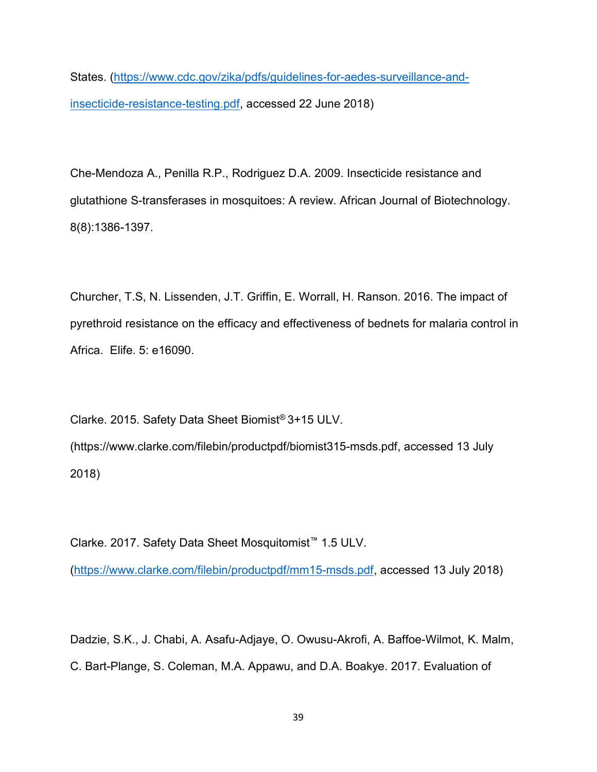States. (https://www.cdc.gov/zika/pdfs/guidelines-for-aedes-surveillance-and-insecticide-resistance-testing.pdf, accessed 22 June 2018)

Che-Mendoza A., Penilla R.P., Rodriguez D.A. 2009. Insecticide resistance and glutathione S-transferases in mosquitoes: A review. African Journal of Biotechnology. 8(8):1386-1397.

Churcher, T.S, N. Lissenden, J.T. Griffin, E. Worrall, H. Ranson. 2016. The impact of pyrethroid resistance on the efficacy and effectiveness of bednets for malaria control in Africa. Elife. 5: e16090.

Clarke. 2015. Safety Data Sheet Biomist® 3+15 ULV. (https://www.clarke.com/filebin/productpdf/biomist315-msds.pdf, accessed 13 July 2018)

Clarke. 2017. Safety Data Sheet Mosquitomist™ 1.5 ULV. (https://www.clarke.com/filebin/productpdf/mm15-msds.pdf, accessed 13 July 2018)

Dadzie, S.K., J. Chabi, A. Asafu-Adjaye, O. Owusu-Akrofi, A. Baffoe-Wilmot, K. Malm, C. Bart-Plange, S. Coleman, M.A. Appawu, and D.A. Boakye. 2017. Evaluation of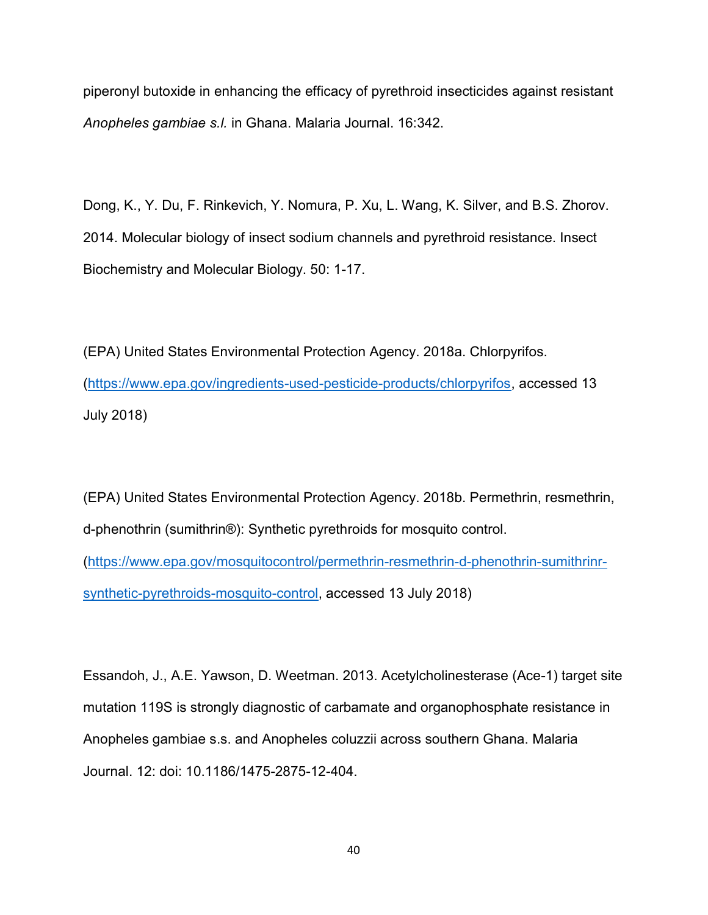piperonyl butoxide in enhancing the efficacy of pyrethroid insecticides against resistant *Anopheles gambiae s.l.* in Ghana. Malaria Journal. 16:342.

Dong, K., Y. Du, F. Rinkevich, Y. Nomura, P. Xu, L. Wang, K. Silver, and B.S. Zhorov. 2014. Molecular biology of insect sodium channels and pyrethroid resistance. Insect Biochemistry and Molecular Biology. 50: 1-17.

(EPA) United States Environmental Protection Agency. 2018a. Chlorpyrifos. (https://www.epa.gov/ingredients-used-pesticide-products/chlorpyrifos, accessed 13 July 2018)

(EPA) United States Environmental Protection Agency. 2018b. Permethrin, resmethrin, d-phenothrin (sumithrin®): Synthetic pyrethroids for mosquito control. (https://www.epa.gov/mosquitocontrol/permethrin-resmethrin-d-phenothrin-sumithrinr-synthetic-pyrethroids-mosquito-control, accessed 13 July 2018)

Essandoh, J., A.E. Yawson, D. Weetman. 2013. Acetylcholinesterase (Ace-1) target site mutation 119S is strongly diagnostic of carbamate and organophosphate resistance in Anopheles gambiae s.s. and Anopheles coluzzii across southern Ghana. Malaria Journal. 12: doi: 10.1186/1475-2875-12-404.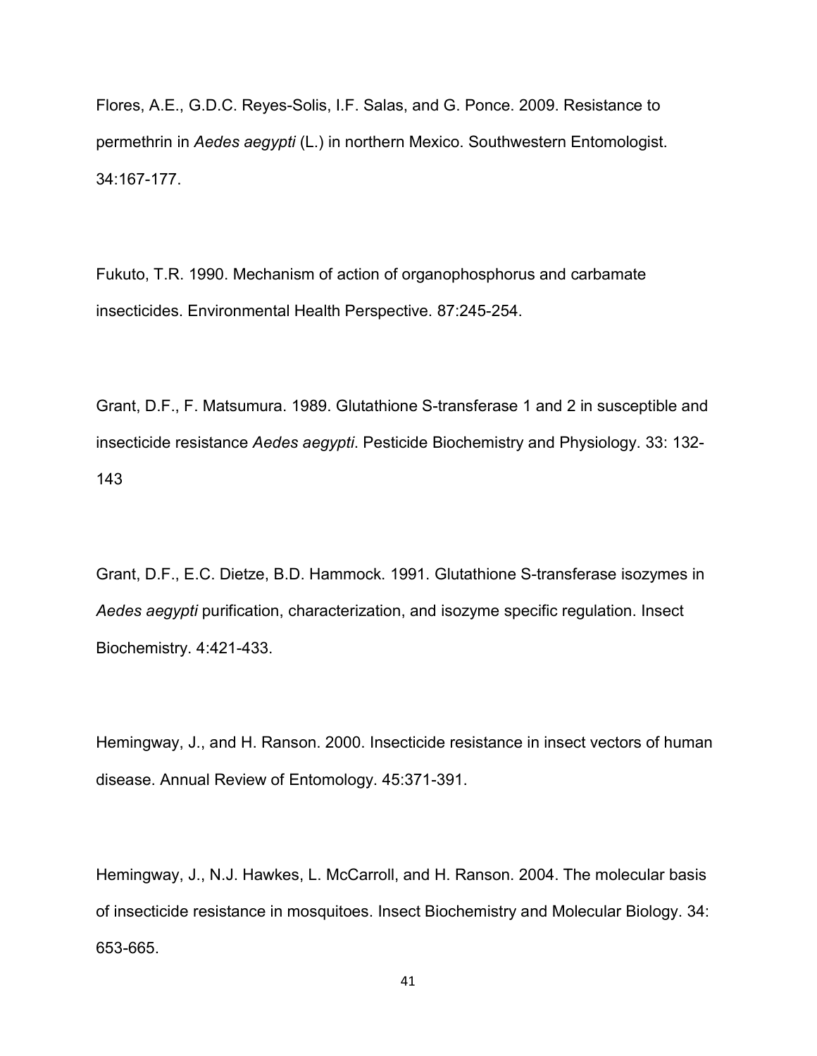Flores, A.E., G.D.C. Reyes-Solis, I.F. Salas, and G. Ponce. 2009. Resistance to permethrin in *Aedes aegypti* (L.) in northern Mexico. Southwestern Entomologist. 34:167-177.

Fukuto, T.R. 1990. Mechanism of action of organophosphorus and carbamate insecticides. Environmental Health Perspective. 87:245-254.

Grant, D.F., F. Matsumura. 1989. Glutathione S-transferase 1 and 2 in susceptible and insecticide resistance *Aedes aegypti*. Pesticide Biochemistry and Physiology. 33: 132-143

Grant, D.F., E.C. Dietze, B.D. Hammock. 1991. Glutathione S-transferase isozymes in *Aedes aegypti* purification, characterization, and isozyme specific regulation. Insect Biochemistry. 4:421-433.

Hemingway, J., and H. Ranson. 2000. Insecticide resistance in insect vectors of human disease. Annual Review of Entomology. 45:371-391.

Hemingway, J., N.J. Hawkes, L. McCarroll, and H. Ranson. 2004. The molecular basis of insecticide resistance in mosquitoes. Insect Biochemistry and Molecular Biology. 34: 653-665.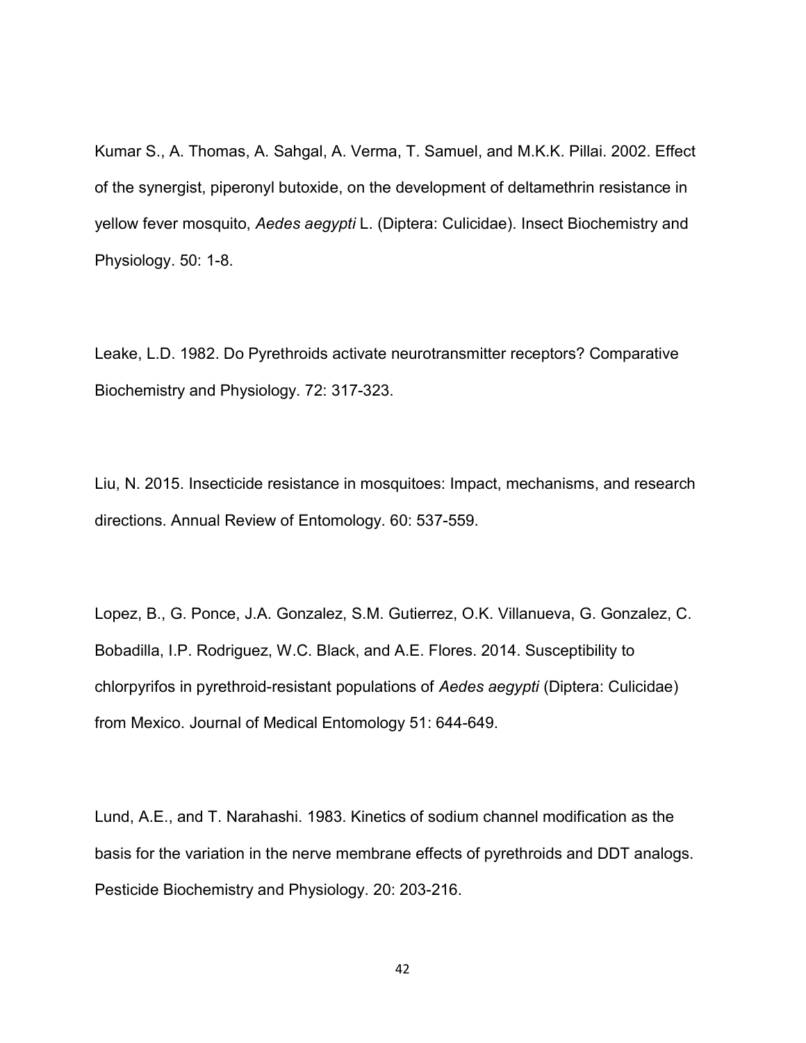Kumar S., A. Thomas, A. Sahgal, A. Verma, T. Samuel, and M.K.K. Pillai. 2002. Effect of the synergist, piperonyl butoxide, on the development of deltamethrin resistance in yellow fever mosquito, *Aedes aegypti* L. (Diptera: Culicidae). Insect Biochemistry and Physiology. 50: 1-8.

Leake, L.D. 1982. Do Pyrethroids activate neurotransmitter receptors? Comparative Biochemistry and Physiology. 72: 317-323.

Liu, N. 2015. Insecticide resistance in mosquitoes: Impact, mechanisms, and research directions. Annual Review of Entomology. 60: 537-559.

Lopez, B., G. Ponce, J.A. Gonzalez, S.M. Gutierrez, O.K. Villanueva, G. Gonzalez, C. Bobadilla, I.P. Rodriguez, W.C. Black, and A.E. Flores. 2014. Susceptibility to chlorpyrifos in pyrethroid-resistant populations of *Aedes aegypti* (Diptera: Culicidae) from Mexico. Journal of Medical Entomology 51: 644-649.

Lund, A.E., and T. Narahashi. 1983. Kinetics of sodium channel modification as the basis for the variation in the nerve membrane effects of pyrethroids and DDT analogs. Pesticide Biochemistry and Physiology. 20: 203-216.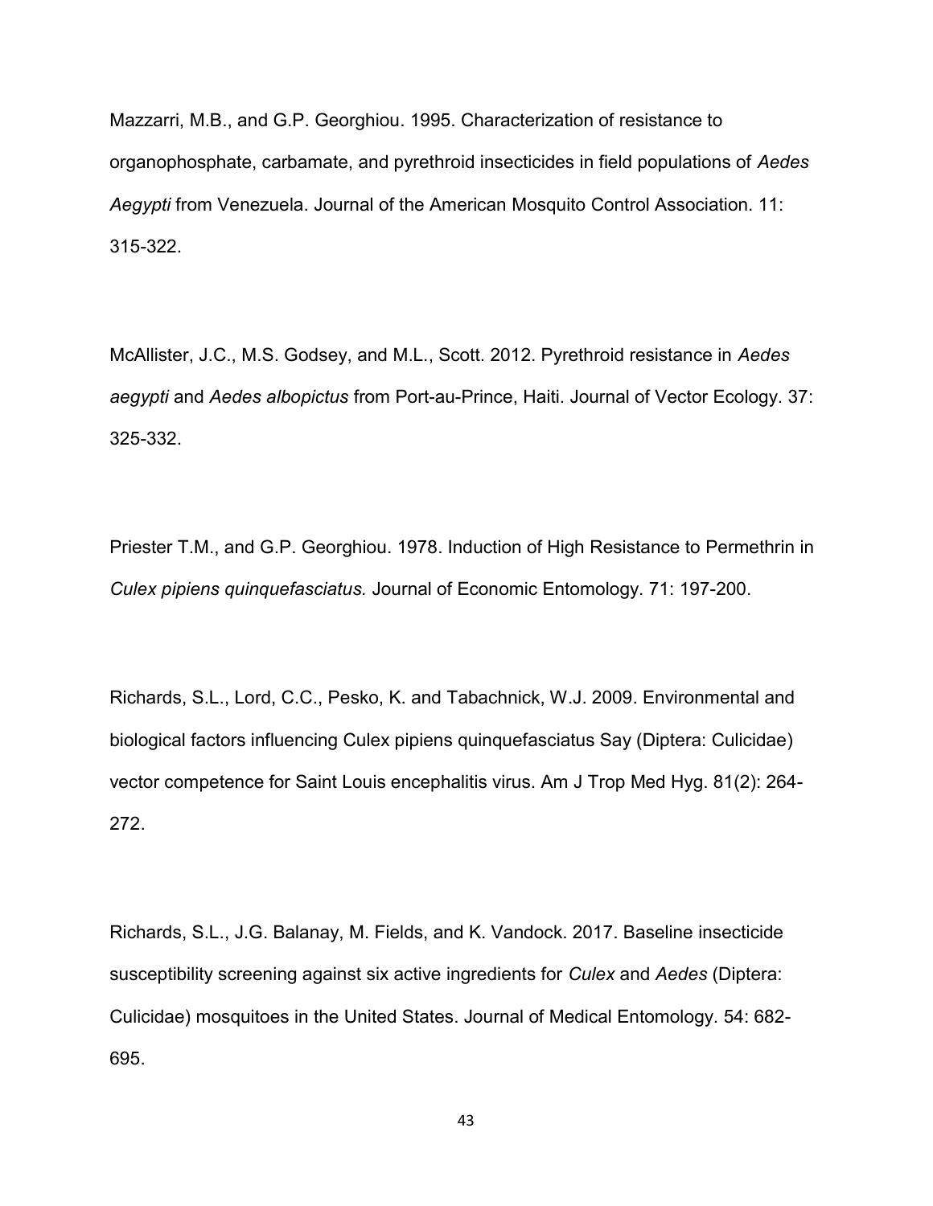Mazzarri, M.B., and G.P. Georghiou. 1995. Characterization of resistance to organophosphate, carbamate, and pyrethroid insecticides in field populations of *Aedes Aegypti* from Venezuela. Journal of the American Mosquito Control Association. 11: 315-322.

McAllister, J.C., M.S. Godsey, and M.L., Scott. 2012. Pyrethroid resistance in *Aedes aegypti* and *Aedes albopictus* from Port-au-Prince, Haiti. Journal of Vector Ecology. 37: 325-332.

Priester T.M., and G.P. Georghiou. 1978. Induction of High Resistance to Permethrin in *Culex pipiens quinquefasciatus.* Journal of Economic Entomology. 71: 197-200.

Richards, S.L., Lord, C.C., Pesko, K. and Tabachnick, W.J. 2009. Environmental and biological factors influencing Culex pipiens quinquefasciatus Say (Diptera: Culicidae) vector competence for Saint Louis encephalitis virus. Am J Trop Med Hyg. 81(2): 264-272.

Richards, S.L., J.G. Balanay, M. Fields, and K. Vandock. 2017. Baseline insecticide susceptibility screening against six active ingredients for *Culex* and *Aedes* (Diptera: Culicidae) mosquitoes in the United States. Journal of Medical Entomology. 54: 682-695.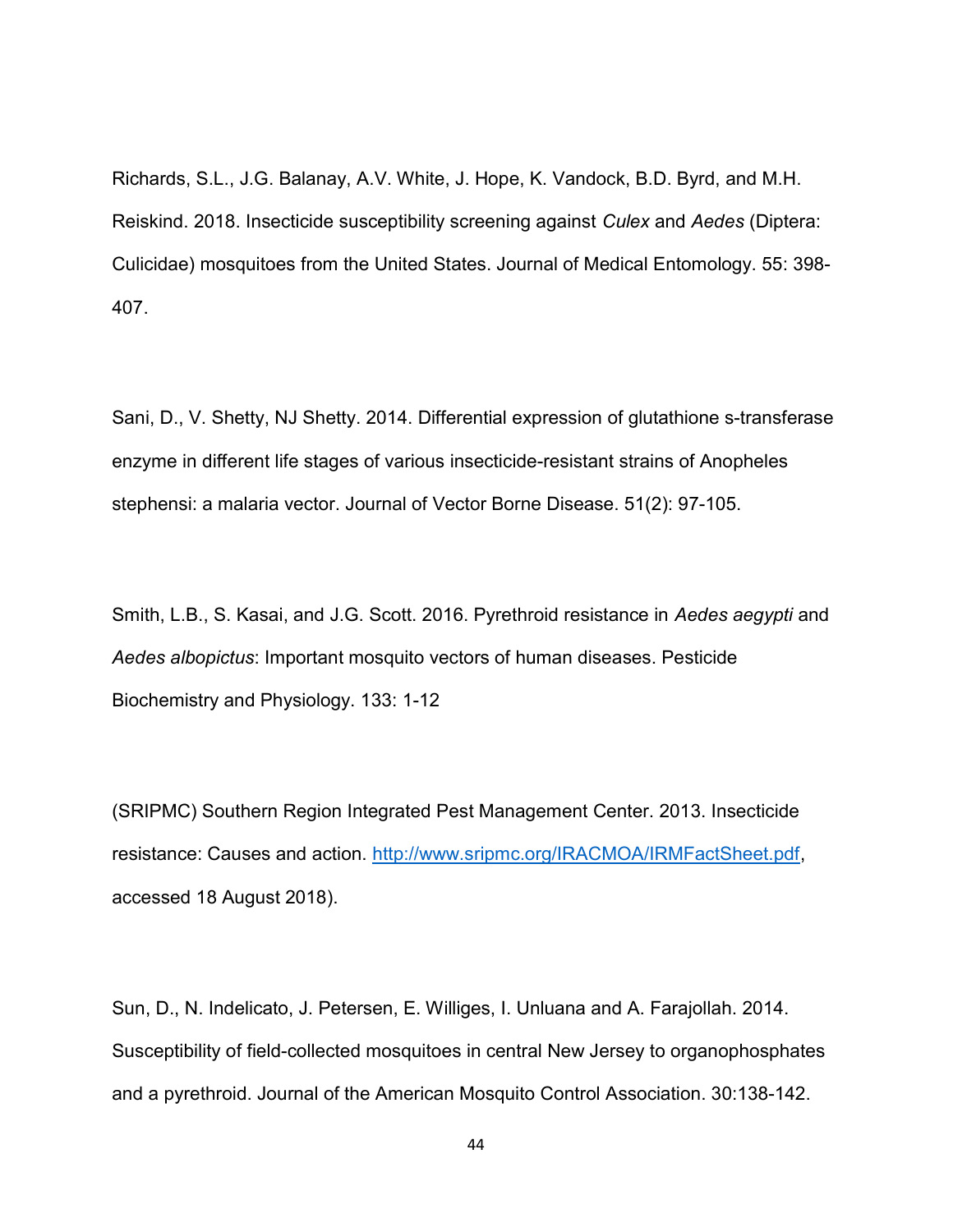Richards, S.L., J.G. Balanay, A.V. White, J. Hope, K. Vandock, B.D. Byrd, and M.H. Reiskind. 2018. Insecticide susceptibility screening against *Culex* and *Aedes* (Diptera: Culicidae) mosquitoes from the United States. Journal of Medical Entomology. 55: 398-407.

Sani, D., V. Shetty, NJ Shetty. 2014. Differential expression of glutathione s-transferase enzyme in different life stages of various insecticide-resistant strains of Anopheles stephensi: a malaria vector. Journal of Vector Borne Disease. 51(2): 97-105.

Smith, L.B., S. Kasai, and J.G. Scott. 2016. Pyrethroid resistance in *Aedes aegypti* and *Aedes albopictus*: Important mosquito vectors of human diseases. Pesticide Biochemistry and Physiology. 133: 1-12

(SRIPMC) Southern Region Integrated Pest Management Center. 2013. Insecticide resistance: Causes and action. [http://www.sripmc.org/IRACMOA/IRMFactSheet.pdf](http://www.sripmc.org/IRACMOA/IRMFactSheet.pdf), accessed 18 August 2018).

Sun, D., N. Indelicato, J. Petersen, E. Williges, I. Unluana and A. Farajollah. 2014. Susceptibility of field-collected mosquitoes in central New Jersey to organophosphates and a pyrethroid. Journal of the American Mosquito Control Association. 30:138-142.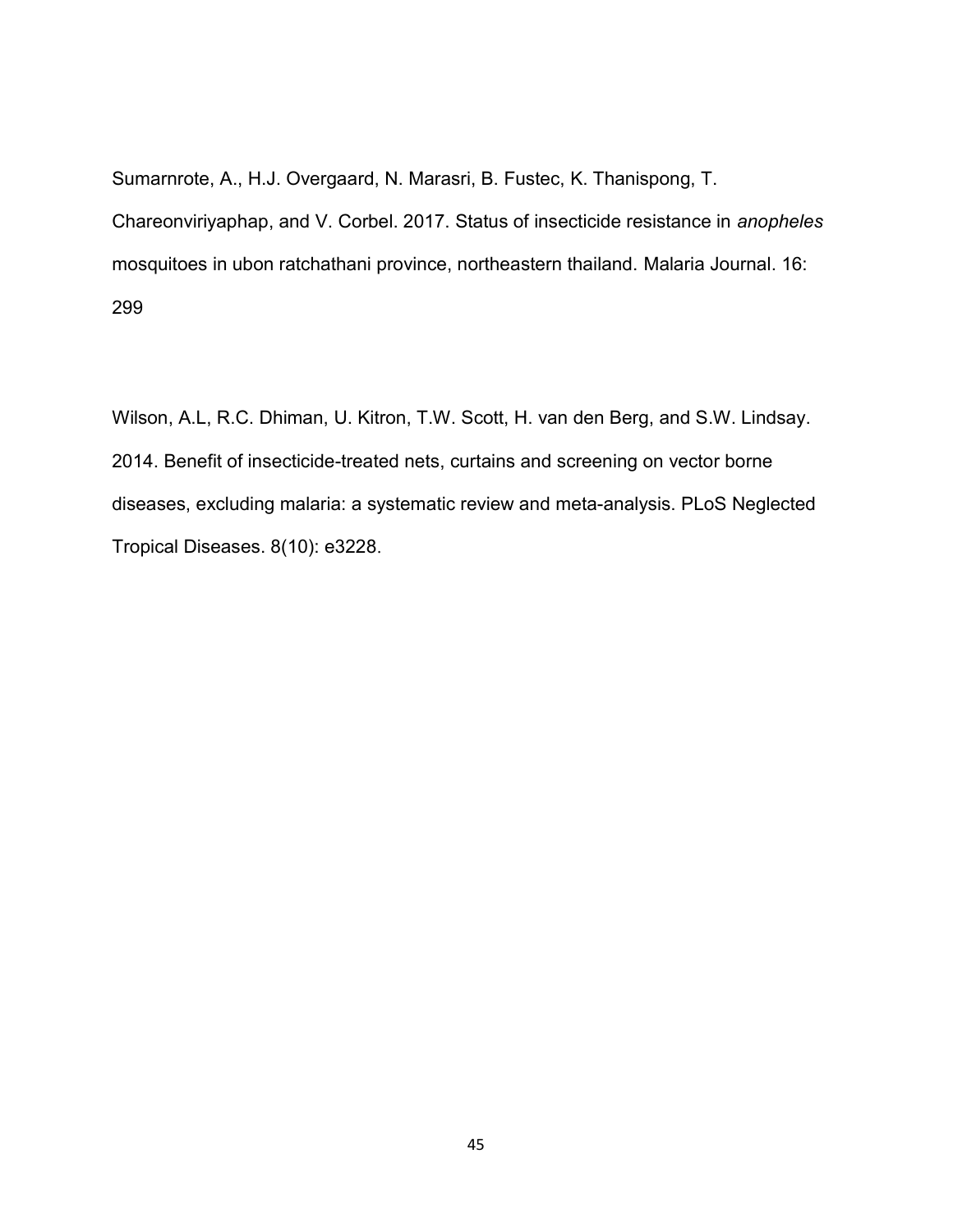Sumarnrote, A., H.J. Overgaard, N. Marasri, B. Fustec, K. Thanispong, T. Chareonviriyaphap, and V. Corbel. 2017. Status of insecticide resistance in *anopheles* mosquitoes in ubon ratchathani province, northeastern thailand. Malaria Journal. 16: 299

Wilson, A.L, R.C. Dhiman, U. Kitron, T.W. Scott, H. van den Berg, and S.W. Lindsay. 2014. Benefit of insecticide-treated nets, curtains and screening on vector borne diseases, excluding malaria: a systematic review and meta-analysis. PLoS Neglected Tropical Diseases. 8(10): e3228.